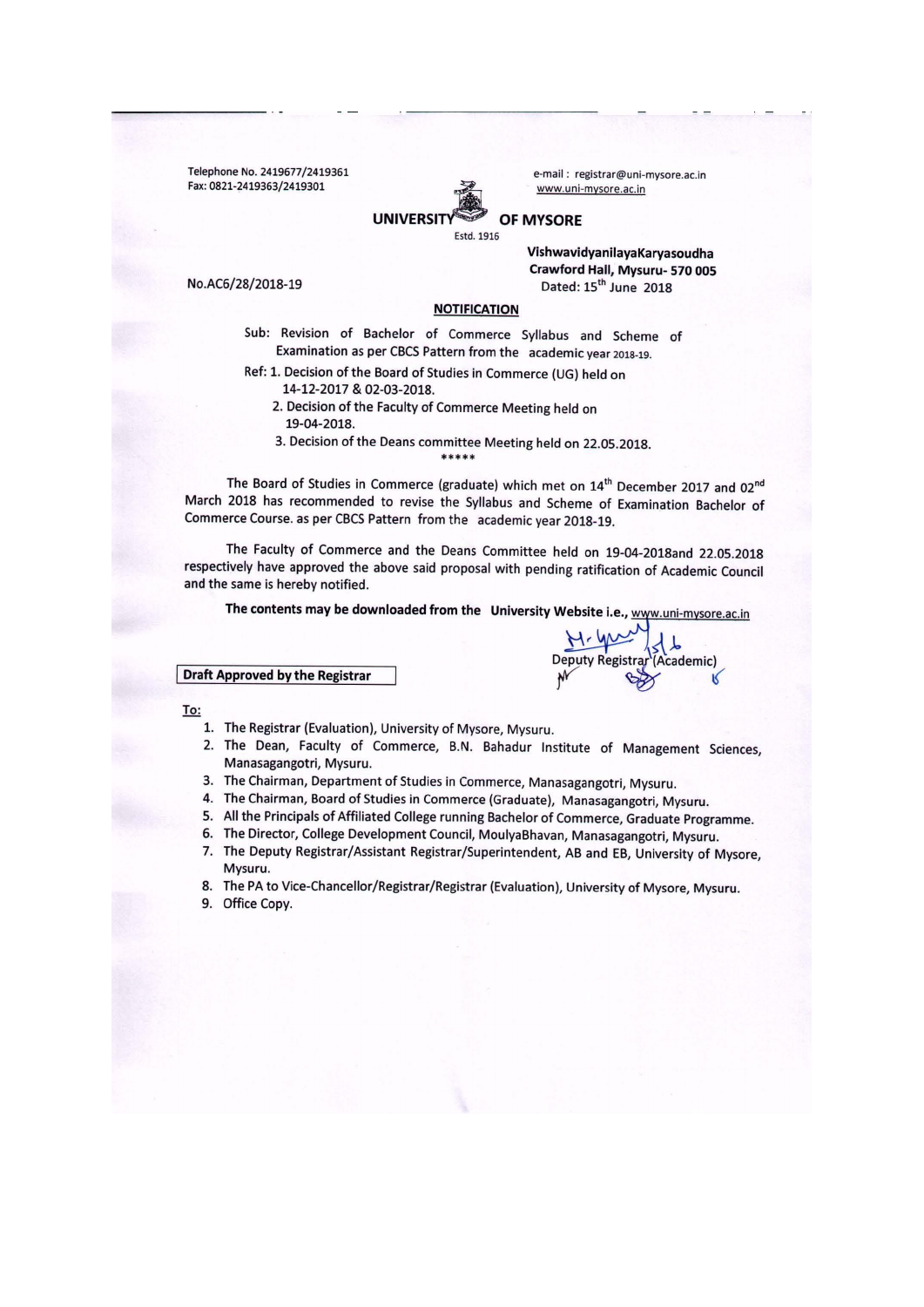Telephone No. 2419677/2419361
Fax: 0821-2419363/2419301

e-mail : registrar@uni-mysore.ac.in
www.uni-mysore.ac.in

# UNIVERSITY OF MYSORE

Estd. 1916

**VishwavidyanilayaKaryasoudha**
**Crawford Hall, Mysuru- 570 005**

No.AC6/28/2018-19

Dated: 15th June 2018

## NOTIFICATION

Sub: Revision of Bachelor of Commerce Syllabus and Scheme of Examination as per CBCS Pattern from the academic year 2018-19.

Ref: 1. Decision of the Board of Studies in Commerce (UG) held on 14-12-2017 & 02-03-2018.
2. Decision of the Faculty of Commerce Meeting held on 19-04-2018.
3. Decision of the Deans committee Meeting held on 22.05.2018.

*****

The Board of Studies in Commerce (graduate) which met on 14th December 2017 and 02nd March 2018 has recommended to revise the Syllabus and Scheme of Examination Bachelor of Commerce Course. as per CBCS Pattern from the academic year 2018-19.

The Faculty of Commerce and the Deans Committee held on 19-04-2018and 22.05.2018 respectively have approved the above said proposal with pending ratification of Academic Council and the same is hereby notified.

**The contents may be downloaded from the University Website i.e.,** www.uni-mysore.ac.in

Deputy Registrar (Academic)

**Draft Approved by the Registrar**

To:

1. The Registrar (Evaluation), University of Mysore, Mysuru.
2. The Dean, Faculty of Commerce, B.N. Bahadur Institute of Management Sciences, Manasagangotri, Mysuru.
3. The Chairman, Department of Studies in Commerce, Manasagangotri, Mysuru.
4. The Chairman, Board of Studies in Commerce (Graduate), Manasagangotri, Mysuru.
5. All the Principals of Affiliated College running Bachelor of Commerce, Graduate Programme.
6. The Director, College Development Council, MoulyaBhavan, Manasagangotri, Mysuru.
7. The Deputy Registrar/Assistant Registrar/Superintendent, AB and EB, University of Mysore, Mysuru.
8. The PA to Vice-Chancellor/Registrar/Registrar (Evaluation), University of Mysore, Mysuru.
9. Office Copy.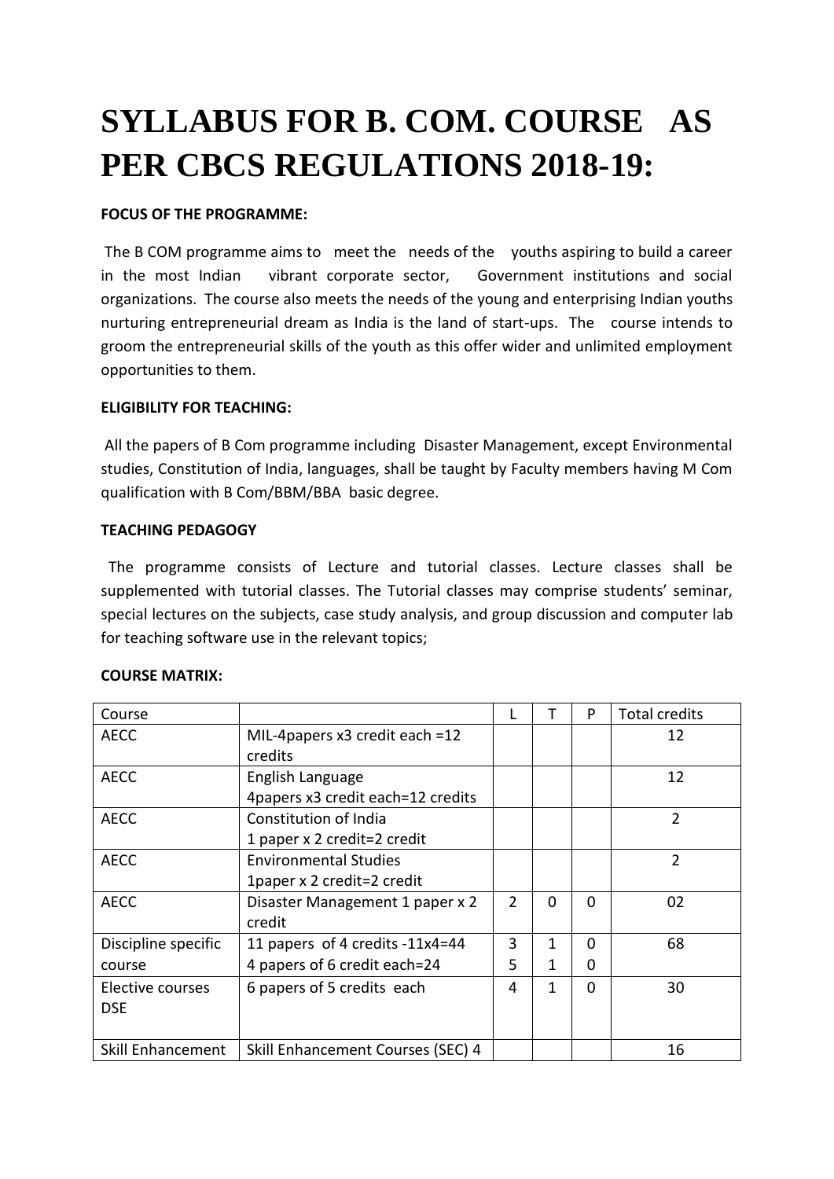# SYLLABUS FOR B. COM. COURSE AS PER CBCS REGULATIONS 2018-19:

**FOCUS OF THE PROGRAMME:**

The B COM programme aims to meet the needs of the youths aspiring to build a career in the most Indian vibrant corporate sector, Government institutions and social organizations. The course also meets the needs of the young and enterprising Indian youths nurturing entrepreneurial dream as India is the land of start-ups. The course intends to groom the entrepreneurial skills of the youth as this offer wider and unlimited employment opportunities to them.

**ELIGIBILITY FOR TEACHING:**

All the papers of B Com programme including Disaster Management, except Environmental studies, Constitution of India, languages, shall be taught by Faculty members having M Com qualification with B Com/BBM/BBA basic degree.

**TEACHING PEDAGOGY**

The programme consists of Lecture and tutorial classes. Lecture classes shall be supplemented with tutorial classes. The Tutorial classes may comprise students' seminar, special lectures on the subjects, case study analysis, and group discussion and computer lab for teaching software use in the relevant topics;

**COURSE MATRIX:**

| Course | | L | T | P | Total credits |
|---|---|---|---|---|---|
| AECC | MIL-4papers x3 credit each =12 credits | | | | 12 |
| AECC | English Language 4papers x3 credit each=12 credits | | | | 12 |
| AECC | Constitution of India 1 paper x 2 credit=2 credit | | | | 2 |
| AECC | Environmental Studies 1paper x 2 credit=2 credit | | | | 2 |
| AECC | Disaster Management 1 paper x 2 credit | 2 | 0 | 0 | 02 |
| Discipline specific course | 11 papers of 4 credits -11x4=44<br>4 papers of 6 credit each=24 | 3<br>5 | 1<br>1 | 0<br>0 | 68 |
| Elective courses DSE | 6 papers of 5 credits each | 4 | 1 | 0 | 30 |
| Skill Enhancement | Skill Enhancement Courses (SEC) 4 | | | | 16 |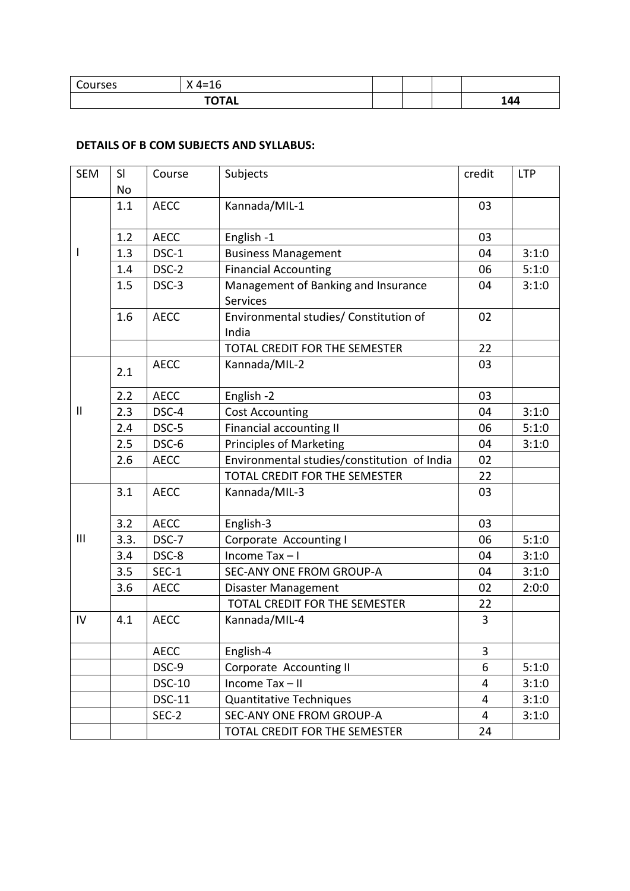| Courses | X 4=16 | | | | |
|---|---|---|---|---|---|
| **TOTAL** | | | | | **144** |

**DETAILS OF B COM SUBJECTS AND SYLLABUS:**

| SEM | Sl No | Course | Subjects | credit | LTP |
|---|---|---|---|---|---|
| I | 1.1 | AECC | Kannada/MIL-1 | 03 | |
| | 1.2 | AECC | English -1 | 03 | |
| | 1.3 | DSC-1 | Business Management | 04 | 3:1:0 |
| | 1.4 | DSC-2 | Financial Accounting | 06 | 5:1:0 |
| | 1.5 | DSC-3 | Management of Banking and Insurance Services | 04 | 3:1:0 |
| | 1.6 | AECC | Environmental studies/ Constitution of India | 02 | |
| | | | TOTAL CREDIT FOR THE SEMESTER | 22 | |
| II | 2.1 | AECC | Kannada/MIL-2 | 03 | |
| | 2.2 | AECC | English -2 | 03 | |
| | 2.3 | DSC-4 | Cost Accounting | 04 | 3:1:0 |
| | 2.4 | DSC-5 | Financial accounting II | 06 | 5:1:0 |
| | 2.5 | DSC-6 | Principles of Marketing | 04 | 3:1:0 |
| | 2.6 | AECC | Environmental studies/constitution of India | 02 | |
| | | | TOTAL CREDIT FOR THE SEMESTER | 22 | |
| III | 3.1 | AECC | Kannada/MIL-3 | 03 | |
| | 3.2 | AECC | English-3 | 03 | |
| | 3.3. | DSC-7 | Corporate Accounting I | 06 | 5:1:0 |
| | 3.4 | DSC-8 | Income Tax – I | 04 | 3:1:0 |
| | 3.5 | SEC-1 | SEC-ANY ONE FROM GROUP-A | 04 | 3:1:0 |
| | 3.6 | AECC | Disaster Management | 02 | 2:0:0 |
| | | | TOTAL CREDIT FOR THE SEMESTER | 22 | |
| IV | 4.1 | AECC | Kannada/MIL-4 | 3 | |
| | | AECC | English-4 | 3 | |
| | | DSC-9 | Corporate Accounting II | 6 | 5:1:0 |
| | | DSC-10 | Income Tax – II | 4 | 3:1:0 |
| | | DSC-11 | Quantitative Techniques | 4 | 3:1:0 |
| | | SEC-2 | SEC-ANY ONE FROM GROUP-A | 4 | 3:1:0 |
| | | | TOTAL CREDIT FOR THE SEMESTER | 24 | |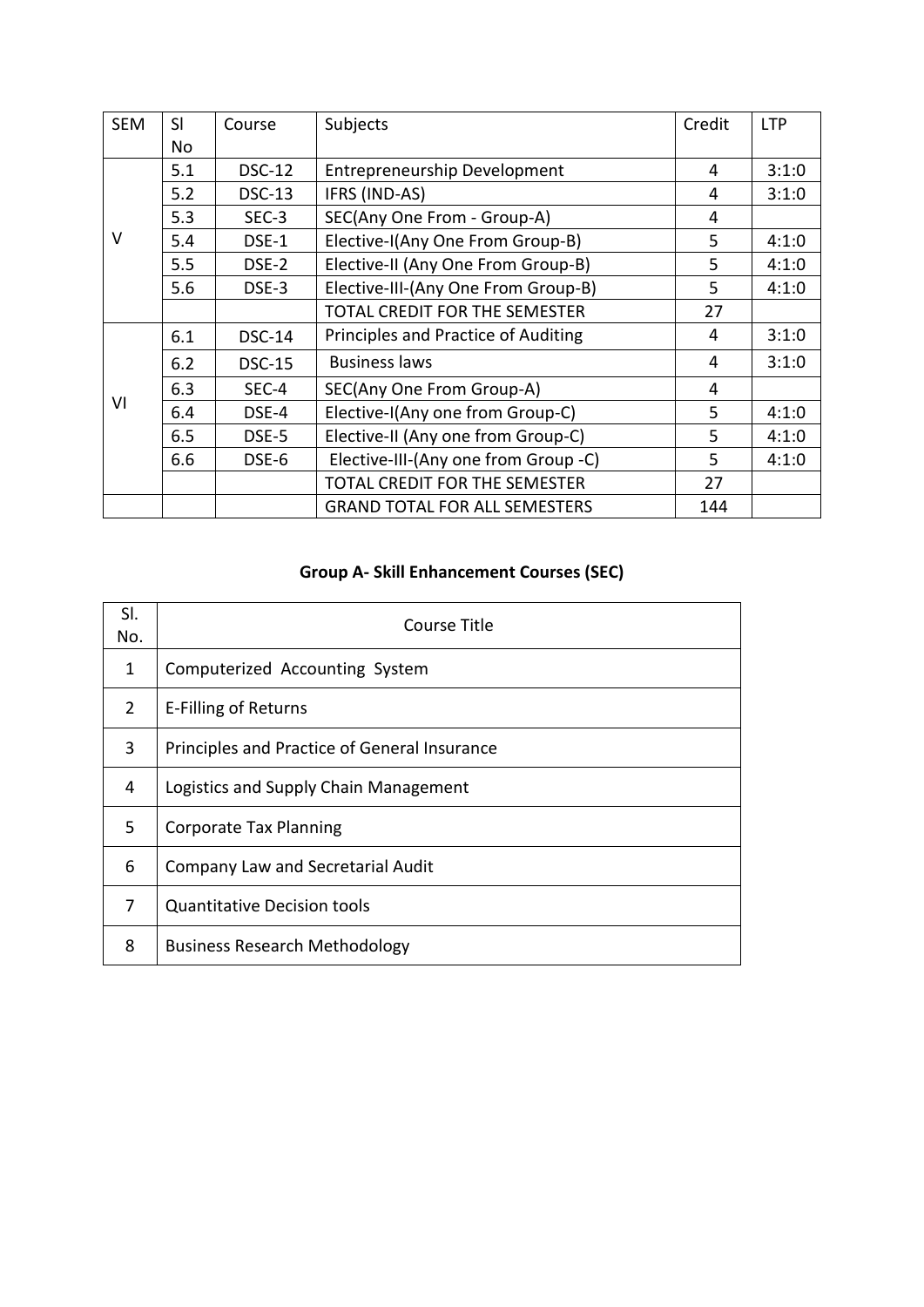| SEM | Sl No | Course | Subjects | Credit | LTP |
|---|---|---|---|---|---|
| V | 5.1 | DSC-12 | Entrepreneurship Development | 4 | 3:1:0 |
| | 5.2 | DSC-13 | IFRS (IND-AS) | 4 | 3:1:0 |
| | 5.3 | SEC-3 | SEC(Any One From - Group-A) | 4 | |
| | 5.4 | DSE-1 | Elective-I(Any One From Group-B) | 5 | 4:1:0 |
| | 5.5 | DSE-2 | Elective-II (Any One From Group-B) | 5 | 4:1:0 |
| | 5.6 | DSE-3 | Elective-III-(Any One From Group-B) | 5 | 4:1:0 |
| | | | TOTAL CREDIT FOR THE SEMESTER | 27 | |
| VI | 6.1 | DSC-14 | Principles and Practice of Auditing | 4 | 3:1:0 |
| | 6.2 | DSC-15 | Business laws | 4 | 3:1:0 |
| | 6.3 | SEC-4 | SEC(Any One From Group-A) | 4 | |
| | 6.4 | DSE-4 | Elective-I(Any one from Group-C) | 5 | 4:1:0 |
| | 6.5 | DSE-5 | Elective-II (Any one from Group-C) | 5 | 4:1:0 |
| | 6.6 | DSE-6 | Elective-III-(Any one from Group -C) | 5 | 4:1:0 |
| | | | TOTAL CREDIT FOR THE SEMESTER | 27 | |
| | | | GRAND TOTAL FOR ALL SEMESTERS | 144 | |

**Group A- Skill Enhancement Courses (SEC)**

| Sl. No. | Course Title |
|---|---|
| 1 | Computerized Accounting System |
| 2 | E-Filling of Returns |
| 3 | Principles and Practice of General Insurance |
| 4 | Logistics and Supply Chain Management |
| 5 | Corporate Tax Planning |
| 6 | Company Law and Secretarial Audit |
| 7 | Quantitative Decision tools |
| 8 | Business Research Methodology |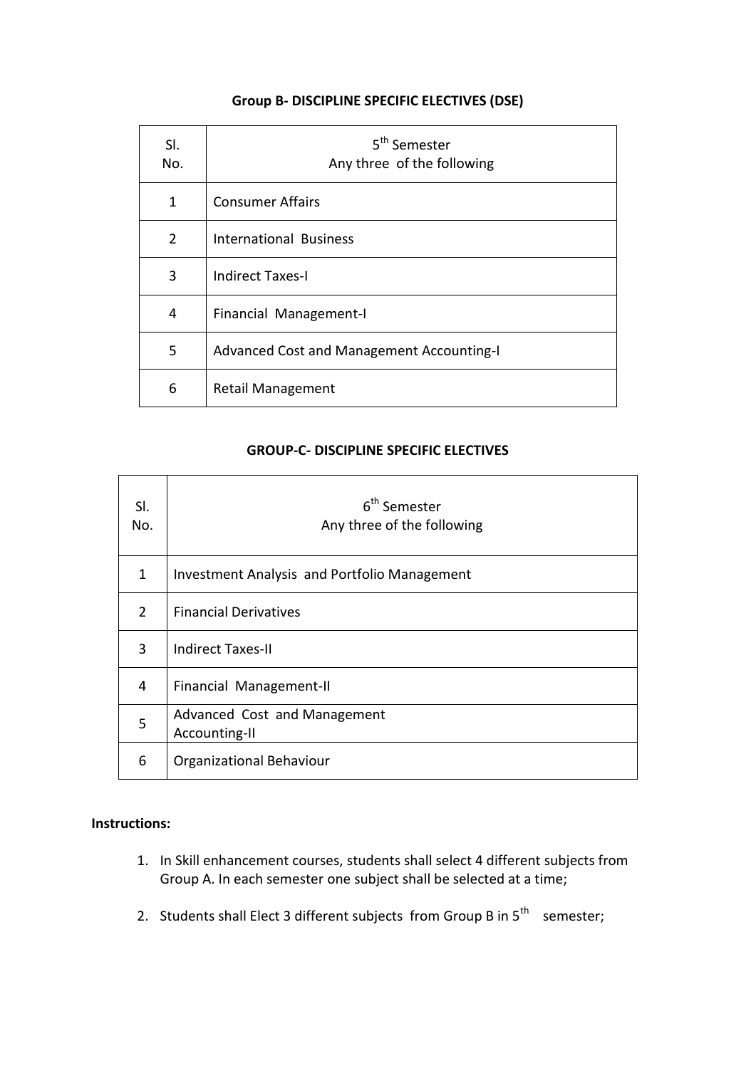### Group B- DISCIPLINE SPECIFIC ELECTIVES (DSE)

| Sl. No. | 5th Semester Any three of the following |
|---|---|
| 1 | Consumer Affairs |
| 2 | International Business |
| 3 | Indirect Taxes-I |
| 4 | Financial Management-I |
| 5 | Advanced Cost and Management Accounting-I |
| 6 | Retail Management |

### GROUP-C- DISCIPLINE SPECIFIC ELECTIVES

| Sl. No. | 6th Semester Any three of the following |
|---|---|
| 1 | Investment Analysis and Portfolio Management |
| 2 | Financial Derivatives |
| 3 | Indirect Taxes-II |
| 4 | Financial Management-II |
| 5 | Advanced Cost and Management Accounting-II |
| 6 | Organizational Behaviour |

**Instructions:**

1. In Skill enhancement courses, students shall select 4 different subjects from Group A. In each semester one subject shall be selected at a time;
2. Students shall Elect 3 different subjects from Group B in 5th semester;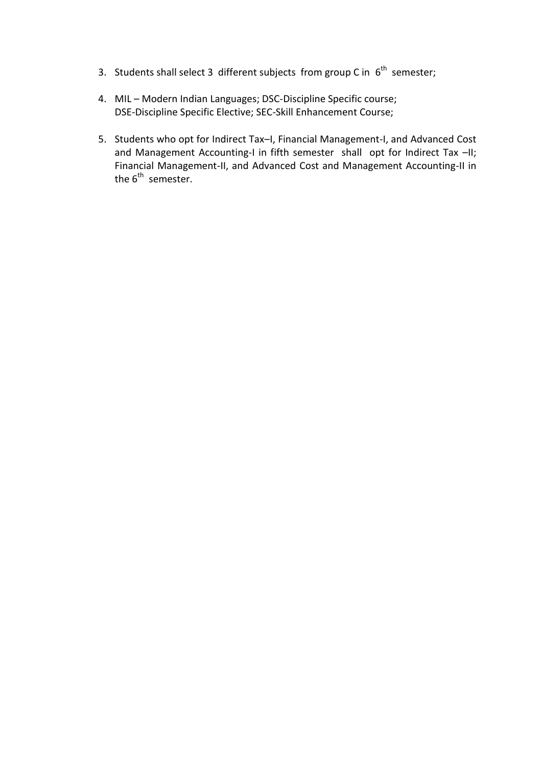3. Students shall select 3 different subjects from group C in 6th semester;

4. MIL – Modern Indian Languages; DSC-Discipline Specific course; DSE-Discipline Specific Elective; SEC-Skill Enhancement Course;

5. Students who opt for Indirect Tax–I, Financial Management-I, and Advanced Cost and Management Accounting-I in fifth semester shall opt for Indirect Tax –II; Financial Management-II, and Advanced Cost and Management Accounting-II in the 6th semester.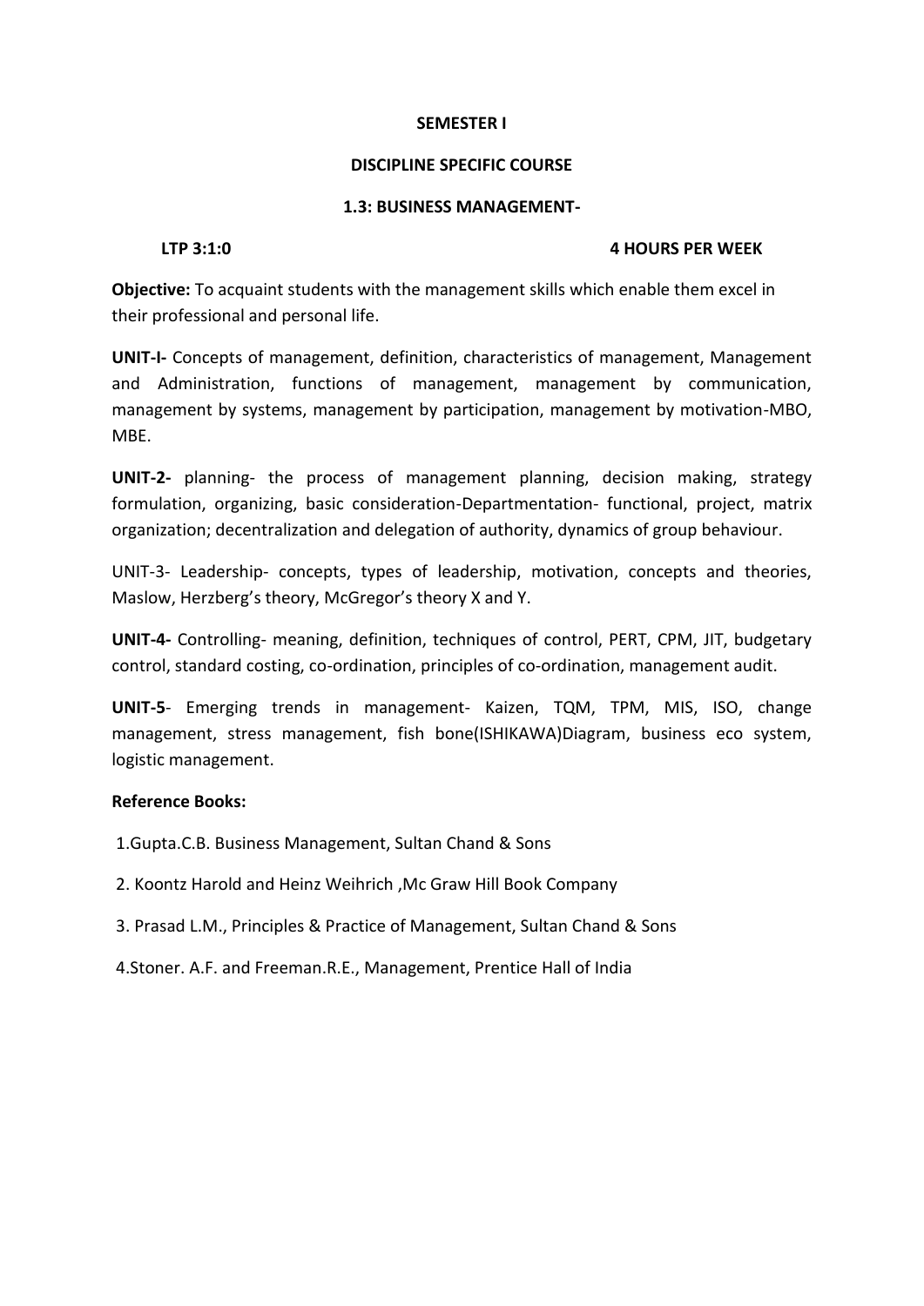**SEMESTER I**

**DISCIPLINE SPECIFIC COURSE**

**1.3: BUSINESS MANAGEMENT-**

**LTP 3:1:0** **4 HOURS PER WEEK**

**Objective:** To acquaint students with the management skills which enable them excel in their professional and personal life.

**UNIT-I-** Concepts of management, definition, characteristics of management, Management and Administration, functions of management, management by communication, management by systems, management by participation, management by motivation-MBO, MBE.

**UNIT-2-** planning- the process of management planning, decision making, strategy formulation, organizing, basic consideration-Departmentation- functional, project, matrix organization; decentralization and delegation of authority, dynamics of group behaviour.

UNIT-3- Leadership- concepts, types of leadership, motivation, concepts and theories, Maslow, Herzberg's theory, McGregor's theory X and Y.

**UNIT-4-** Controlling- meaning, definition, techniques of control, PERT, CPM, JIT, budgetary control, standard costing, co-ordination, principles of co-ordination, management audit.

**UNIT-5**- Emerging trends in management- Kaizen, TQM, TPM, MIS, ISO, change management, stress management, fish bone(ISHIKAWA)Diagram, business eco system, logistic management.

**Reference Books:**

1.Gupta.C.B. Business Management, Sultan Chand & Sons

2. Koontz Harold and Heinz Weihrich ,Mc Graw Hill Book Company

3. Prasad L.M., Principles & Practice of Management, Sultan Chand & Sons

4.Stoner. A.F. and Freeman.R.E., Management, Prentice Hall of India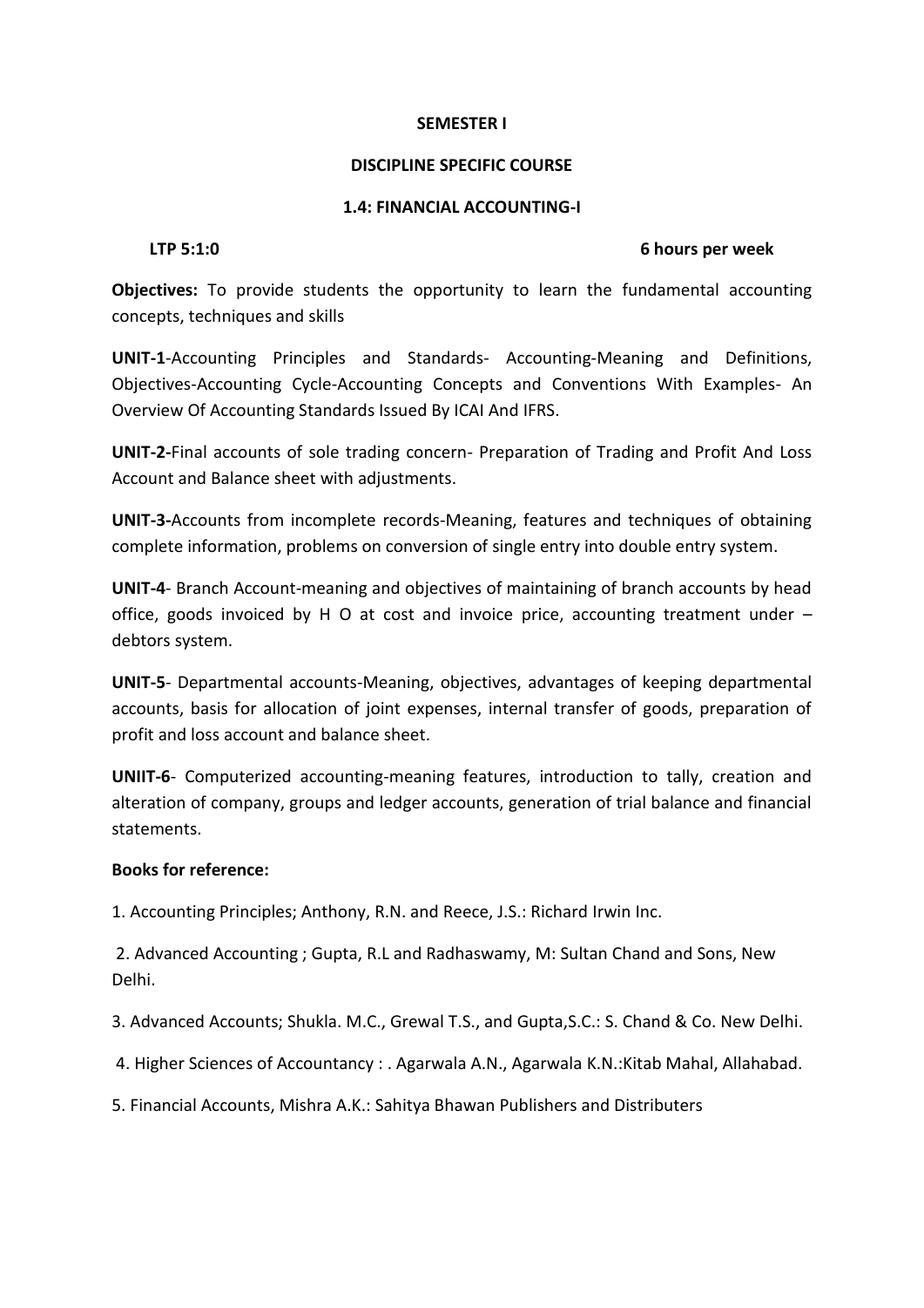**SEMESTER I**

**DISCIPLINE SPECIFIC COURSE**

**1.4: FINANCIAL ACCOUNTING-I**

**LTP 5:1:0** **6 hours per week**

**Objectives:** To provide students the opportunity to learn the fundamental accounting concepts, techniques and skills

**UNIT-1**-Accounting Principles and Standards- Accounting-Meaning and Definitions, Objectives-Accounting Cycle-Accounting Concepts and Conventions With Examples- An Overview Of Accounting Standards Issued By ICAI And IFRS.

**UNIT-2-**Final accounts of sole trading concern- Preparation of Trading and Profit And Loss Account and Balance sheet with adjustments.

**UNIT-3-**Accounts from incomplete records-Meaning, features and techniques of obtaining complete information, problems on conversion of single entry into double entry system.

**UNIT-4**- Branch Account-meaning and objectives of maintaining of branch accounts by head office, goods invoiced by H O at cost and invoice price, accounting treatment under – debtors system.

**UNIT-5**- Departmental accounts-Meaning, objectives, advantages of keeping departmental accounts, basis for allocation of joint expenses, internal transfer of goods, preparation of profit and loss account and balance sheet.

**UNIIT-6**- Computerized accounting-meaning features, introduction to tally, creation and alteration of company, groups and ledger accounts, generation of trial balance and financial statements.

**Books for reference:**

1. Accounting Principles; Anthony, R.N. and Reece, J.S.: Richard Irwin Inc.
2. Advanced Accounting ; Gupta, R.L and Radhaswamy, M: Sultan Chand and Sons, New Delhi.
3. Advanced Accounts; Shukla. M.C., Grewal T.S., and Gupta,S.C.: S. Chand & Co. New Delhi.
4. Higher Sciences of Accountancy : . Agarwala A.N., Agarwala K.N.:Kitab Mahal, Allahabad.
5. Financial Accounts, Mishra A.K.: Sahitya Bhawan Publishers and Distributers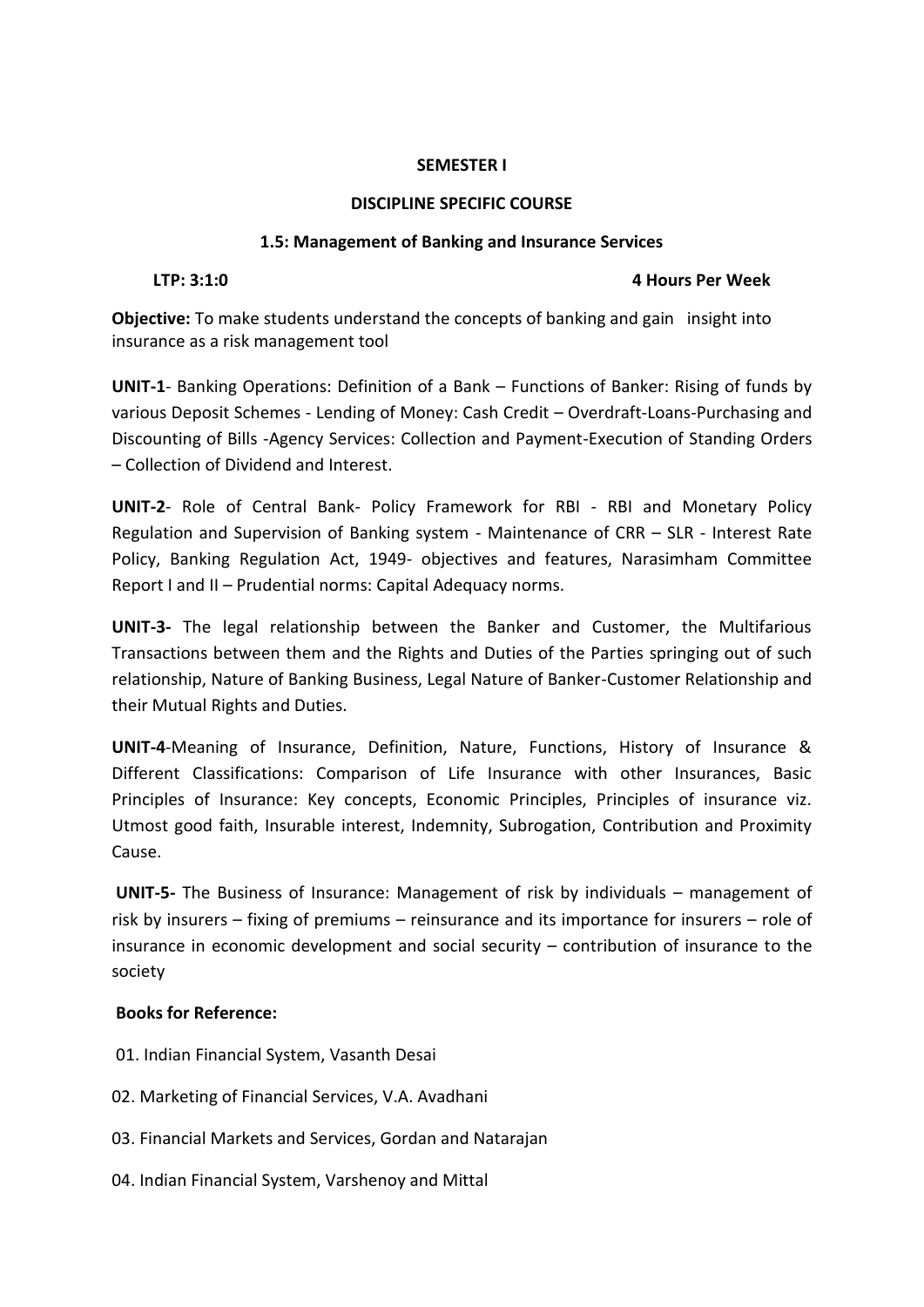**SEMESTER I**

**DISCIPLINE SPECIFIC COURSE**

**1.5: Management of Banking and Insurance Services**

**LTP: 3:1:0** **4 Hours Per Week**

**Objective:** To make students understand the concepts of banking and gain insight into insurance as a risk management tool

**UNIT-1**- Banking Operations: Definition of a Bank – Functions of Banker: Rising of funds by various Deposit Schemes - Lending of Money: Cash Credit – Overdraft-Loans-Purchasing and Discounting of Bills -Agency Services: Collection and Payment-Execution of Standing Orders – Collection of Dividend and Interest.

**UNIT-2**- Role of Central Bank- Policy Framework for RBI - RBI and Monetary Policy Regulation and Supervision of Banking system - Maintenance of CRR – SLR - Interest Rate Policy, Banking Regulation Act, 1949- objectives and features, Narasimham Committee Report I and II – Prudential norms: Capital Adequacy norms.

**UNIT-3-** The legal relationship between the Banker and Customer, the Multifarious Transactions between them and the Rights and Duties of the Parties springing out of such relationship, Nature of Banking Business, Legal Nature of Banker-Customer Relationship and their Mutual Rights and Duties.

**UNIT-4**-Meaning of Insurance, Definition, Nature, Functions, History of Insurance & Different Classifications: Comparison of Life Insurance with other Insurances, Basic Principles of Insurance: Key concepts, Economic Principles, Principles of insurance viz. Utmost good faith, Insurable interest, Indemnity, Subrogation, Contribution and Proximity Cause.

**UNIT-5-** The Business of Insurance: Management of risk by individuals – management of risk by insurers – fixing of premiums – reinsurance and its importance for insurers – role of insurance in economic development and social security – contribution of insurance to the society

**Books for Reference:**

01. Indian Financial System, Vasanth Desai

02. Marketing of Financial Services, V.A. Avadhani

03. Financial Markets and Services, Gordan and Natarajan

04. Indian Financial System, Varshenoy and Mittal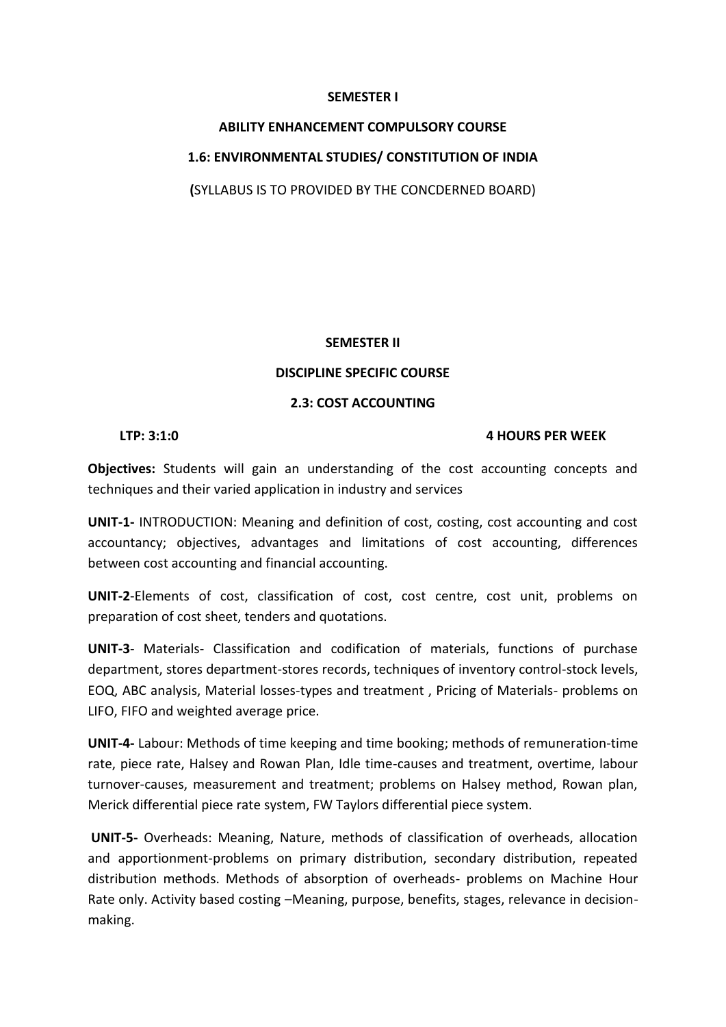**SEMESTER I**

**ABILITY ENHANCEMENT COMPULSORY COURSE**

**1.6: ENVIRONMENTAL STUDIES/ CONSTITUTION OF INDIA**

**(**SYLLABUS IS TO PROVIDED BY THE CONCDERNED BOARD)

**SEMESTER II**

**DISCIPLINE SPECIFIC COURSE**

**2.3: COST ACCOUNTING**

**LTP: 3:1:0** **4 HOURS PER WEEK**

**Objectives:** Students will gain an understanding of the cost accounting concepts and techniques and their varied application in industry and services

**UNIT-1-** INTRODUCTION: Meaning and definition of cost, costing, cost accounting and cost accountancy; objectives, advantages and limitations of cost accounting, differences between cost accounting and financial accounting.

**UNIT-2**-Elements of cost, classification of cost, cost centre, cost unit, problems on preparation of cost sheet, tenders and quotations.

**UNIT-3**- Materials- Classification and codification of materials, functions of purchase department, stores department-stores records, techniques of inventory control-stock levels, EOQ, ABC analysis, Material losses-types and treatment , Pricing of Materials- problems on LIFO, FIFO and weighted average price.

**UNIT-4-** Labour: Methods of time keeping and time booking; methods of remuneration-time rate, piece rate, Halsey and Rowan Plan, Idle time-causes and treatment, overtime, labour turnover-causes, measurement and treatment; problems on Halsey method, Rowan plan, Merick differential piece rate system, FW Taylors differential piece system.

**UNIT-5-** Overheads: Meaning, Nature, methods of classification of overheads, allocation and apportionment-problems on primary distribution, secondary distribution, repeated distribution methods. Methods of absorption of overheads- problems on Machine Hour Rate only. Activity based costing –Meaning, purpose, benefits, stages, relevance in decision-making.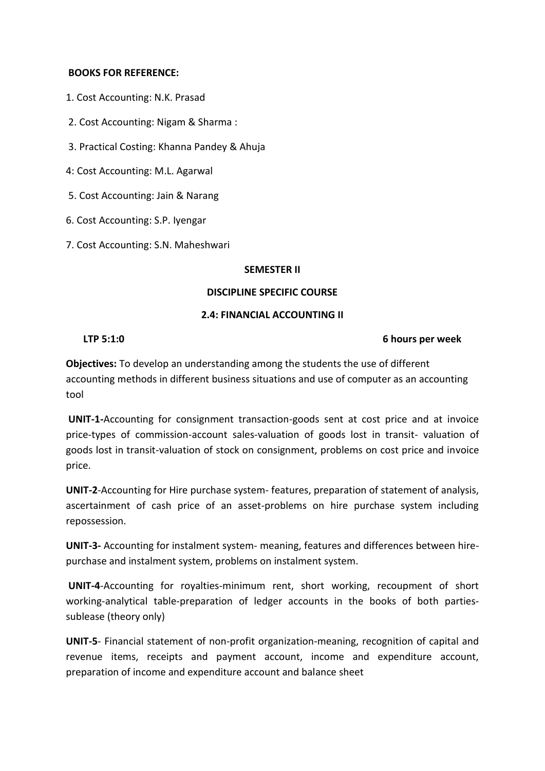**BOOKS FOR REFERENCE:**

1. Cost Accounting: N.K. Prasad
2. Cost Accounting: Nigam & Sharma :
3. Practical Costing: Khanna Pandey & Ahuja
4. Cost Accounting: M.L. Agarwal
5. Cost Accounting: Jain & Narang
6. Cost Accounting: S.P. Iyengar
7. Cost Accounting: S.N. Maheshwari

**SEMESTER II**

**DISCIPLINE SPECIFIC COURSE**

**2.4: FINANCIAL ACCOUNTING II**

**LTP 5:1:0** **6 hours per week**

**Objectives:** To develop an understanding among the students the use of different accounting methods in different business situations and use of computer as an accounting tool

**UNIT-1-**Accounting for consignment transaction-goods sent at cost price and at invoice price-types of commission-account sales-valuation of goods lost in transit- valuation of goods lost in transit-valuation of stock on consignment, problems on cost price and invoice price.

**UNIT-2**-Accounting for Hire purchase system- features, preparation of statement of analysis, ascertainment of cash price of an asset-problems on hire purchase system including repossession.

**UNIT-3-** Accounting for instalment system- meaning, features and differences between hire-purchase and instalment system, problems on instalment system.

**UNIT-4**-Accounting for royalties-minimum rent, short working, recoupment of short working-analytical table-preparation of ledger accounts in the books of both parties-sublease (theory only)

**UNIT-5**- Financial statement of non-profit organization-meaning, recognition of capital and revenue items, receipts and payment account, income and expenditure account, preparation of income and expenditure account and balance sheet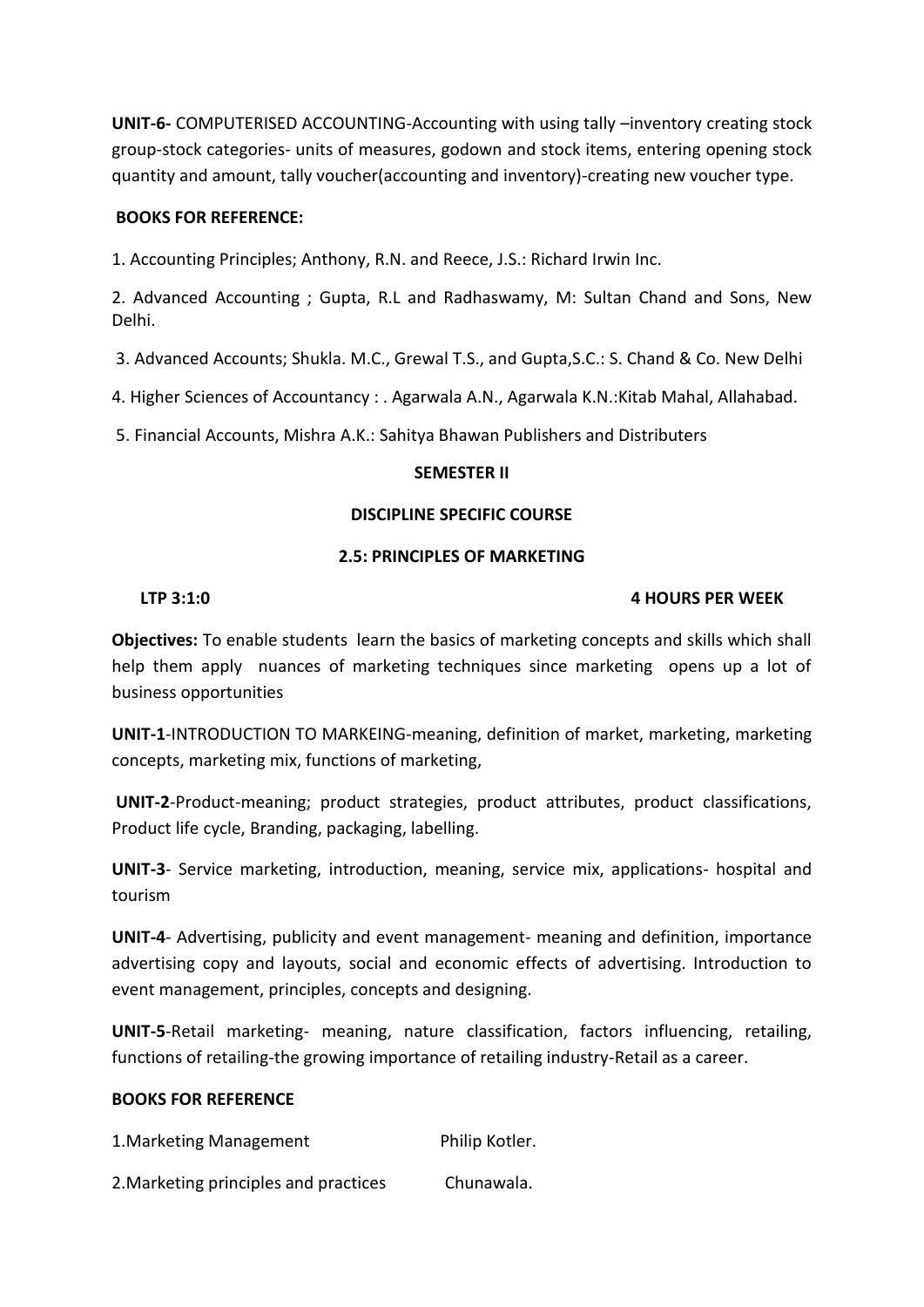**UNIT-6-** COMPUTERISED ACCOUNTING-Accounting with using tally –inventory creating stock group-stock categories- units of measures, godown and stock items, entering opening stock quantity and amount, tally voucher(accounting and inventory)-creating new voucher type.

**BOOKS FOR REFERENCE:**

1. Accounting Principles; Anthony, R.N. and Reece, J.S.: Richard Irwin Inc.

2. Advanced Accounting ; Gupta, R.L and Radhaswamy, M: Sultan Chand and Sons, New Delhi.

3. Advanced Accounts; Shukla. M.C., Grewal T.S., and Gupta,S.C.: S. Chand & Co. New Delhi

4. Higher Sciences of Accountancy : . Agarwala A.N., Agarwala K.N.:Kitab Mahal, Allahabad.

5. Financial Accounts, Mishra A.K.: Sahitya Bhawan Publishers and Distributers

**SEMESTER II**

**DISCIPLINE SPECIFIC COURSE**

**2.5: PRINCIPLES OF MARKETING**

**LTP 3:1:0** **4 HOURS PER WEEK**

**Objectives:** To enable students learn the basics of marketing concepts and skills which shall help them apply nuances of marketing techniques since marketing opens up a lot of business opportunities

**UNIT-1**-INTRODUCTION TO MARKEING-meaning, definition of market, marketing, marketing concepts, marketing mix, functions of marketing,

**UNIT-2**-Product-meaning; product strategies, product attributes, product classifications, Product life cycle, Branding, packaging, labelling.

**UNIT-3**- Service marketing, introduction, meaning, service mix, applications- hospital and tourism

**UNIT-4**- Advertising, publicity and event management- meaning and definition, importance advertising copy and layouts, social and economic effects of advertising. Introduction to event management, principles, concepts and designing.

**UNIT-5**-Retail marketing- meaning, nature classification, factors influencing, retailing, functions of retailing-the growing importance of retailing industry-Retail as a career.

**BOOKS FOR REFERENCE**

1.Marketing Management Philip Kotler.

2.Marketing principles and practices Chunawala.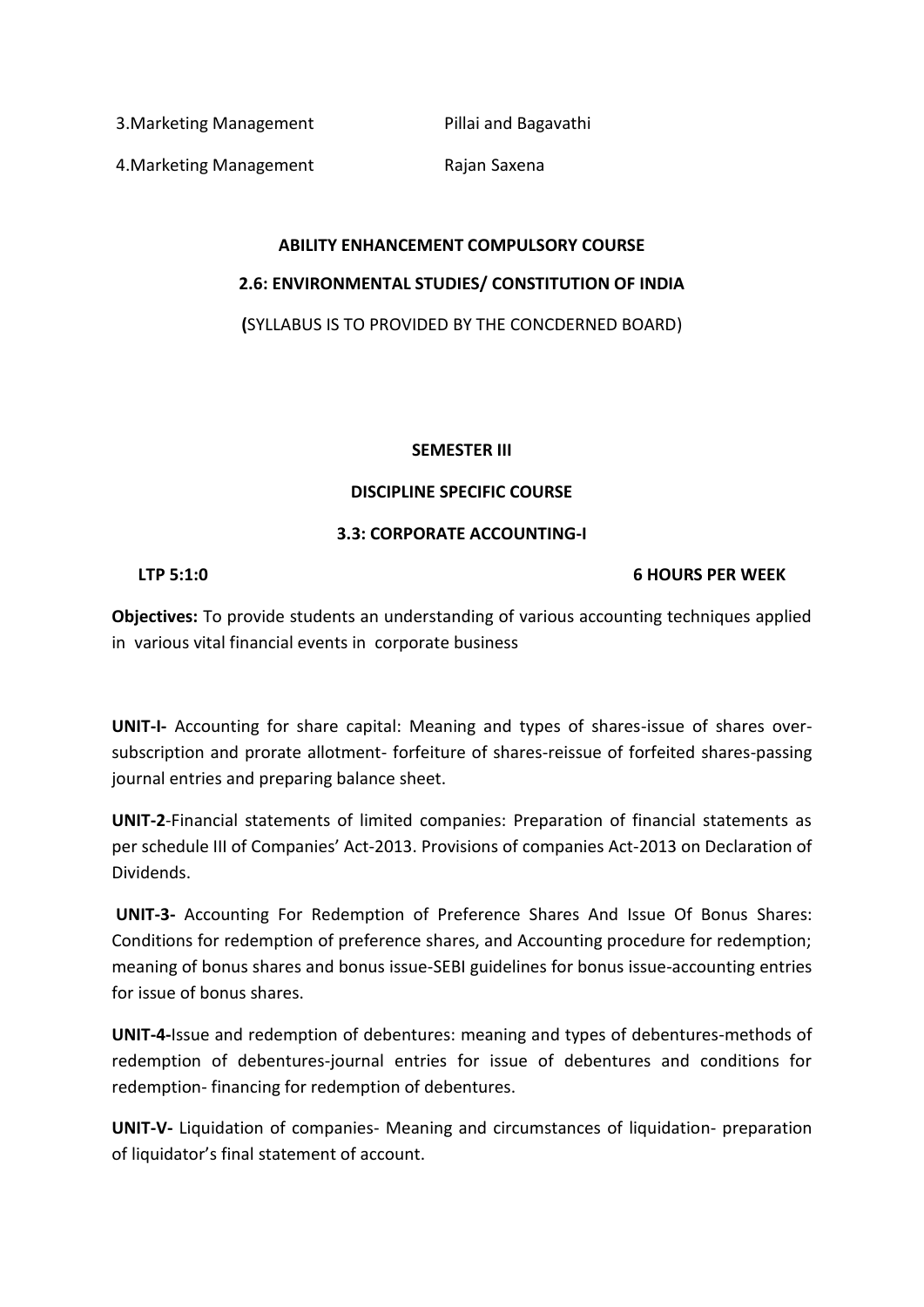3.Marketing Management Pillai and Bagavathi

4.Marketing Management Rajan Saxena

**ABILITY ENHANCEMENT COMPULSORY COURSE**

**2.6: ENVIRONMENTAL STUDIES/ CONSTITUTION OF INDIA**

**(**SYLLABUS IS TO PROVIDED BY THE CONCDERNED BOARD)

**SEMESTER III**

**DISCIPLINE SPECIFIC COURSE**

**3.3: CORPORATE ACCOUNTING-I**

**LTP 5:1:0** **6 HOURS PER WEEK**

**Objectives:** To provide students an understanding of various accounting techniques applied in various vital financial events in corporate business

**UNIT-I-** Accounting for share capital: Meaning and types of shares-issue of shares over-subscription and prorate allotment- forfeiture of shares-reissue of forfeited shares-passing journal entries and preparing balance sheet.

**UNIT-2**-Financial statements of limited companies: Preparation of financial statements as per schedule III of Companies' Act-2013. Provisions of companies Act-2013 on Declaration of Dividends.

**UNIT-3-** Accounting For Redemption of Preference Shares And Issue Of Bonus Shares: Conditions for redemption of preference shares, and Accounting procedure for redemption; meaning of bonus shares and bonus issue-SEBI guidelines for bonus issue-accounting entries for issue of bonus shares.

**UNIT-4-**Issue and redemption of debentures: meaning and types of debentures-methods of redemption of debentures-journal entries for issue of debentures and conditions for redemption- financing for redemption of debentures.

**UNIT-V-** Liquidation of companies- Meaning and circumstances of liquidation- preparation of liquidator's final statement of account.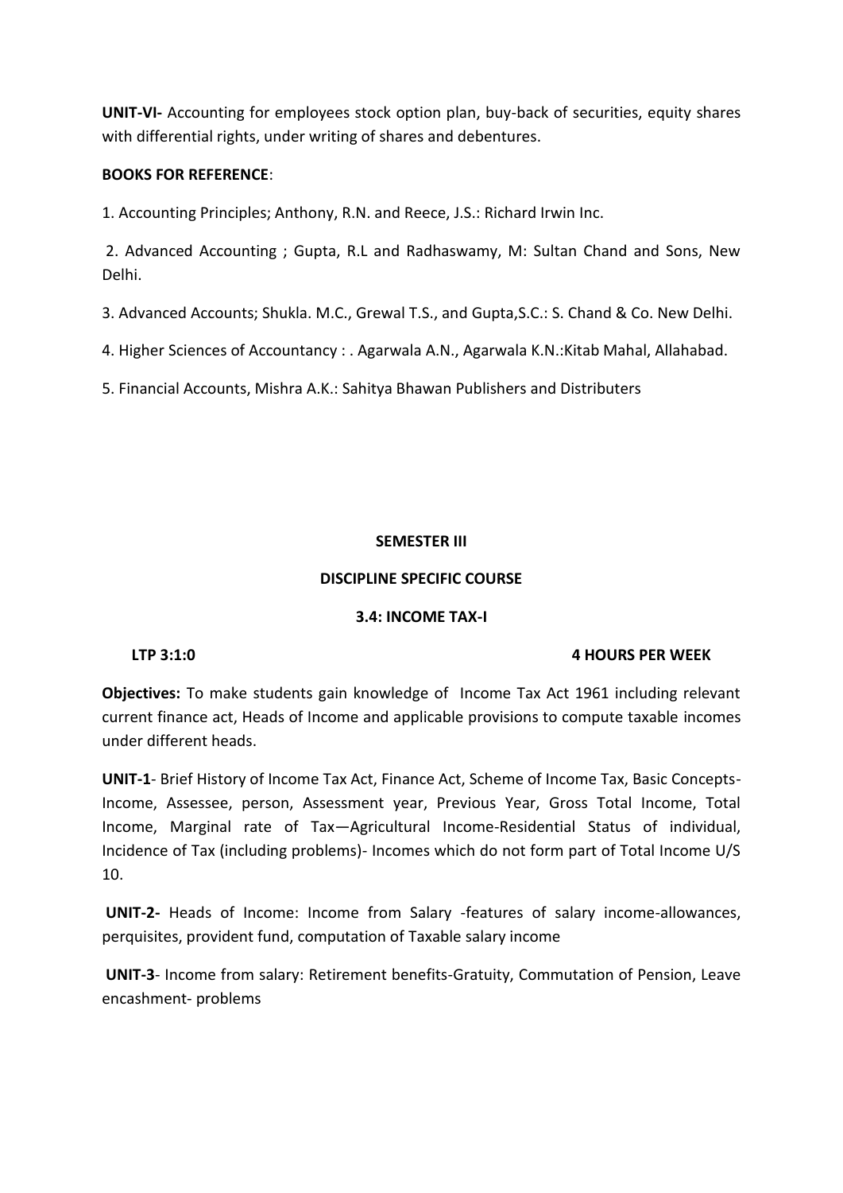**UNIT-VI-** Accounting for employees stock option plan, buy-back of securities, equity shares with differential rights, under writing of shares and debentures.

**BOOKS FOR REFERENCE**:

1. Accounting Principles; Anthony, R.N. and Reece, J.S.: Richard Irwin Inc.

2. Advanced Accounting ; Gupta, R.L and Radhaswamy, M: Sultan Chand and Sons, New Delhi.

3. Advanced Accounts; Shukla. M.C., Grewal T.S., and Gupta,S.C.: S. Chand & Co. New Delhi.

4. Higher Sciences of Accountancy : . Agarwala A.N., Agarwala K.N.:Kitab Mahal, Allahabad.

5. Financial Accounts, Mishra A.K.: Sahitya Bhawan Publishers and Distributers

## SEMESTER III

### DISCIPLINE SPECIFIC COURSE

### 3.4: INCOME TAX-I

**LTP 3:1:0** **4 HOURS PER WEEK**

**Objectives:** To make students gain knowledge of Income Tax Act 1961 including relevant current finance act, Heads of Income and applicable provisions to compute taxable incomes under different heads.

**UNIT-1**- Brief History of Income Tax Act, Finance Act, Scheme of Income Tax, Basic Concepts-Income, Assessee, person, Assessment year, Previous Year, Gross Total Income, Total Income, Marginal rate of Tax—Agricultural Income-Residential Status of individual, Incidence of Tax (including problems)- Incomes which do not form part of Total Income U/S 10.

**UNIT-2-** Heads of Income: Income from Salary -features of salary income-allowances, perquisites, provident fund, computation of Taxable salary income

**UNIT-3**- Income from salary: Retirement benefits-Gratuity, Commutation of Pension, Leave encashment- problems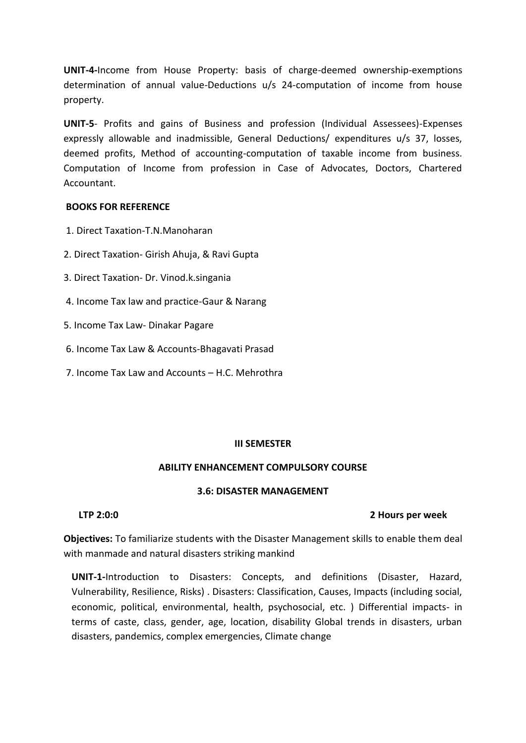**UNIT-4-**Income from House Property: basis of charge-deemed ownership-exemptions determination of annual value-Deductions u/s 24-computation of income from house property.

**UNIT-5**- Profits and gains of Business and profession (Individual Assessees)-Expenses expressly allowable and inadmissible, General Deductions/ expenditures u/s 37, losses, deemed profits, Method of accounting-computation of taxable income from business. Computation of Income from profession in Case of Advocates, Doctors, Chartered Accountant.

**BOOKS FOR REFERENCE**

1. Direct Taxation-T.N.Manoharan
2. Direct Taxation- Girish Ahuja, & Ravi Gupta
3. Direct Taxation- Dr. Vinod.k.singania
4. Income Tax law and practice-Gaur & Narang
5. Income Tax Law- Dinakar Pagare
6. Income Tax Law & Accounts-Bhagavati Prasad
7. Income Tax Law and Accounts – H.C. Mehrothra

**III SEMESTER**

**ABILITY ENHANCEMENT COMPULSORY COURSE**

**3.6: DISASTER MANAGEMENT**

**LTP 2:0:0** **2 Hours per week**

**Objectives:** To familiarize students with the Disaster Management skills to enable them deal with manmade and natural disasters striking mankind

**UNIT-1-**Introduction to Disasters: Concepts, and definitions (Disaster, Hazard, Vulnerability, Resilience, Risks) . Disasters: Classification, Causes, Impacts (including social, economic, political, environmental, health, psychosocial, etc. ) Differential impacts- in terms of caste, class, gender, age, location, disability Global trends in disasters, urban disasters, pandemics, complex emergencies, Climate change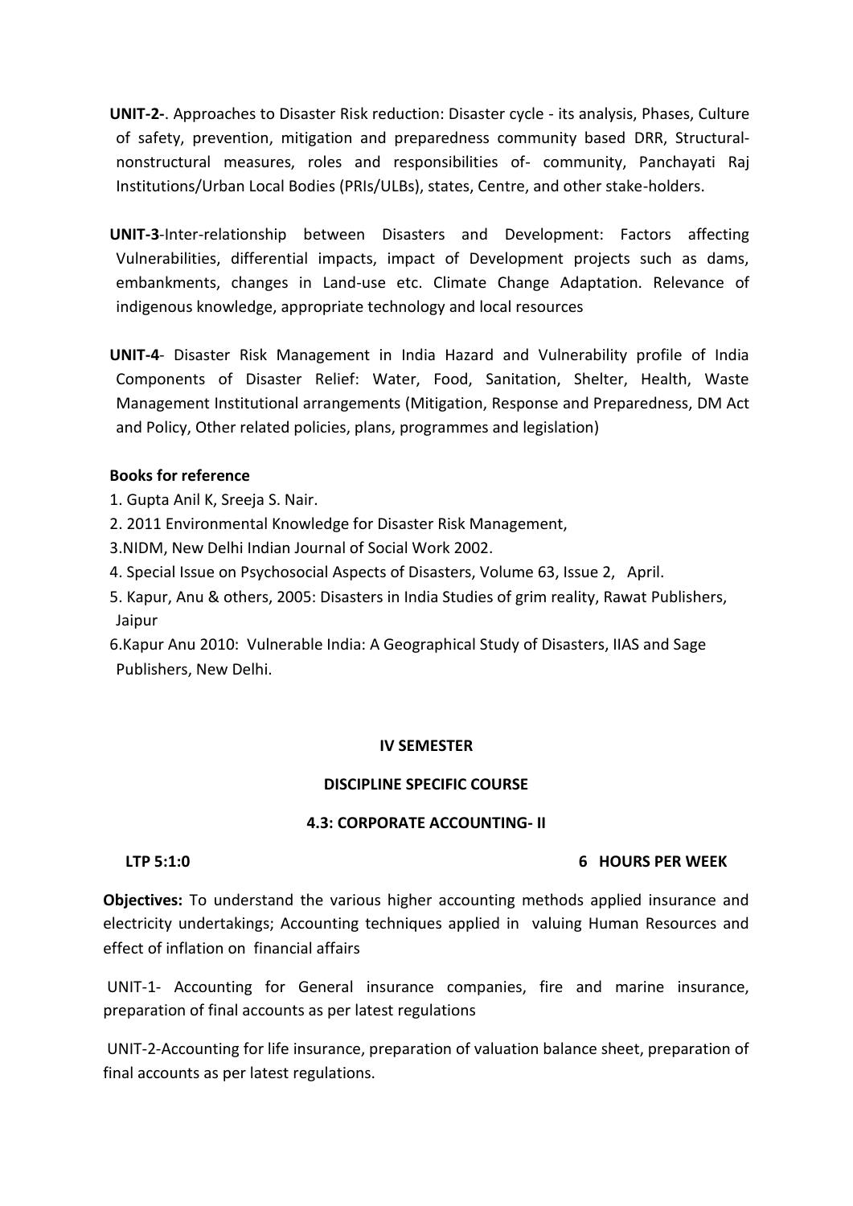**UNIT-2-**. Approaches to Disaster Risk reduction: Disaster cycle - its analysis, Phases, Culture of safety, prevention, mitigation and preparedness community based DRR, Structural-nonstructural measures, roles and responsibilities of- community, Panchayati Raj Institutions/Urban Local Bodies (PRIs/ULBs), states, Centre, and other stake-holders.

**UNIT-3**-Inter-relationship between Disasters and Development: Factors affecting Vulnerabilities, differential impacts, impact of Development projects such as dams, embankments, changes in Land-use etc. Climate Change Adaptation. Relevance of indigenous knowledge, appropriate technology and local resources

**UNIT-4**- Disaster Risk Management in India Hazard and Vulnerability profile of India Components of Disaster Relief: Water, Food, Sanitation, Shelter, Health, Waste Management Institutional arrangements (Mitigation, Response and Preparedness, DM Act and Policy, Other related policies, plans, programmes and legislation)

**Books for reference**

1. Gupta Anil K, Sreeja S. Nair.
2. 2011 Environmental Knowledge for Disaster Risk Management,
3. NIDM, New Delhi Indian Journal of Social Work 2002.
4. Special Issue on Psychosocial Aspects of Disasters, Volume 63, Issue 2, April.
5. Kapur, Anu & others, 2005: Disasters in India Studies of grim reality, Rawat Publishers, Jaipur
6. Kapur Anu 2010: Vulnerable India: A Geographical Study of Disasters, IIAS and Sage Publishers, New Delhi.

**IV SEMESTER**

**DISCIPLINE SPECIFIC COURSE**

**4.3: CORPORATE ACCOUNTING- II**

**LTP 5:1:0** **6 HOURS PER WEEK**

**Objectives:** To understand the various higher accounting methods applied insurance and electricity undertakings; Accounting techniques applied in valuing Human Resources and effect of inflation on financial affairs

UNIT-1- Accounting for General insurance companies, fire and marine insurance, preparation of final accounts as per latest regulations

UNIT-2-Accounting for life insurance, preparation of valuation balance sheet, preparation of final accounts as per latest regulations.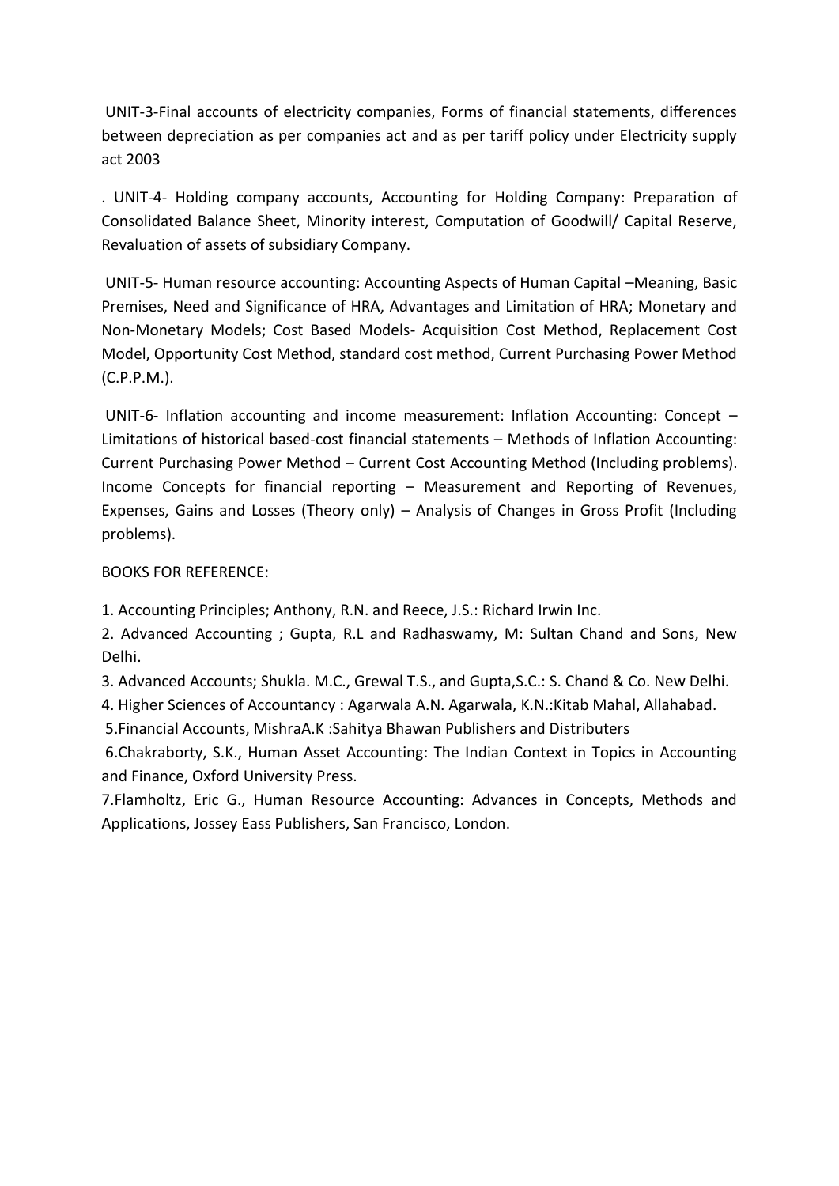UNIT-3-Final accounts of electricity companies, Forms of financial statements, differences between depreciation as per companies act and as per tariff policy under Electricity supply act 2003

. UNIT-4- Holding company accounts, Accounting for Holding Company: Preparation of Consolidated Balance Sheet, Minority interest, Computation of Goodwill/ Capital Reserve, Revaluation of assets of subsidiary Company.

UNIT-5- Human resource accounting: Accounting Aspects of Human Capital –Meaning, Basic Premises, Need and Significance of HRA, Advantages and Limitation of HRA; Monetary and Non-Monetary Models; Cost Based Models- Acquisition Cost Method, Replacement Cost Model, Opportunity Cost Method, standard cost method, Current Purchasing Power Method (C.P.P.M.).

UNIT-6- Inflation accounting and income measurement: Inflation Accounting: Concept – Limitations of historical based-cost financial statements – Methods of Inflation Accounting: Current Purchasing Power Method – Current Cost Accounting Method (Including problems). Income Concepts for financial reporting – Measurement and Reporting of Revenues, Expenses, Gains and Losses (Theory only) – Analysis of Changes in Gross Profit (Including problems).

BOOKS FOR REFERENCE:

1. Accounting Principles; Anthony, R.N. and Reece, J.S.: Richard Irwin Inc.
2. Advanced Accounting ; Gupta, R.L and Radhaswamy, M: Sultan Chand and Sons, New Delhi.
3. Advanced Accounts; Shukla. M.C., Grewal T.S., and Gupta,S.C.: S. Chand & Co. New Delhi.
4. Higher Sciences of Accountancy : Agarwala A.N. Agarwala, K.N.:Kitab Mahal, Allahabad.
5. Financial Accounts, MishraA.K :Sahitya Bhawan Publishers and Distributers
6. Chakraborty, S.K., Human Asset Accounting: The Indian Context in Topics in Accounting and Finance, Oxford University Press.
7. Flamholtz, Eric G., Human Resource Accounting: Advances in Concepts, Methods and Applications, Jossey Eass Publishers, San Francisco, London.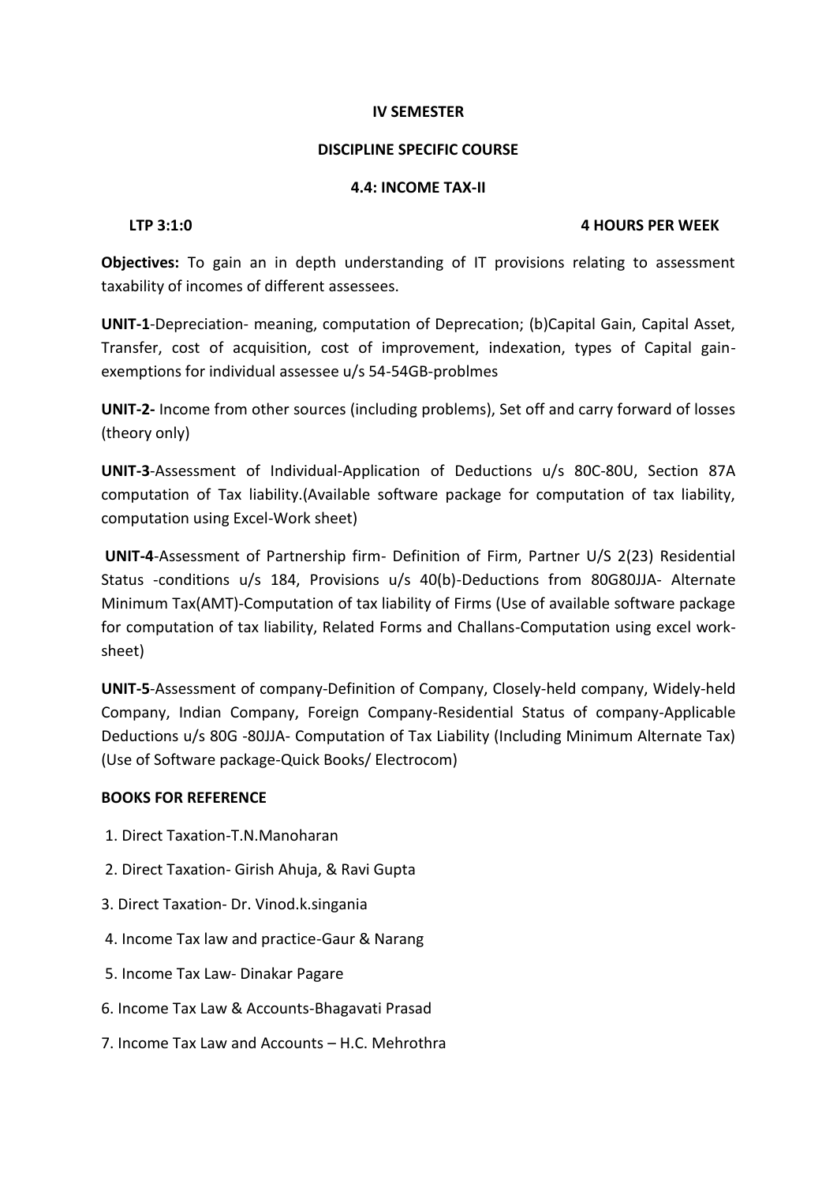**IV SEMESTER**

**DISCIPLINE SPECIFIC COURSE**

**4.4: INCOME TAX-II**

**LTP 3:1:0** **4 HOURS PER WEEK**

**Objectives:** To gain an in depth understanding of IT provisions relating to assessment taxability of incomes of different assessees.

**UNIT-1**-Depreciation- meaning, computation of Deprecation; (b)Capital Gain, Capital Asset, Transfer, cost of acquisition, cost of improvement, indexation, types of Capital gain-exemptions for individual assessee u/s 54-54GB-problmes

**UNIT-2-** Income from other sources (including problems), Set off and carry forward of losses (theory only)

**UNIT-3**-Assessment of Individual-Application of Deductions u/s 80C-80U, Section 87A computation of Tax liability.(Available software package for computation of tax liability, computation using Excel-Work sheet)

**UNIT-4**-Assessment of Partnership firm- Definition of Firm, Partner U/S 2(23) Residential Status -conditions u/s 184, Provisions u/s 40(b)-Deductions from 80G80JJA- Alternate Minimum Tax(AMT)-Computation of tax liability of Firms (Use of available software package for computation of tax liability, Related Forms and Challans-Computation using excel work-sheet)

**UNIT-5**-Assessment of company-Definition of Company, Closely-held company, Widely-held Company, Indian Company, Foreign Company-Residential Status of company-Applicable Deductions u/s 80G -80JJA- Computation of Tax Liability (Including Minimum Alternate Tax) (Use of Software package-Quick Books/ Electrocom)

**BOOKS FOR REFERENCE**

1. Direct Taxation-T.N.Manoharan
2. Direct Taxation- Girish Ahuja, & Ravi Gupta
3. Direct Taxation- Dr. Vinod.k.singania
4. Income Tax law and practice-Gaur & Narang
5. Income Tax Law- Dinakar Pagare
6. Income Tax Law & Accounts-Bhagavati Prasad
7. Income Tax Law and Accounts – H.C. Mehrothra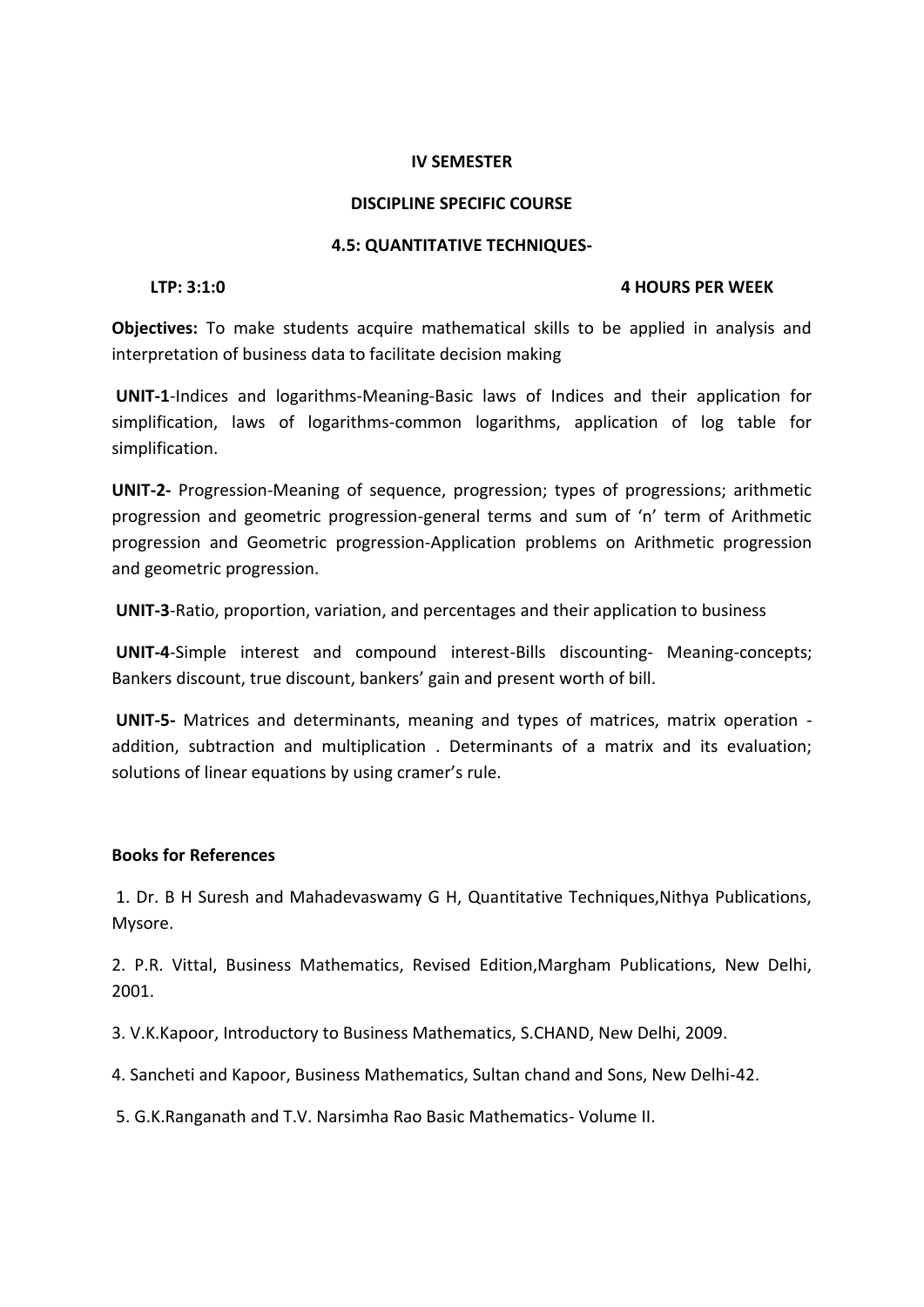**IV SEMESTER**

**DISCIPLINE SPECIFIC COURSE**

**4.5: QUANTITATIVE TECHNIQUES-**

**LTP: 3:1:0** **4 HOURS PER WEEK**

**Objectives:** To make students acquire mathematical skills to be applied in analysis and interpretation of business data to facilitate decision making

**UNIT-1**-Indices and logarithms-Meaning-Basic laws of Indices and their application for simplification, laws of logarithms-common logarithms, application of log table for simplification.

**UNIT-2-** Progression-Meaning of sequence, progression; types of progressions; arithmetic progression and geometric progression-general terms and sum of 'n' term of Arithmetic progression and Geometric progression-Application problems on Arithmetic progression and geometric progression.

**UNIT-3**-Ratio, proportion, variation, and percentages and their application to business

**UNIT-4**-Simple interest and compound interest-Bills discounting- Meaning-concepts; Bankers discount, true discount, bankers' gain and present worth of bill.

**UNIT-5-** Matrices and determinants, meaning and types of matrices, matrix operation - addition, subtraction and multiplication . Determinants of a matrix and its evaluation; solutions of linear equations by using cramer's rule.

**Books for References**

1. Dr. B H Suresh and Mahadevaswamy G H, Quantitative Techniques,Nithya Publications, Mysore.
2. P.R. Vittal, Business Mathematics, Revised Edition,Margham Publications, New Delhi, 2001.
3. V.K.Kapoor, Introductory to Business Mathematics, S.CHAND, New Delhi, 2009.
4. Sancheti and Kapoor, Business Mathematics, Sultan chand and Sons, New Delhi-42.
5. G.K.Ranganath and T.V. Narsimha Rao Basic Mathematics- Volume II.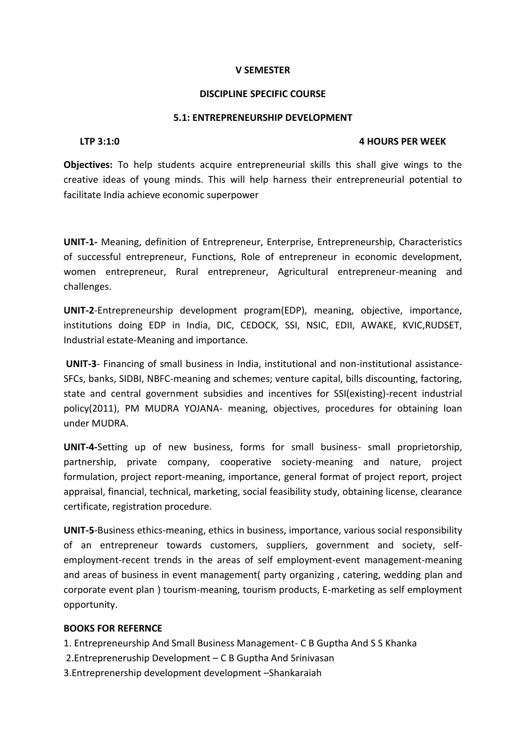**V SEMESTER**

**DISCIPLINE SPECIFIC COURSE**

**5.1: ENTREPRENEURSHIP DEVELOPMENT**

**LTP 3:1:0** **4 HOURS PER WEEK**

**Objectives:** To help students acquire entrepreneurial skills this shall give wings to the creative ideas of young minds. This will help harness their entrepreneurial potential to facilitate India achieve economic superpower

**UNIT-1-** Meaning, definition of Entrepreneur, Enterprise, Entrepreneurship, Characteristics of successful entrepreneur, Functions, Role of entrepreneur in economic development, women entrepreneur, Rural entrepreneur, Agricultural entrepreneur-meaning and challenges.

**UNIT-2**-Entrepreneurship development program(EDP), meaning, objective, importance, institutions doing EDP in India, DIC, CEDOCK, SSI, NSIC, EDII, AWAKE, KVIC,RUDSET, Industrial estate-Meaning and importance.

**UNIT-3**- Financing of small business in India, institutional and non-institutional assistance-SFCs, banks, SIDBI, NBFC-meaning and schemes; venture capital, bills discounting, factoring, state and central government subsidies and incentives for SSI(existing)-recent industrial policy(2011), PM MUDRA YOJANA- meaning, objectives, procedures for obtaining loan under MUDRA.

**UNIT-4-**Setting up of new business, forms for small business- small proprietorship, partnership, private company, cooperative society-meaning and nature, project formulation, project report-meaning, importance, general format of project report, project appraisal, financial, technical, marketing, social feasibility study, obtaining license, clearance certificate, registration procedure.

**UNIT-5**-Business ethics-meaning, ethics in business, importance, various social responsibility of an entrepreneur towards customers, suppliers, government and society, self-employment-recent trends in the areas of self employment-event management-meaning and areas of business in event management( party organizing , catering, wedding plan and corporate event plan ) tourism-meaning, tourism products, E-marketing as self employment opportunity.

**BOOKS FOR REFERNCE**

1. Entrepreneurship And Small Business Management- C B Guptha And S S Khanka
2. Entrepreneruship Development – C B Guptha And Srinivasan
3. Entreprenership development development –Shankaraiah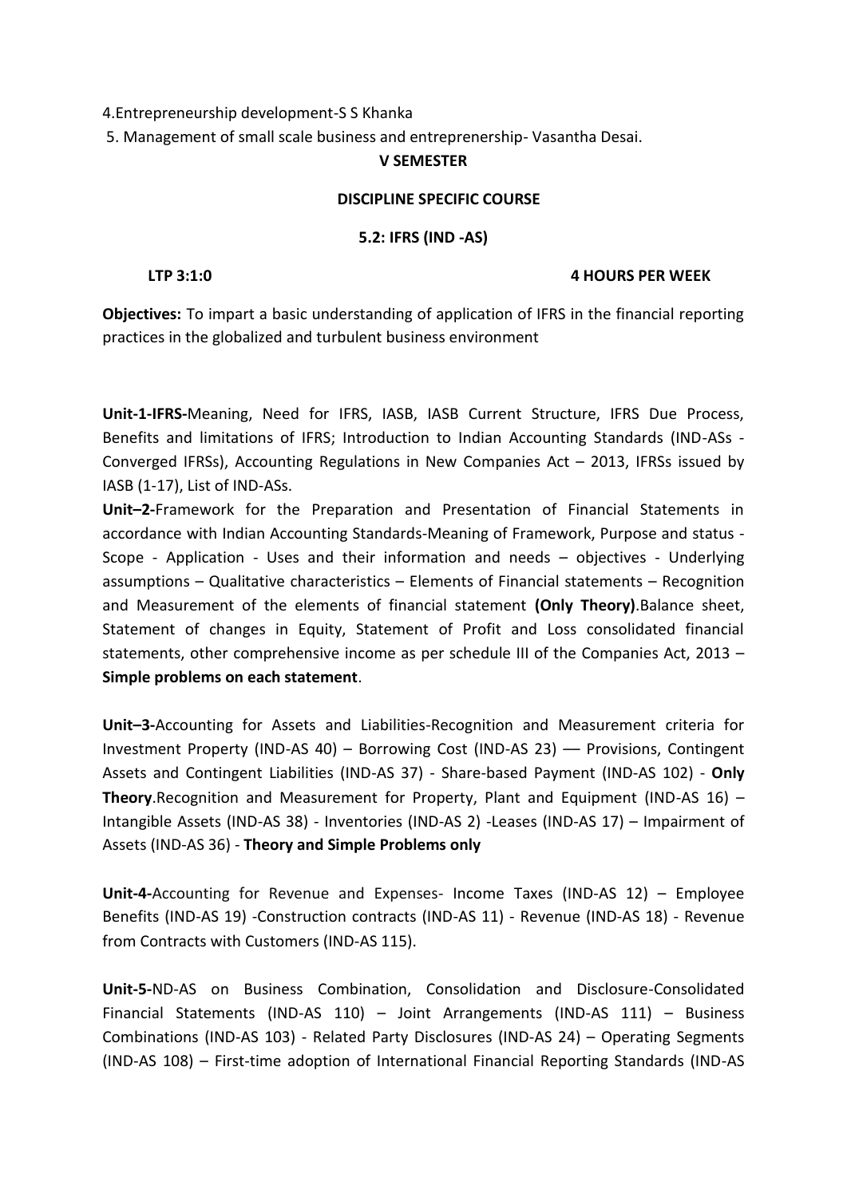4.Entrepreneurship development-S S Khanka

5. Management of small scale business and entreprenership- Vasantha Desai.

**V SEMESTER**

**DISCIPLINE SPECIFIC COURSE**

**5.2: IFRS (IND -AS)**

**LTP 3:1:0** **4 HOURS PER WEEK**

**Objectives:** To impart a basic understanding of application of IFRS in the financial reporting practices in the globalized and turbulent business environment

**Unit-1-IFRS-**Meaning, Need for IFRS, IASB, IASB Current Structure, IFRS Due Process, Benefits and limitations of IFRS; Introduction to Indian Accounting Standards (IND-ASs - Converged IFRSs), Accounting Regulations in New Companies Act – 2013, IFRSs issued by IASB (1-17), List of IND-ASs.

**Unit–2-**Framework for the Preparation and Presentation of Financial Statements in accordance with Indian Accounting Standards-Meaning of Framework, Purpose and status - Scope - Application - Uses and their information and needs – objectives - Underlying assumptions – Qualitative characteristics – Elements of Financial statements – Recognition and Measurement of the elements of financial statement **(Only Theory)**.Balance sheet, Statement of changes in Equity, Statement of Profit and Loss consolidated financial statements, other comprehensive income as per schedule III of the Companies Act, 2013 – **Simple problems on each statement**.

**Unit–3-**Accounting for Assets and Liabilities-Recognition and Measurement criteria for Investment Property (IND-AS 40) – Borrowing Cost (IND-AS 23) –– Provisions, Contingent Assets and Contingent Liabilities (IND-AS 37) - Share-based Payment (IND-AS 102) - **Only Theory**.Recognition and Measurement for Property, Plant and Equipment (IND-AS 16) – Intangible Assets (IND-AS 38) - Inventories (IND-AS 2) -Leases (IND-AS 17) – Impairment of Assets (IND-AS 36) - **Theory and Simple Problems only**

**Unit-4-**Accounting for Revenue and Expenses- Income Taxes (IND-AS 12) – Employee Benefits (IND-AS 19) -Construction contracts (IND-AS 11) - Revenue (IND-AS 18) - Revenue from Contracts with Customers (IND-AS 115).

**Unit-5-**ND-AS on Business Combination, Consolidation and Disclosure-Consolidated Financial Statements (IND-AS 110) – Joint Arrangements (IND-AS 111) – Business Combinations (IND-AS 103) - Related Party Disclosures (IND-AS 24) – Operating Segments (IND-AS 108) – First-time adoption of International Financial Reporting Standards (IND-AS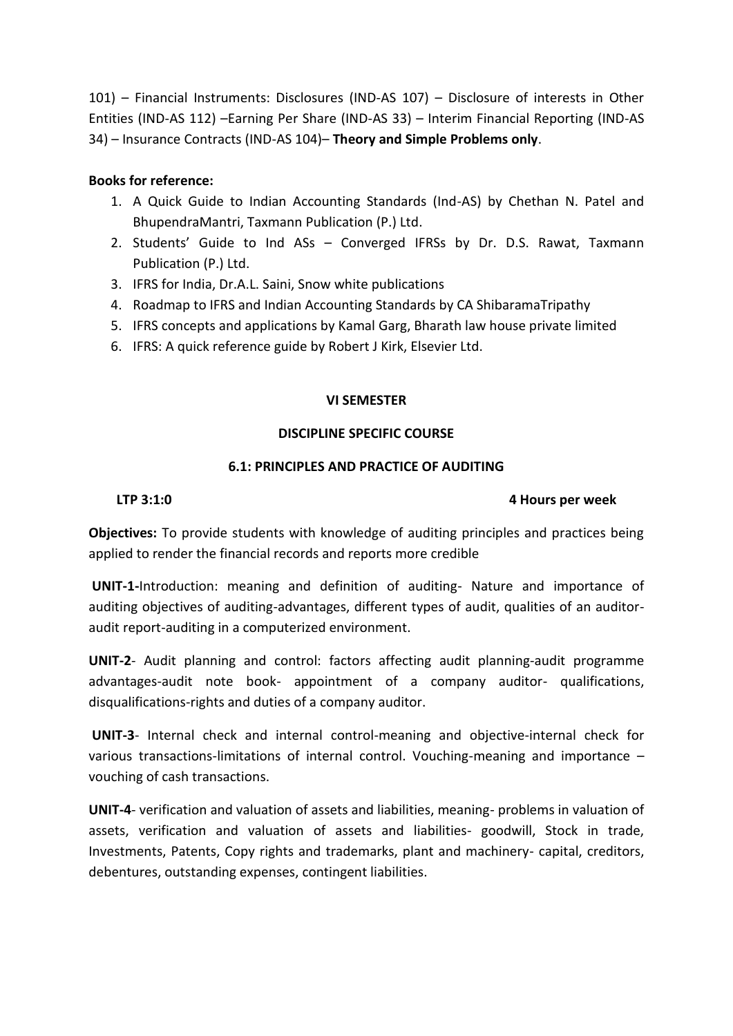101) – Financial Instruments: Disclosures (IND-AS 107) – Disclosure of interests in Other Entities (IND-AS 112) –Earning Per Share (IND-AS 33) – Interim Financial Reporting (IND-AS 34) – Insurance Contracts (IND-AS 104)– **Theory and Simple Problems only**.

**Books for reference:**

1. A Quick Guide to Indian Accounting Standards (Ind-AS) by Chethan N. Patel and BhupendraMantri, Taxmann Publication (P.) Ltd.
2. Students' Guide to Ind ASs – Converged IFRSs by Dr. D.S. Rawat, Taxmann Publication (P.) Ltd.
3. IFRS for India, Dr.A.L. Saini, Snow white publications
4. Roadmap to IFRS and Indian Accounting Standards by CA ShibaramaTripathy
5. IFRS concepts and applications by Kamal Garg, Bharath law house private limited
6. IFRS: A quick reference guide by Robert J Kirk, Elsevier Ltd.

## VI SEMESTER

## DISCIPLINE SPECIFIC COURSE

### 6.1: PRINCIPLES AND PRACTICE OF AUDITING

**LTP 3:1:0** **4 Hours per week**

**Objectives:** To provide students with knowledge of auditing principles and practices being applied to render the financial records and reports more credible

**UNIT-1-**Introduction: meaning and definition of auditing- Nature and importance of auditing objectives of auditing-advantages, different types of audit, qualities of an auditor-audit report-auditing in a computerized environment.

**UNIT-2**- Audit planning and control: factors affecting audit planning-audit programme advantages-audit note book- appointment of a company auditor- qualifications, disqualifications-rights and duties of a company auditor.

**UNIT-3**- Internal check and internal control-meaning and objective-internal check for various transactions-limitations of internal control. Vouching-meaning and importance – vouching of cash transactions.

**UNIT-4**- verification and valuation of assets and liabilities, meaning- problems in valuation of assets, verification and valuation of assets and liabilities- goodwill, Stock in trade, Investments, Patents, Copy rights and trademarks, plant and machinery- capital, creditors, debentures, outstanding expenses, contingent liabilities.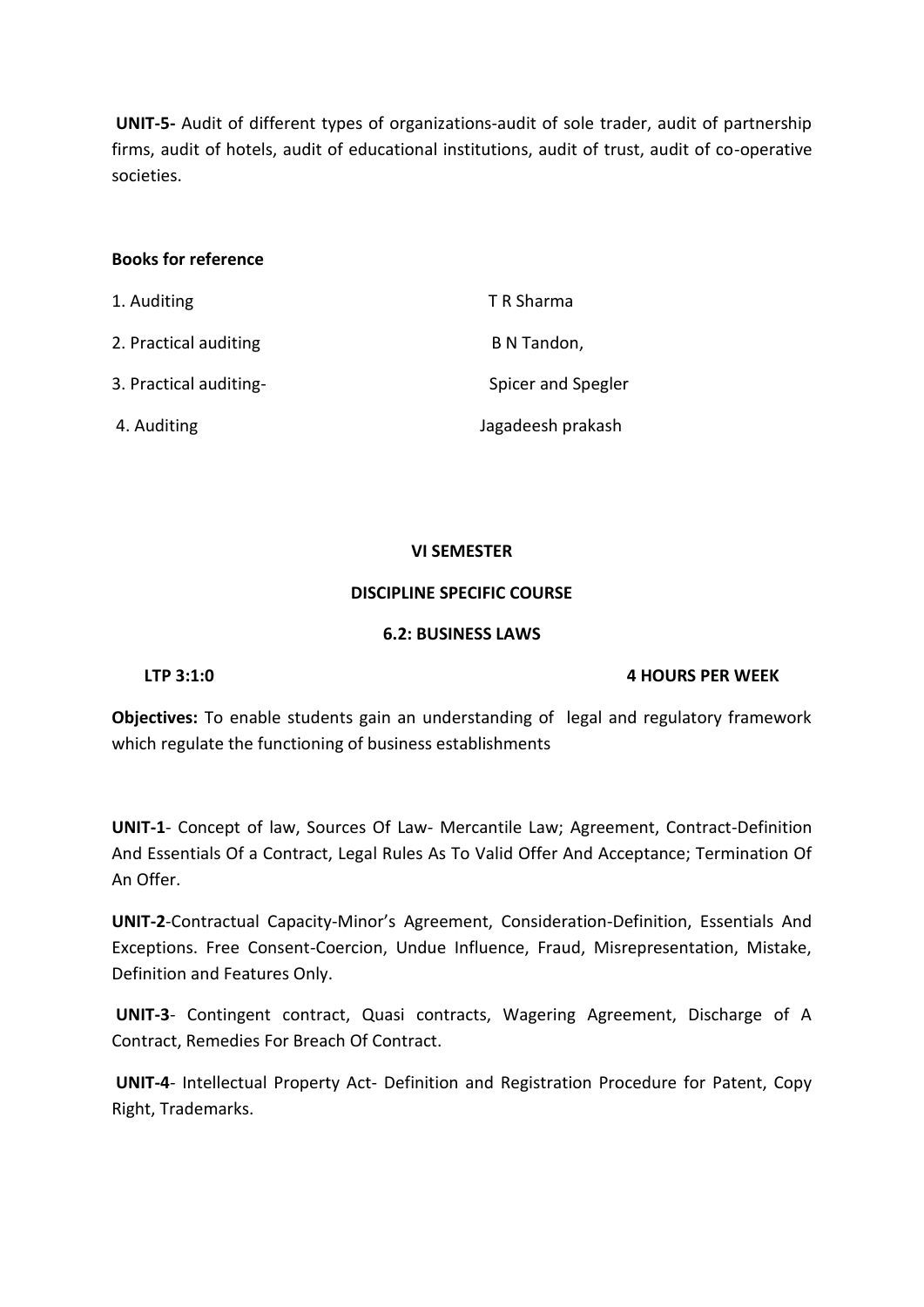**UNIT-5-** Audit of different types of organizations-audit of sole trader, audit of partnership firms, audit of hotels, audit of educational institutions, audit of trust, audit of co-operative societies.

**Books for reference**

| | |
|---|---|
| 1. Auditing | T R Sharma |
| 2. Practical auditing | B N Tandon, |
| 3. Practical auditing- | Spicer and Spegler |
| 4. Auditing | Jagadeesh prakash |

**VI SEMESTER**

**DISCIPLINE SPECIFIC COURSE**

**6.2: BUSINESS LAWS**

**LTP 3:1:0** **4 HOURS PER WEEK**

**Objectives:** To enable students gain an understanding of legal and regulatory framework which regulate the functioning of business establishments

**UNIT-1**- Concept of law, Sources Of Law- Mercantile Law; Agreement, Contract-Definition And Essentials Of a Contract, Legal Rules As To Valid Offer And Acceptance; Termination Of An Offer.

**UNIT-2**-Contractual Capacity-Minor's Agreement, Consideration-Definition, Essentials And Exceptions. Free Consent-Coercion, Undue Influence, Fraud, Misrepresentation, Mistake, Definition and Features Only.

**UNIT-3**- Contingent contract, Quasi contracts, Wagering Agreement, Discharge of A Contract, Remedies For Breach Of Contract.

**UNIT-4**- Intellectual Property Act- Definition and Registration Procedure for Patent, Copy Right, Trademarks.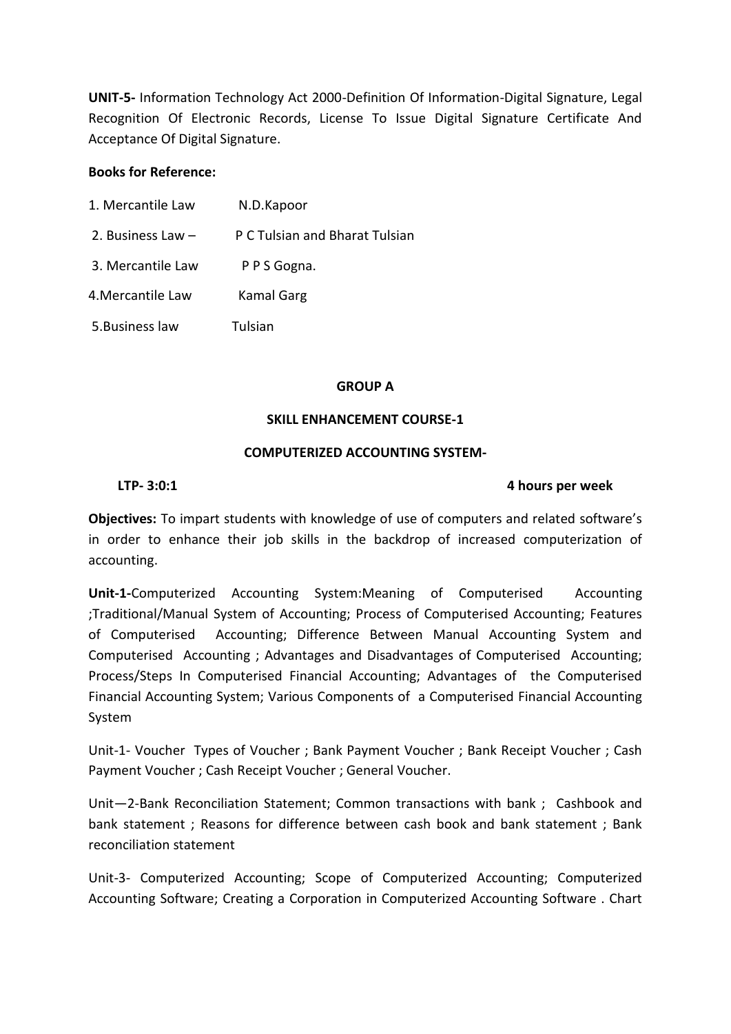**UNIT-5-** Information Technology Act 2000-Definition Of Information-Digital Signature, Legal Recognition Of Electronic Records, License To Issue Digital Signature Certificate And Acceptance Of Digital Signature.

**Books for Reference:**

1. Mercantile Law N.D.Kapoor
2. Business Law – P C Tulsian and Bharat Tulsian
3. Mercantile Law P P S Gogna.
4. Mercantile Law Kamal Garg
5. Business law Tulsian

**GROUP A**

**SKILL ENHANCEMENT COURSE-1**

**COMPUTERIZED ACCOUNTING SYSTEM-**

**LTP- 3:0:1** **4 hours per week**

**Objectives:** To impart students with knowledge of use of computers and related software's in order to enhance their job skills in the backdrop of increased computerization of accounting.

**Unit-1-**Computerized Accounting System:Meaning of Computerised Accounting ;Traditional/Manual System of Accounting; Process of Computerised Accounting; Features of Computerised Accounting; Difference Between Manual Accounting System and Computerised Accounting ; Advantages and Disadvantages of Computerised Accounting; Process/Steps In Computerised Financial Accounting; Advantages of the Computerised Financial Accounting System; Various Components of a Computerised Financial Accounting System

Unit-1- Voucher Types of Voucher ; Bank Payment Voucher ; Bank Receipt Voucher ; Cash Payment Voucher ; Cash Receipt Voucher ; General Voucher.

Unit—2-Bank Reconciliation Statement; Common transactions with bank ; Cashbook and bank statement ; Reasons for difference between cash book and bank statement ; Bank reconciliation statement

Unit-3- Computerized Accounting; Scope of Computerized Accounting; Computerized Accounting Software; Creating a Corporation in Computerized Accounting Software . Chart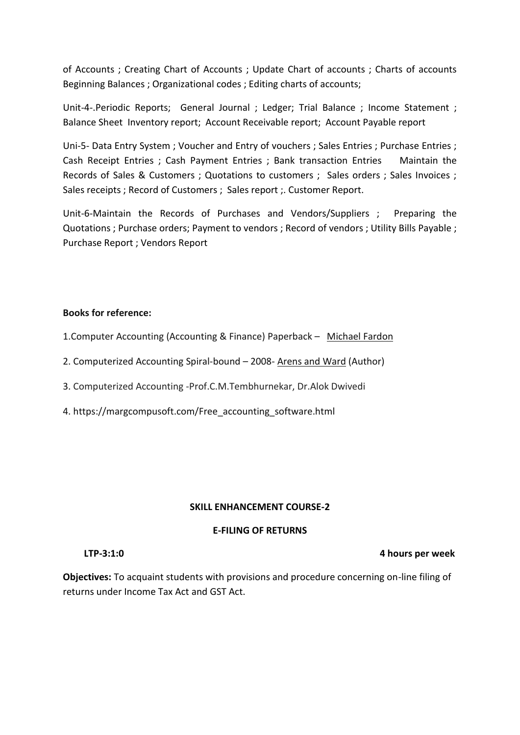of Accounts ; Creating Chart of Accounts ; Update Chart of accounts ; Charts of accounts Beginning Balances ; Organizational codes ; Editing charts of accounts;

Unit-4-.Periodic Reports; General Journal ; Ledger; Trial Balance ; Income Statement ; Balance Sheet Inventory report; Account Receivable report; Account Payable report

Uni-5- Data Entry System ; Voucher and Entry of vouchers ; Sales Entries ; Purchase Entries ; Cash Receipt Entries ; Cash Payment Entries ; Bank transaction Entries Maintain the Records of Sales & Customers ; Quotations to customers ; Sales orders ; Sales Invoices ; Sales receipts ; Record of Customers ; Sales report ;. Customer Report.

Unit-6-Maintain the Records of Purchases and Vendors/Suppliers ; Preparing the Quotations ; Purchase orders; Payment to vendors ; Record of vendors ; Utility Bills Payable ; Purchase Report ; Vendors Report

**Books for reference:**

1.Computer Accounting (Accounting & Finance) Paperback – Michael Fardon

2. Computerized Accounting Spiral-bound – 2008- Arens and Ward (Author)

3. Computerized Accounting -Prof.C.M.Tembhurnekar, Dr.Alok Dwivedi

4. https://margcompusoft.com/Free_accounting_software.html

**SKILL ENHANCEMENT COURSE-2**

**E-FILING OF RETURNS**

**LTP-3:1:0** **4 hours per week**

**Objectives:** To acquaint students with provisions and procedure concerning on-line filing of returns under Income Tax Act and GST Act.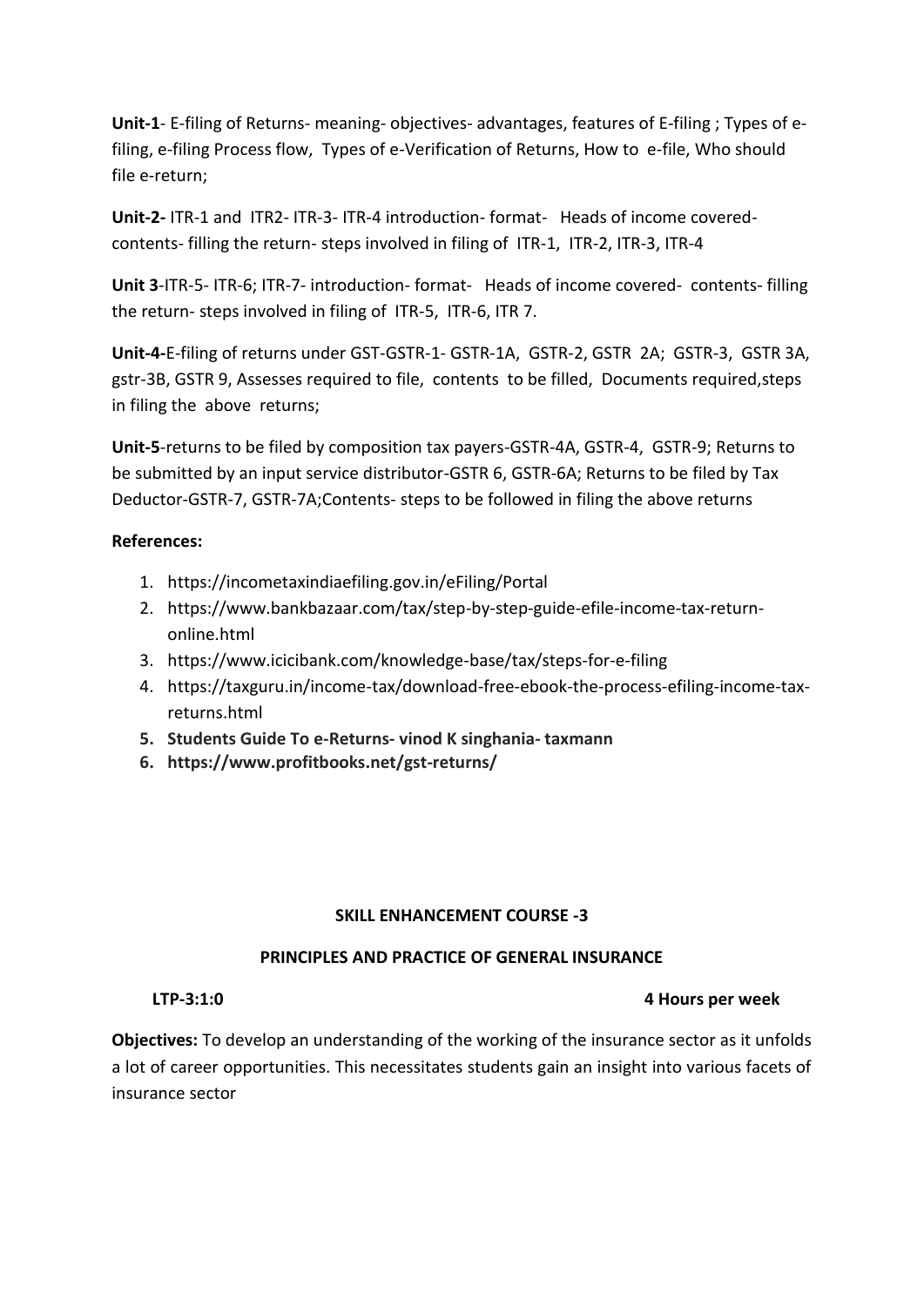**Unit-1**- E-filing of Returns- meaning- objectives- advantages, features of E-filing ; Types of e-filing, e-filing Process flow, Types of e-Verification of Returns, How to e-file, Who should file e-return;

**Unit-2-** ITR-1 and ITR2- ITR-3- ITR-4 introduction- format- Heads of income covered- contents- filling the return- steps involved in filing of ITR-1, ITR-2, ITR-3, ITR-4

**Unit 3**-ITR-5- ITR-6; ITR-7- introduction- format- Heads of income covered- contents- filling the return- steps involved in filing of ITR-5, ITR-6, ITR 7.

**Unit-4-**E-filing of returns under GST-GSTR-1- GSTR-1A, GSTR-2, GSTR 2A; GSTR-3, GSTR 3A, gstr-3B, GSTR 9, Assesses required to file, contents to be filled, Documents required,steps in filing the above returns;

**Unit-5**-returns to be filed by composition tax payers-GSTR-4A, GSTR-4, GSTR-9; Returns to be submitted by an input service distributor-GSTR 6, GSTR-6A; Returns to be filed by Tax Deductor-GSTR-7, GSTR-7A;Contents- steps to be followed in filing the above returns

**References:**

1. https://incometaxindiaefiling.gov.in/eFiling/Portal
2. https://www.bankbazaar.com/tax/step-by-step-guide-efile-income-tax-return-online.html
3. https://www.icicibank.com/knowledge-base/tax/steps-for-e-filing
4. https://taxguru.in/income-tax/download-free-ebook-the-process-efiling-income-tax-returns.html
5. **Students Guide To e-Returns- vinod K singhania- taxmann**
6. **https://www.profitbooks.net/gst-returns/**

## SKILL ENHANCEMENT COURSE -3

## PRINCIPLES AND PRACTICE OF GENERAL INSURANCE

**LTP-3:1:0** **4 Hours per week**

**Objectives:** To develop an understanding of the working of the insurance sector as it unfolds a lot of career opportunities. This necessitates students gain an insight into various facets of insurance sector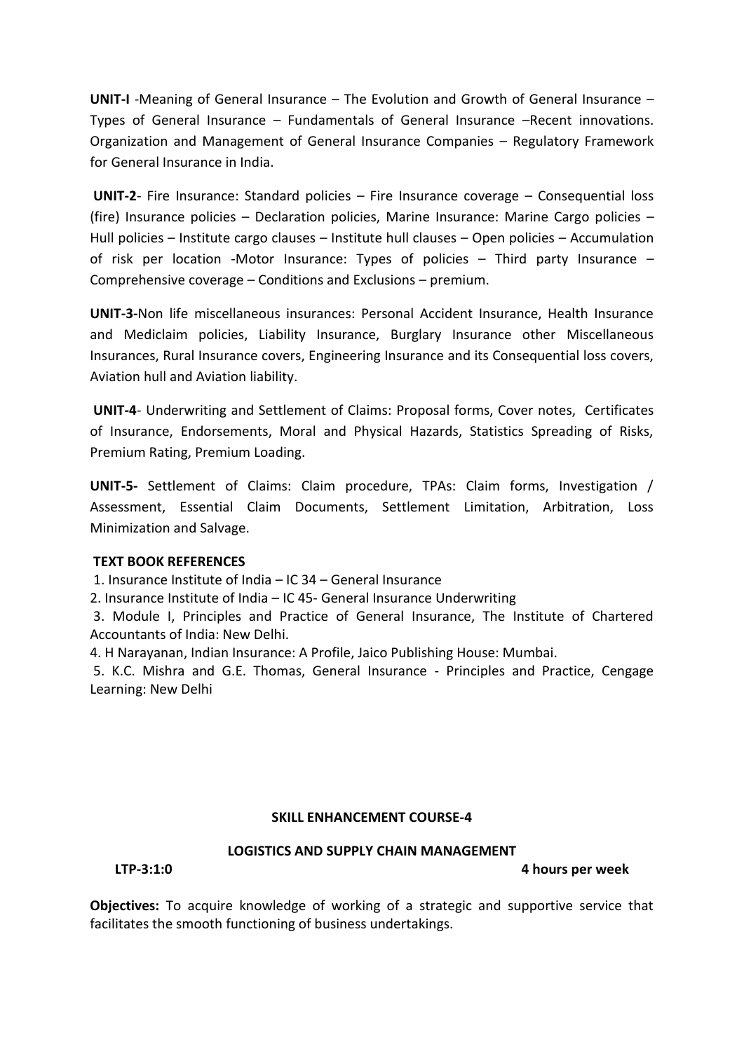**UNIT-I** -Meaning of General Insurance – The Evolution and Growth of General Insurance – Types of General Insurance – Fundamentals of General Insurance –Recent innovations. Organization and Management of General Insurance Companies – Regulatory Framework for General Insurance in India.

**UNIT-2**- Fire Insurance: Standard policies – Fire Insurance coverage – Consequential loss (fire) Insurance policies – Declaration policies, Marine Insurance: Marine Cargo policies – Hull policies – Institute cargo clauses – Institute hull clauses – Open policies – Accumulation of risk per location -Motor Insurance: Types of policies – Third party Insurance – Comprehensive coverage – Conditions and Exclusions – premium.

**UNIT-3-**Non life miscellaneous insurances: Personal Accident Insurance, Health Insurance and Mediclaim policies, Liability Insurance, Burglary Insurance other Miscellaneous Insurances, Rural Insurance covers, Engineering Insurance and its Consequential loss covers, Aviation hull and Aviation liability.

**UNIT-4**- Underwriting and Settlement of Claims: Proposal forms, Cover notes, Certificates of Insurance, Endorsements, Moral and Physical Hazards, Statistics Spreading of Risks, Premium Rating, Premium Loading.

**UNIT-5-** Settlement of Claims: Claim procedure, TPAs: Claim forms, Investigation / Assessment, Essential Claim Documents, Settlement Limitation, Arbitration, Loss Minimization and Salvage.

**TEXT BOOK REFERENCES**

1. Insurance Institute of India – IC 34 – General Insurance
2. Insurance Institute of India – IC 45- General Insurance Underwriting
3. Module I, Principles and Practice of General Insurance, The Institute of Chartered Accountants of India: New Delhi.
4. H Narayanan, Indian Insurance: A Profile, Jaico Publishing House: Mumbai.
5. K.C. Mishra and G.E. Thomas, General Insurance - Principles and Practice, Cengage Learning: New Delhi

**SKILL ENHANCEMENT COURSE-4**

**LOGISTICS AND SUPPLY CHAIN MANAGEMENT**

**LTP-3:1:0** **4 hours per week**

**Objectives:** To acquire knowledge of working of a strategic and supportive service that facilitates the smooth functioning of business undertakings.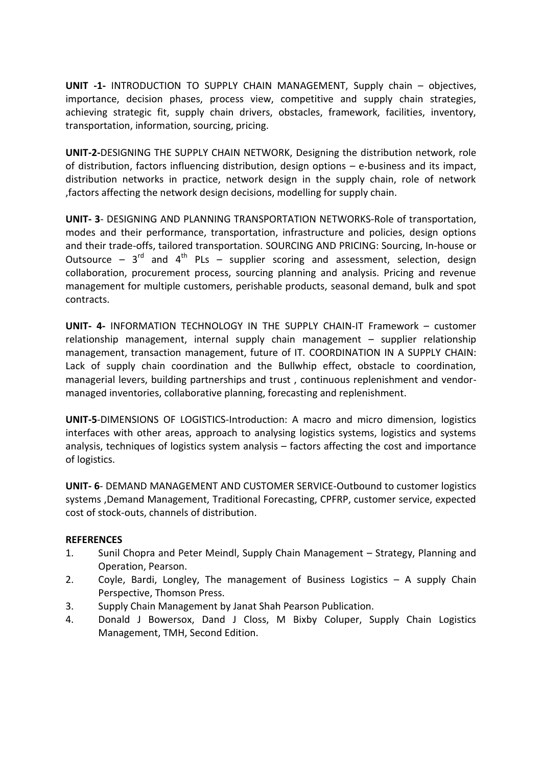**UNIT -1-** INTRODUCTION TO SUPPLY CHAIN MANAGEMENT, Supply chain – objectives, importance, decision phases, process view, competitive and supply chain strategies, achieving strategic fit, supply chain drivers, obstacles, framework, facilities, inventory, transportation, information, sourcing, pricing.

**UNIT-2-**DESIGNING THE SUPPLY CHAIN NETWORK, Designing the distribution network, role of distribution, factors influencing distribution, design options – e-business and its impact, distribution networks in practice, network design in the supply chain, role of network ,factors affecting the network design decisions, modelling for supply chain.

**UNIT- 3**- DESIGNING AND PLANNING TRANSPORTATION NETWORKS-Role of transportation, modes and their performance, transportation, infrastructure and policies, design options and their trade-offs, tailored transportation. SOURCING AND PRICING: Sourcing, In-house or Outsource – 3rd and 4th PLs – supplier scoring and assessment, selection, design collaboration, procurement process, sourcing planning and analysis. Pricing and revenue management for multiple customers, perishable products, seasonal demand, bulk and spot contracts.

**UNIT- 4-** INFORMATION TECHNOLOGY IN THE SUPPLY CHAIN-IT Framework – customer relationship management, internal supply chain management – supplier relationship management, transaction management, future of IT. COORDINATION IN A SUPPLY CHAIN: Lack of supply chain coordination and the Bullwhip effect, obstacle to coordination, managerial levers, building partnerships and trust , continuous replenishment and vendor-managed inventories, collaborative planning, forecasting and replenishment.

**UNIT-5**-DIMENSIONS OF LOGISTICS-Introduction: A macro and micro dimension, logistics interfaces with other areas, approach to analysing logistics systems, logistics and systems analysis, techniques of logistics system analysis – factors affecting the cost and importance of logistics.

**UNIT- 6**- DEMAND MANAGEMENT AND CUSTOMER SERVICE-Outbound to customer logistics systems ,Demand Management, Traditional Forecasting, CPFRP, customer service, expected cost of stock-outs, channels of distribution.

**REFERENCES**

1. Sunil Chopra and Peter Meindl, Supply Chain Management – Strategy, Planning and Operation, Pearson.
2. Coyle, Bardi, Longley, The management of Business Logistics – A supply Chain Perspective, Thomson Press.
3. Supply Chain Management by Janat Shah Pearson Publication.
4. Donald J Bowersox, Dand J Closs, M Bixby Coluper, Supply Chain Logistics Management, TMH, Second Edition.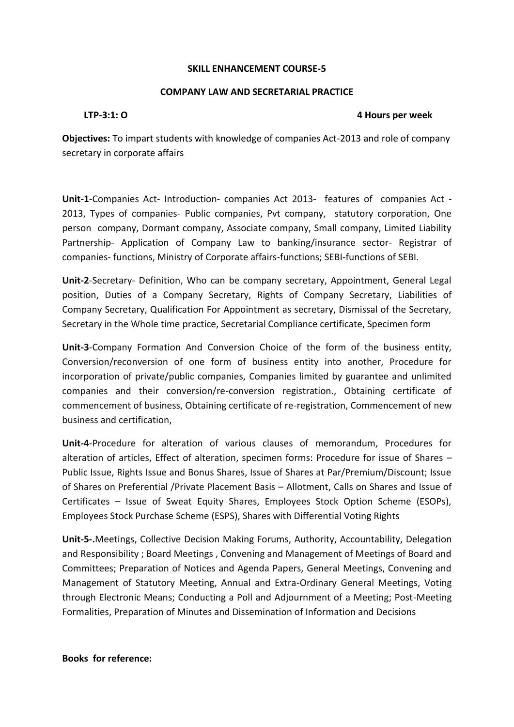**SKILL ENHANCEMENT COURSE-5**

**COMPANY LAW AND SECRETARIAL PRACTICE**

**LTP-3:1: O** **4 Hours per week**

**Objectives:** To impart students with knowledge of companies Act-2013 and role of company secretary in corporate affairs

**Unit-1**-Companies Act- Introduction- companies Act 2013- features of companies Act -2013, Types of companies- Public companies, Pvt company, statutory corporation, One person company, Dormant company, Associate company, Small company, Limited Liability Partnership- Application of Company Law to banking/insurance sector- Registrar of companies- functions, Ministry of Corporate affairs-functions; SEBI-functions of SEBI.

**Unit-2**-Secretary- Definition, Who can be company secretary, Appointment, General Legal position, Duties of a Company Secretary, Rights of Company Secretary, Liabilities of Company Secretary, Qualification For Appointment as secretary, Dismissal of the Secretary, Secretary in the Whole time practice, Secretarial Compliance certificate, Specimen form

**Unit-3**-Company Formation And Conversion Choice of the form of the business entity, Conversion/reconversion of one form of business entity into another, Procedure for incorporation of private/public companies, Companies limited by guarantee and unlimited companies and their conversion/re-conversion registration., Obtaining certificate of commencement of business, Obtaining certificate of re-registration, Commencement of new business and certification,

**Unit-4**-Procedure for alteration of various clauses of memorandum, Procedures for alteration of articles, Effect of alteration, specimen forms: Procedure for issue of Shares – Public Issue, Rights Issue and Bonus Shares, Issue of Shares at Par/Premium/Discount; Issue of Shares on Preferential /Private Placement Basis – Allotment, Calls on Shares and Issue of Certificates – Issue of Sweat Equity Shares, Employees Stock Option Scheme (ESOPs), Employees Stock Purchase Scheme (ESPS), Shares with Differential Voting Rights

**Unit-5-.**Meetings, Collective Decision Making Forums, Authority, Accountability, Delegation and Responsibility ; Board Meetings , Convening and Management of Meetings of Board and Committees; Preparation of Notices and Agenda Papers, General Meetings, Convening and Management of Statutory Meeting, Annual and Extra-Ordinary General Meetings, Voting through Electronic Means; Conducting a Poll and Adjournment of a Meeting; Post-Meeting Formalities, Preparation of Minutes and Dissemination of Information and Decisions

**Books for reference:**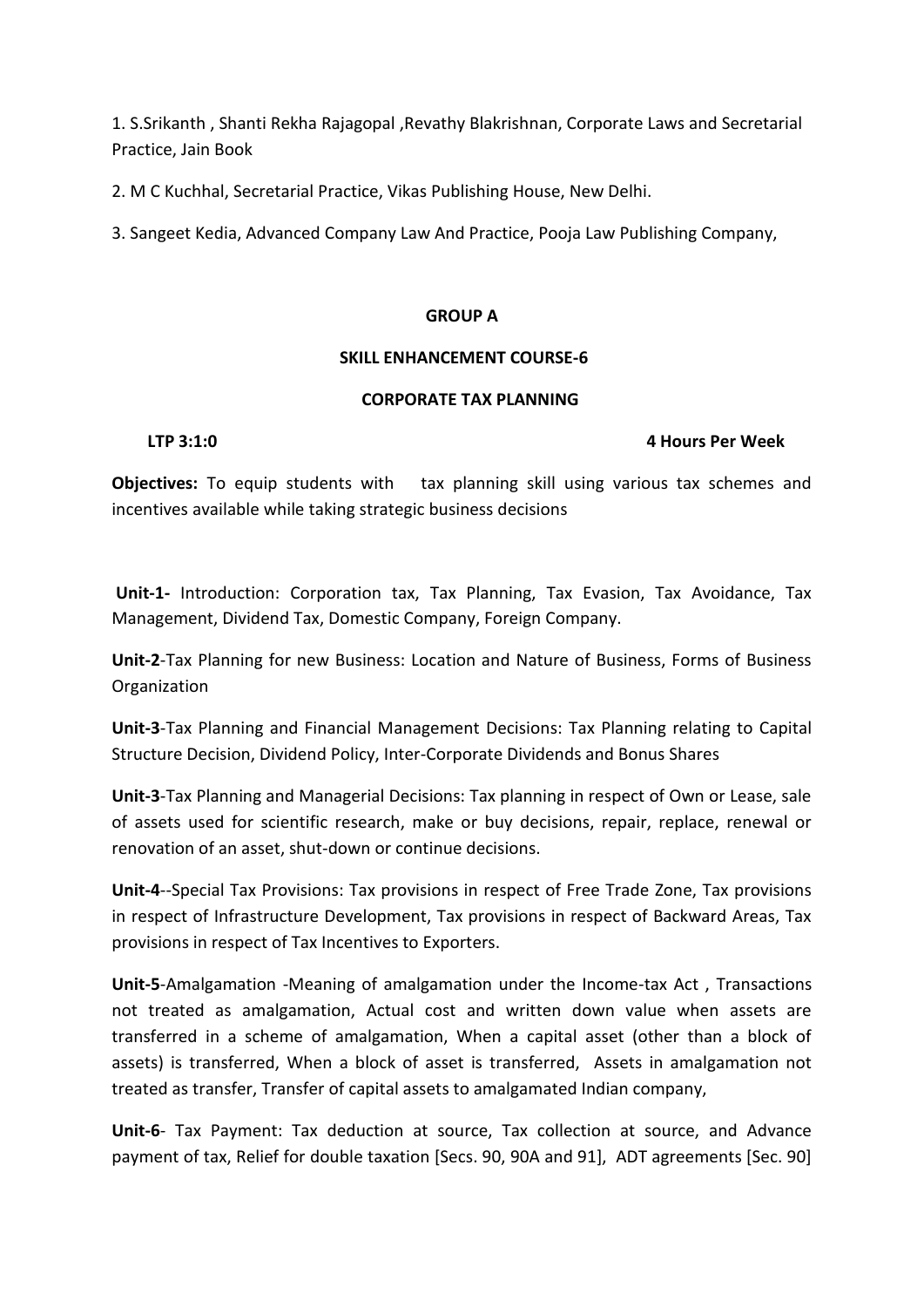1. S.Srikanth , Shanti Rekha Rajagopal ,Revathy Blakrishnan, Corporate Laws and Secretarial Practice, Jain Book

2. M C Kuchhal, Secretarial Practice, Vikas Publishing House, New Delhi.

3. Sangeet Kedia, Advanced Company Law And Practice, Pooja Law Publishing Company,

**GROUP A**

**SKILL ENHANCEMENT COURSE-6**

**CORPORATE TAX PLANNING**

**LTP 3:1:0** **4 Hours Per Week**

**Objectives:** To equip students with tax planning skill using various tax schemes and incentives available while taking strategic business decisions

**Unit-1-** Introduction: Corporation tax, Tax Planning, Tax Evasion, Tax Avoidance, Tax Management, Dividend Tax, Domestic Company, Foreign Company.

**Unit-2**-Tax Planning for new Business: Location and Nature of Business, Forms of Business Organization

**Unit-3**-Tax Planning and Financial Management Decisions: Tax Planning relating to Capital Structure Decision, Dividend Policy, Inter-Corporate Dividends and Bonus Shares

**Unit-3**-Tax Planning and Managerial Decisions: Tax planning in respect of Own or Lease, sale of assets used for scientific research, make or buy decisions, repair, replace, renewal or renovation of an asset, shut-down or continue decisions.

**Unit-4**--Special Tax Provisions: Tax provisions in respect of Free Trade Zone, Tax provisions in respect of Infrastructure Development, Tax provisions in respect of Backward Areas, Tax provisions in respect of Tax Incentives to Exporters.

**Unit-5**-Amalgamation -Meaning of amalgamation under the Income-tax Act , Transactions not treated as amalgamation, Actual cost and written down value when assets are transferred in a scheme of amalgamation, When a capital asset (other than a block of assets) is transferred, When a block of asset is transferred, Assets in amalgamation not treated as transfer, Transfer of capital assets to amalgamated Indian company,

**Unit-6**- Tax Payment: Tax deduction at source, Tax collection at source, and Advance payment of tax, Relief for double taxation [Secs. 90, 90A and 91], ADT agreements [Sec. 90]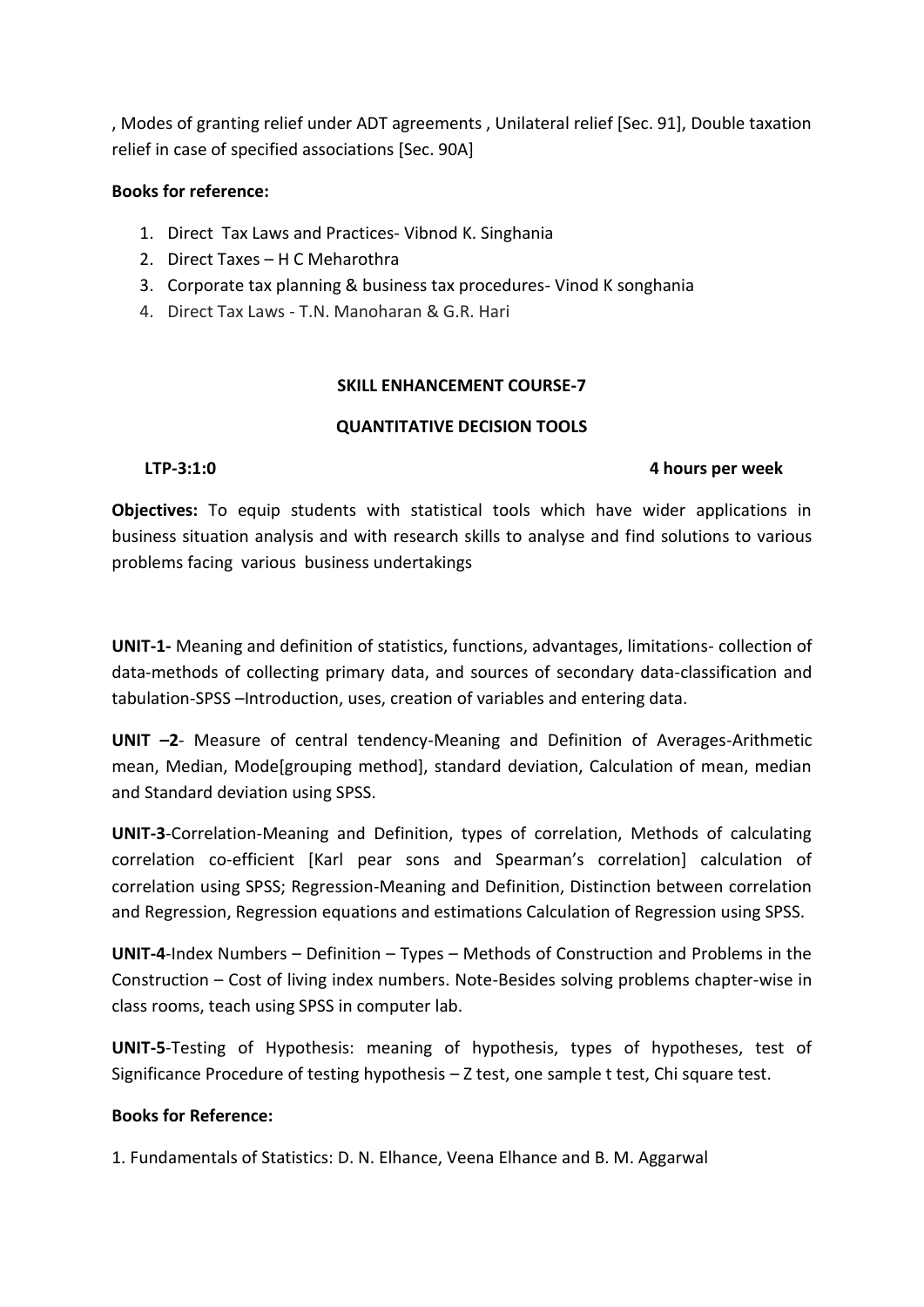, Modes of granting relief under ADT agreements , Unilateral relief [Sec. 91], Double taxation relief in case of specified associations [Sec. 90A]

**Books for reference:**

1. Direct Tax Laws and Practices- Vibnod K. Singhania
2. Direct Taxes – H C Meharothra
3. Corporate tax planning & business tax procedures- Vinod K songhania
4. Direct Tax Laws - T.N. Manoharan & G.R. Hari

## SKILL ENHANCEMENT COURSE-7

## QUANTITATIVE DECISION TOOLS

**LTP-3:1:0** **4 hours per week**

**Objectives:** To equip students with statistical tools which have wider applications in business situation analysis and with research skills to analyse and find solutions to various problems facing various business undertakings

**UNIT-1-** Meaning and definition of statistics, functions, advantages, limitations- collection of data-methods of collecting primary data, and sources of secondary data-classification and tabulation-SPSS –Introduction, uses, creation of variables and entering data.

**UNIT –2**- Measure of central tendency-Meaning and Definition of Averages-Arithmetic mean, Median, Mode[grouping method], standard deviation, Calculation of mean, median and Standard deviation using SPSS.

**UNIT-3**-Correlation-Meaning and Definition, types of correlation, Methods of calculating correlation co-efficient [Karl pear sons and Spearman's correlation] calculation of correlation using SPSS; Regression-Meaning and Definition, Distinction between correlation and Regression, Regression equations and estimations Calculation of Regression using SPSS.

**UNIT-4**-Index Numbers – Definition – Types – Methods of Construction and Problems in the Construction – Cost of living index numbers. Note-Besides solving problems chapter-wise in class rooms, teach using SPSS in computer lab.

**UNIT-5**-Testing of Hypothesis: meaning of hypothesis, types of hypotheses, test of Significance Procedure of testing hypothesis – Z test, one sample t test, Chi square test.

**Books for Reference:**

1. Fundamentals of Statistics: D. N. Elhance, Veena Elhance and B. M. Aggarwal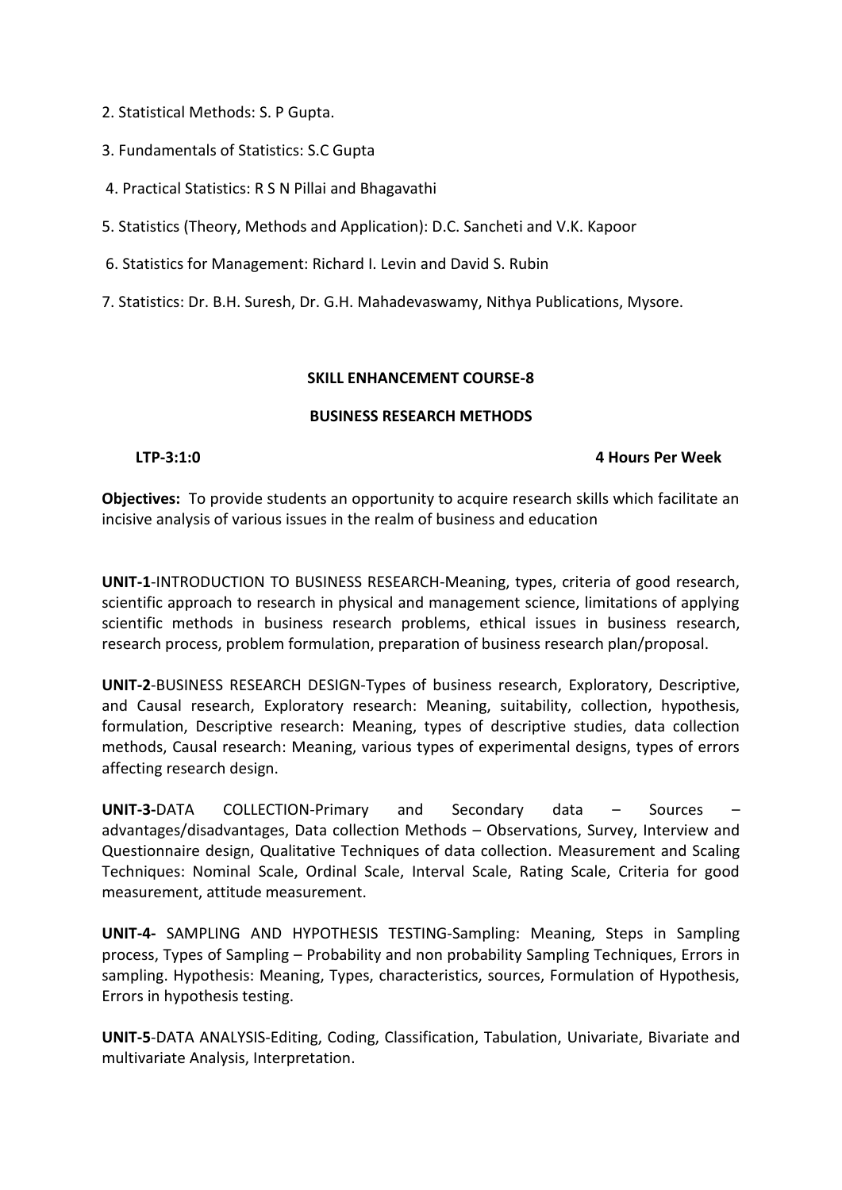2. Statistical Methods: S. P Gupta.

3. Fundamentals of Statistics: S.C Gupta

4. Practical Statistics: R S N Pillai and Bhagavathi

5. Statistics (Theory, Methods and Application): D.C. Sancheti and V.K. Kapoor

6. Statistics for Management: Richard I. Levin and David S. Rubin

7. Statistics: Dr. B.H. Suresh, Dr. G.H. Mahadevaswamy, Nithya Publications, Mysore.

## SKILL ENHANCEMENT COURSE-8

## BUSINESS RESEARCH METHODS

**LTP-3:1:0** **4 Hours Per Week**

**Objectives:** To provide students an opportunity to acquire research skills which facilitate an incisive analysis of various issues in the realm of business and education

**UNIT-1**-INTRODUCTION TO BUSINESS RESEARCH-Meaning, types, criteria of good research, scientific approach to research in physical and management science, limitations of applying scientific methods in business research problems, ethical issues in business research, research process, problem formulation, preparation of business research plan/proposal.

**UNIT-2**-BUSINESS RESEARCH DESIGN-Types of business research, Exploratory, Descriptive, and Causal research, Exploratory research: Meaning, suitability, collection, hypothesis, formulation, Descriptive research: Meaning, types of descriptive studies, data collection methods, Causal research: Meaning, various types of experimental designs, types of errors affecting research design.

**UNIT-3-**DATA COLLECTION-Primary and Secondary data – Sources – advantages/disadvantages, Data collection Methods – Observations, Survey, Interview and Questionnaire design, Qualitative Techniques of data collection. Measurement and Scaling Techniques: Nominal Scale, Ordinal Scale, Interval Scale, Rating Scale, Criteria for good measurement, attitude measurement.

**UNIT-4-** SAMPLING AND HYPOTHESIS TESTING-Sampling: Meaning, Steps in Sampling process, Types of Sampling – Probability and non probability Sampling Techniques, Errors in sampling. Hypothesis: Meaning, Types, characteristics, sources, Formulation of Hypothesis, Errors in hypothesis testing.

**UNIT-5**-DATA ANALYSIS-Editing, Coding, Classification, Tabulation, Univariate, Bivariate and multivariate Analysis, Interpretation.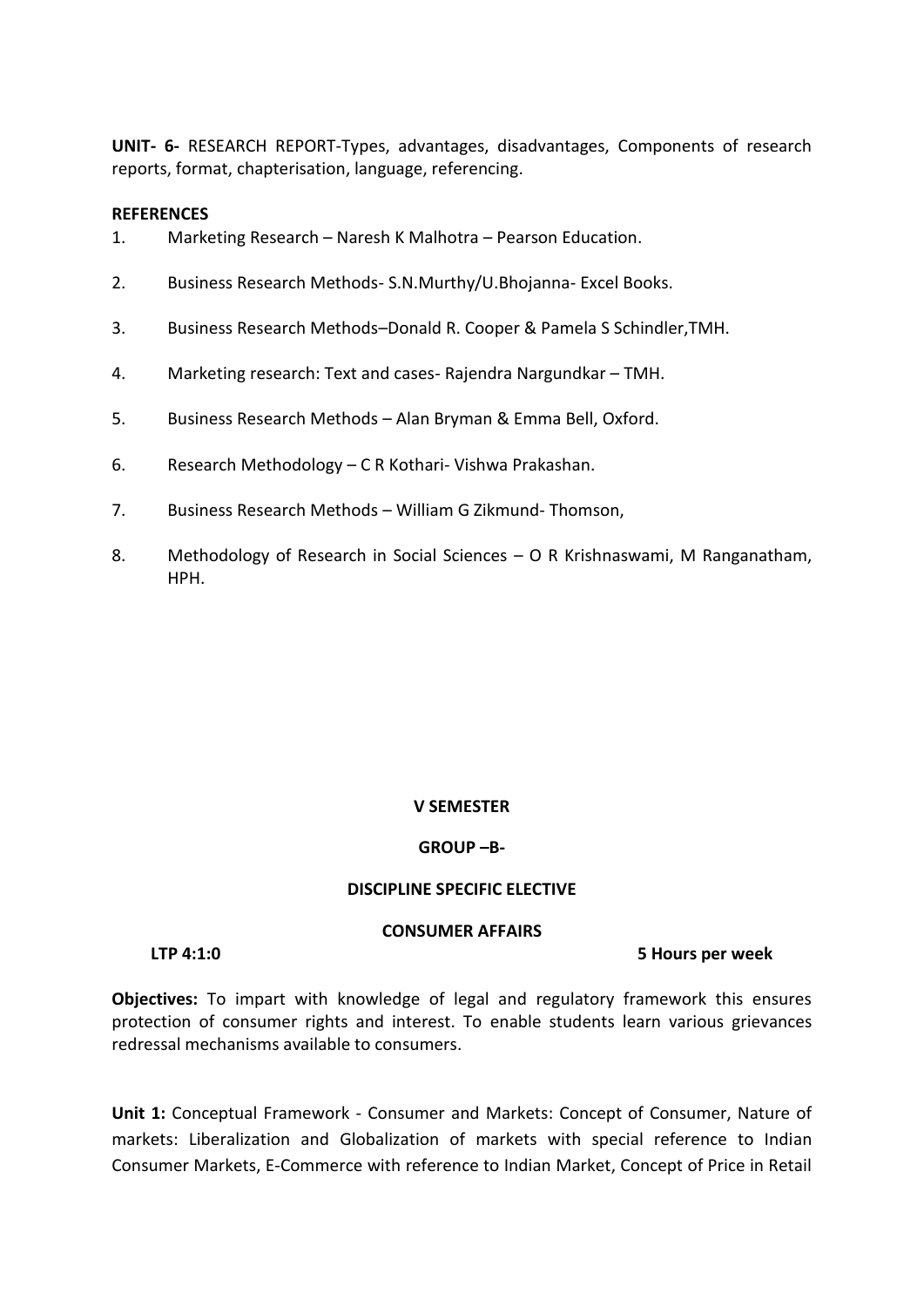**UNIT- 6-** RESEARCH REPORT-Types, advantages, disadvantages, Components of research reports, format, chapterisation, language, referencing.

**REFERENCES**

1. Marketing Research – Naresh K Malhotra – Pearson Education.
2. Business Research Methods- S.N.Murthy/U.Bhojanna- Excel Books.
3. Business Research Methods–Donald R. Cooper & Pamela S Schindler,TMH.
4. Marketing research: Text and cases- Rajendra Nargundkar – TMH.
5. Business Research Methods – Alan Bryman & Emma Bell, Oxford.
6. Research Methodology – C R Kothari- Vishwa Prakashan.
7. Business Research Methods – William G Zikmund- Thomson,
8. Methodology of Research in Social Sciences – O R Krishnaswami, M Ranganatham, HPH.

**V SEMESTER**

**GROUP –B-**

**DISCIPLINE SPECIFIC ELECTIVE**

**CONSUMER AFFAIRS**

**LTP 4:1:0** **5 Hours per week**

**Objectives:** To impart with knowledge of legal and regulatory framework this ensures protection of consumer rights and interest. To enable students learn various grievances redressal mechanisms available to consumers.

**Unit 1:** Conceptual Framework - Consumer and Markets: Concept of Consumer, Nature of markets: Liberalization and Globalization of markets with special reference to Indian Consumer Markets, E-Commerce with reference to Indian Market, Concept of Price in Retail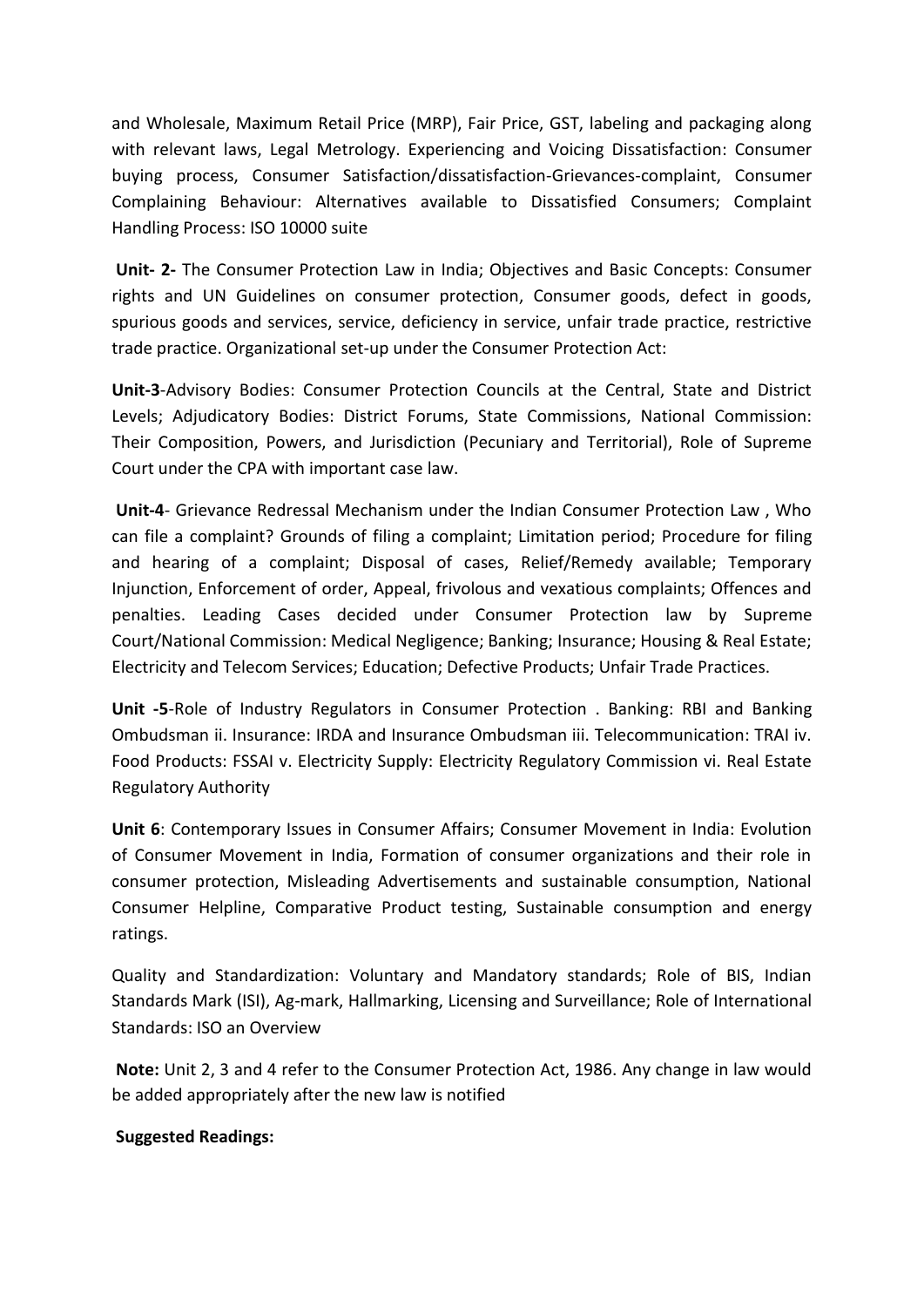and Wholesale, Maximum Retail Price (MRP), Fair Price, GST, labeling and packaging along with relevant laws, Legal Metrology. Experiencing and Voicing Dissatisfaction: Consumer buying process, Consumer Satisfaction/dissatisfaction-Grievances-complaint, Consumer Complaining Behaviour: Alternatives available to Dissatisfied Consumers; Complaint Handling Process: ISO 10000 suite

**Unit- 2-** The Consumer Protection Law in India; Objectives and Basic Concepts: Consumer rights and UN Guidelines on consumer protection, Consumer goods, defect in goods, spurious goods and services, service, deficiency in service, unfair trade practice, restrictive trade practice. Organizational set-up under the Consumer Protection Act:

**Unit-3**-Advisory Bodies: Consumer Protection Councils at the Central, State and District Levels; Adjudicatory Bodies: District Forums, State Commissions, National Commission: Their Composition, Powers, and Jurisdiction (Pecuniary and Territorial), Role of Supreme Court under the CPA with important case law.

**Unit-4**- Grievance Redressal Mechanism under the Indian Consumer Protection Law , Who can file a complaint? Grounds of filing a complaint; Limitation period; Procedure for filing and hearing of a complaint; Disposal of cases, Relief/Remedy available; Temporary Injunction, Enforcement of order, Appeal, frivolous and vexatious complaints; Offences and penalties. Leading Cases decided under Consumer Protection law by Supreme Court/National Commission: Medical Negligence; Banking; Insurance; Housing & Real Estate; Electricity and Telecom Services; Education; Defective Products; Unfair Trade Practices.

**Unit -5**-Role of Industry Regulators in Consumer Protection . Banking: RBI and Banking Ombudsman ii. Insurance: IRDA and Insurance Ombudsman iii. Telecommunication: TRAI iv. Food Products: FSSAI v. Electricity Supply: Electricity Regulatory Commission vi. Real Estate Regulatory Authority

**Unit 6**: Contemporary Issues in Consumer Affairs; Consumer Movement in India: Evolution of Consumer Movement in India, Formation of consumer organizations and their role in consumer protection, Misleading Advertisements and sustainable consumption, National Consumer Helpline, Comparative Product testing, Sustainable consumption and energy ratings.

Quality and Standardization: Voluntary and Mandatory standards; Role of BIS, Indian Standards Mark (ISI), Ag-mark, Hallmarking, Licensing and Surveillance; Role of International Standards: ISO an Overview

**Note:** Unit 2, 3 and 4 refer to the Consumer Protection Act, 1986. Any change in law would be added appropriately after the new law is notified

**Suggested Readings:**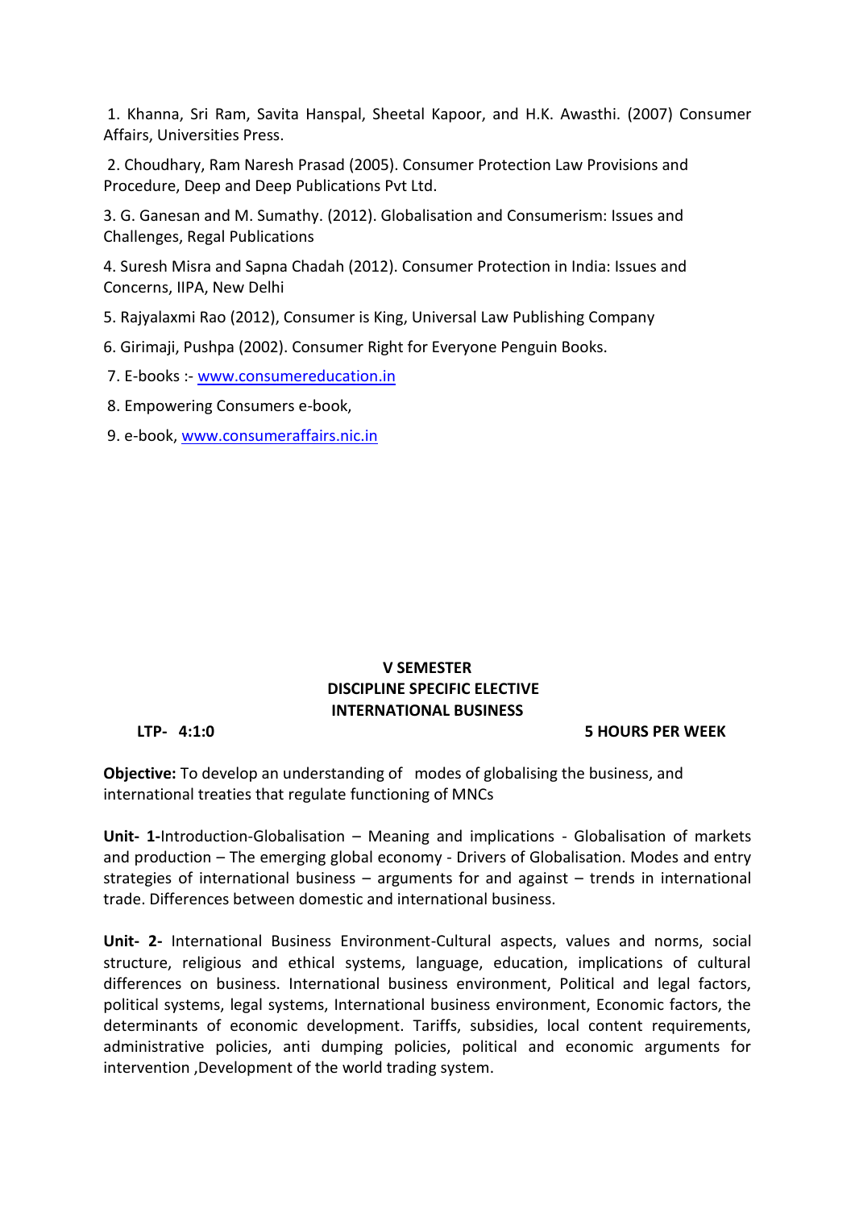1. Khanna, Sri Ram, Savita Hanspal, Sheetal Kapoor, and H.K. Awasthi. (2007) Consumer Affairs, Universities Press.

2. Choudhary, Ram Naresh Prasad (2005). Consumer Protection Law Provisions and Procedure, Deep and Deep Publications Pvt Ltd.

3. G. Ganesan and M. Sumathy. (2012). Globalisation and Consumerism: Issues and Challenges, Regal Publications

4. Suresh Misra and Sapna Chadah (2012). Consumer Protection in India: Issues and Concerns, IIPA, New Delhi

5. Rajyalaxmi Rao (2012), Consumer is King, Universal Law Publishing Company

6. Girimaji, Pushpa (2002). Consumer Right for Everyone Penguin Books.

7. E-books :- www.consumereducation.in

8. Empowering Consumers e-book,

9. e-book, www.consumeraffairs.nic.in

**V SEMESTER**
**DISCIPLINE SPECIFIC ELECTIVE**
**INTERNATIONAL BUSINESS**

**LTP- 4:1:0** **5 HOURS PER WEEK**

**Objective:** To develop an understanding of modes of globalising the business, and international treaties that regulate functioning of MNCs

**Unit- 1-**Introduction-Globalisation – Meaning and implications - Globalisation of markets and production – The emerging global economy - Drivers of Globalisation. Modes and entry strategies of international business – arguments for and against – trends in international trade. Differences between domestic and international business.

**Unit- 2-** International Business Environment-Cultural aspects, values and norms, social structure, religious and ethical systems, language, education, implications of cultural differences on business. International business environment, Political and legal factors, political systems, legal systems, International business environment, Economic factors, the determinants of economic development. Tariffs, subsidies, local content requirements, administrative policies, anti dumping policies, political and economic arguments for intervention ,Development of the world trading system.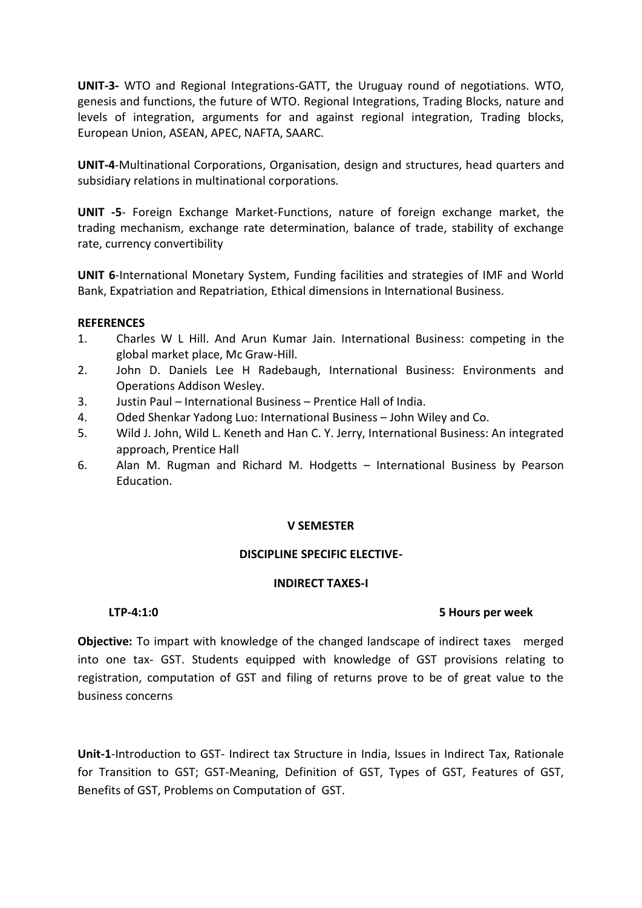**UNIT-3-** WTO and Regional Integrations-GATT, the Uruguay round of negotiations. WTO, genesis and functions, the future of WTO. Regional Integrations, Trading Blocks, nature and levels of integration, arguments for and against regional integration, Trading blocks, European Union, ASEAN, APEC, NAFTA, SAARC.

**UNIT-4**-Multinational Corporations, Organisation, design and structures, head quarters and subsidiary relations in multinational corporations.

**UNIT -5**- Foreign Exchange Market-Functions, nature of foreign exchange market, the trading mechanism, exchange rate determination, balance of trade, stability of exchange rate, currency convertibility

**UNIT 6**-International Monetary System, Funding facilities and strategies of IMF and World Bank, Expatriation and Repatriation, Ethical dimensions in International Business.

**REFERENCES**

1. Charles W L Hill. And Arun Kumar Jain. International Business: competing in the global market place, Mc Graw-Hill.
2. John D. Daniels Lee H Radebaugh, International Business: Environments and Operations Addison Wesley.
3. Justin Paul – International Business – Prentice Hall of India.
4. Oded Shenkar Yadong Luo: International Business – John Wiley and Co.
5. Wild J. John, Wild L. Keneth and Han C. Y. Jerry, International Business: An integrated approach, Prentice Hall
6. Alan M. Rugman and Richard M. Hodgetts – International Business by Pearson Education.

## V SEMESTER

### DISCIPLINE SPECIFIC ELECTIVE-

### INDIRECT TAXES-I

**LTP-4:1:0** **5 Hours per week**

**Objective:** To impart with knowledge of the changed landscape of indirect taxes merged into one tax- GST. Students equipped with knowledge of GST provisions relating to registration, computation of GST and filing of returns prove to be of great value to the business concerns

**Unit-1**-Introduction to GST- Indirect tax Structure in India, Issues in Indirect Tax, Rationale for Transition to GST; GST-Meaning, Definition of GST, Types of GST, Features of GST, Benefits of GST, Problems on Computation of GST.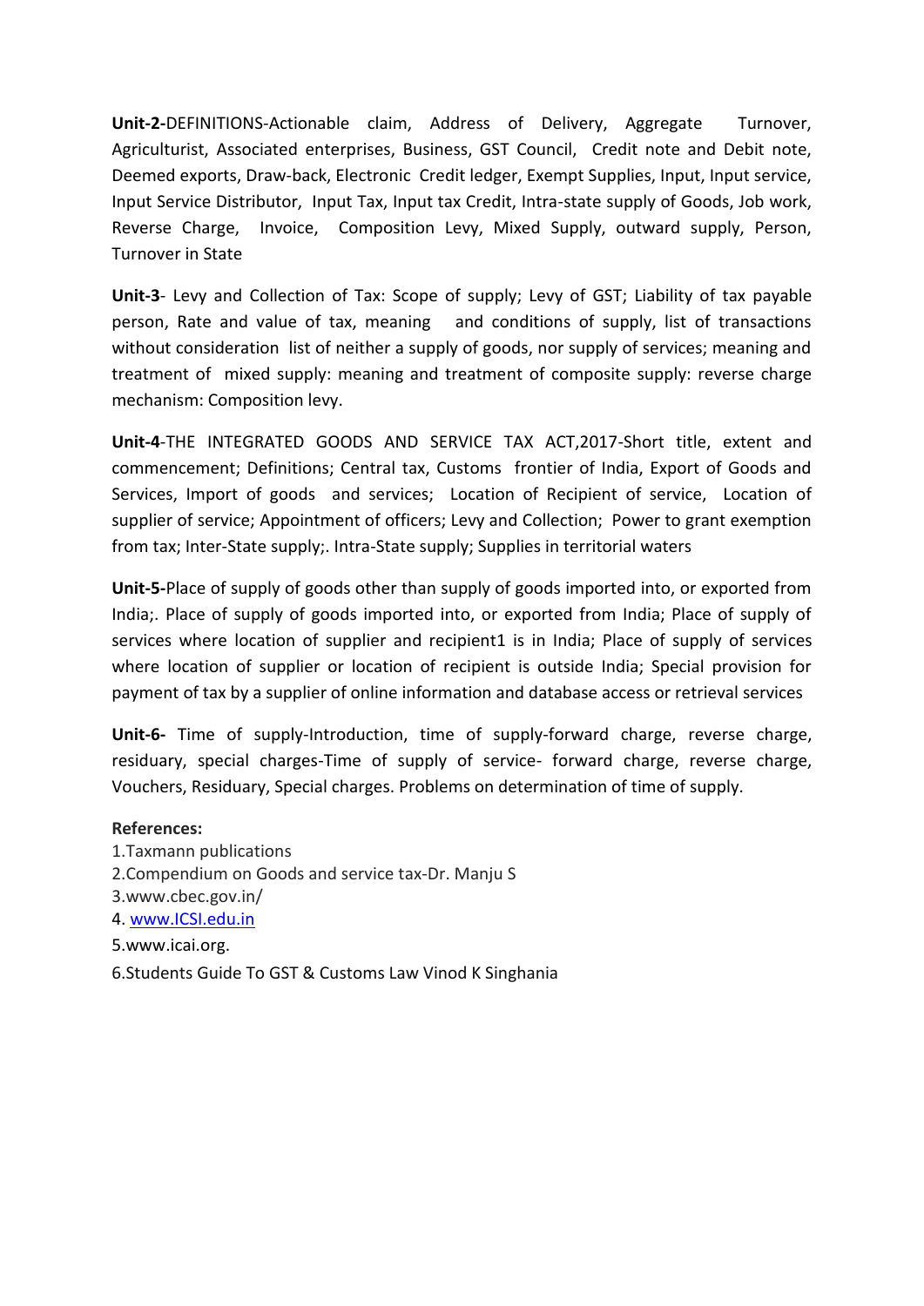**Unit-2-**DEFINITIONS-Actionable claim, Address of Delivery, Aggregate Turnover, Agriculturist, Associated enterprises, Business, GST Council, Credit note and Debit note, Deemed exports, Draw-back, Electronic Credit ledger, Exempt Supplies, Input, Input service, Input Service Distributor, Input Tax, Input tax Credit, Intra-state supply of Goods, Job work, Reverse Charge, Invoice, Composition Levy, Mixed Supply, outward supply, Person, Turnover in State

**Unit-3**- Levy and Collection of Tax: Scope of supply; Levy of GST; Liability of tax payable person, Rate and value of tax, meaning and conditions of supply, list of transactions without consideration list of neither a supply of goods, nor supply of services; meaning and treatment of mixed supply: meaning and treatment of composite supply: reverse charge mechanism: Composition levy.

**Unit-4**-THE INTEGRATED GOODS AND SERVICE TAX ACT,2017-Short title, extent and commencement; Definitions; Central tax, Customs frontier of India, Export of Goods and Services, Import of goods and services; Location of Recipient of service, Location of supplier of service; Appointment of officers; Levy and Collection; Power to grant exemption from tax; Inter-State supply;. Intra-State supply; Supplies in territorial waters

**Unit-5-**Place of supply of goods other than supply of goods imported into, or exported from India;. Place of supply of goods imported into, or exported from India; Place of supply of services where location of supplier and recipient1 is in India; Place of supply of services where location of supplier or location of recipient is outside India; Special provision for payment of tax by a supplier of online information and database access or retrieval services

**Unit-6-** Time of supply-Introduction, time of supply-forward charge, reverse charge, residuary, special charges-Time of supply of service- forward charge, reverse charge, Vouchers, Residuary, Special charges. Problems on determination of time of supply.

**References:**

1.Taxmann publications
2.Compendium on Goods and service tax-Dr. Manju S
3.www.cbec.gov.in/
4. www.ICSI.edu.in
5.www.icai.org.
6.Students Guide To GST & Customs Law Vinod K Singhania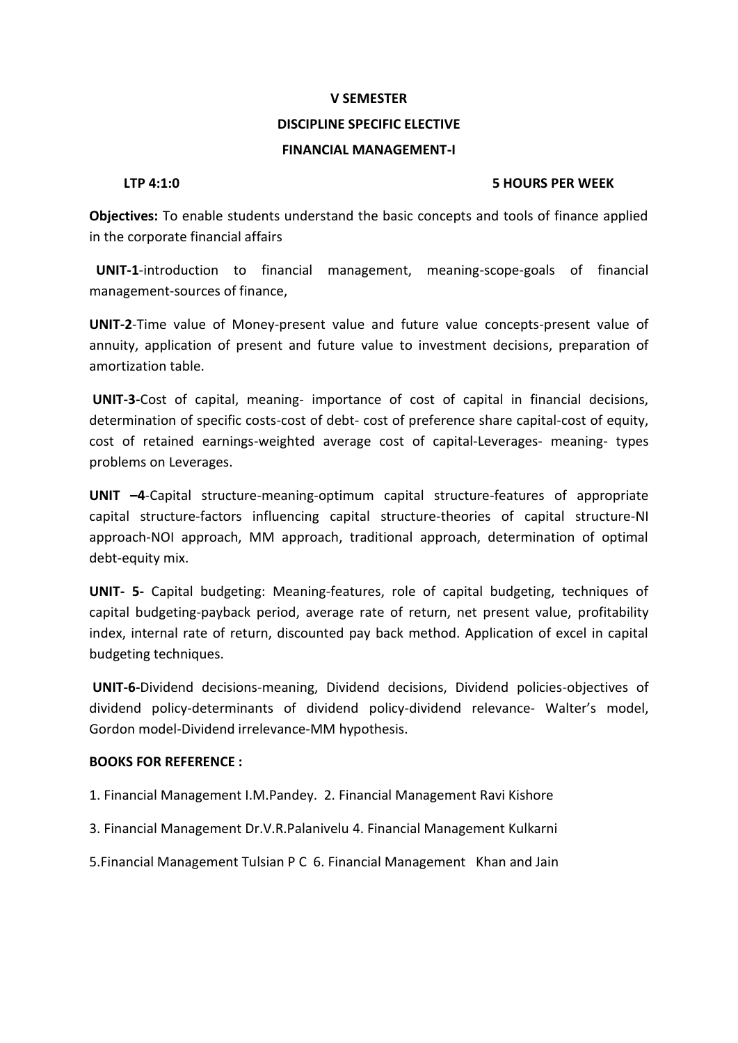**V SEMESTER**

**DISCIPLINE SPECIFIC ELECTIVE**

**FINANCIAL MANAGEMENT-I**

**LTP 4:1:0** **5 HOURS PER WEEK**

**Objectives:** To enable students understand the basic concepts and tools of finance applied in the corporate financial affairs

**UNIT-1**-introduction to financial management, meaning-scope-goals of financial management-sources of finance,

**UNIT-2**-Time value of Money-present value and future value concepts-present value of annuity, application of present and future value to investment decisions, preparation of amortization table.

**UNIT-3-**Cost of capital, meaning- importance of cost of capital in financial decisions, determination of specific costs-cost of debt- cost of preference share capital-cost of equity, cost of retained earnings-weighted average cost of capital-Leverages- meaning- types problems on Leverages.

**UNIT –4**-Capital structure-meaning-optimum capital structure-features of appropriate capital structure-factors influencing capital structure-theories of capital structure-NI approach-NOI approach, MM approach, traditional approach, determination of optimal debt-equity mix.

**UNIT- 5-** Capital budgeting: Meaning-features, role of capital budgeting, techniques of capital budgeting-payback period, average rate of return, net present value, profitability index, internal rate of return, discounted pay back method. Application of excel in capital budgeting techniques.

**UNIT-6-**Dividend decisions-meaning, Dividend decisions, Dividend policies-objectives of dividend policy-determinants of dividend policy-dividend relevance- Walter's model, Gordon model-Dividend irrelevance-MM hypothesis.

**BOOKS FOR REFERENCE :**

1. Financial Management I.M.Pandey. 2. Financial Management Ravi Kishore

3. Financial Management Dr.V.R.Palanivelu 4. Financial Management Kulkarni

5.Financial Management Tulsian P C 6. Financial Management Khan and Jain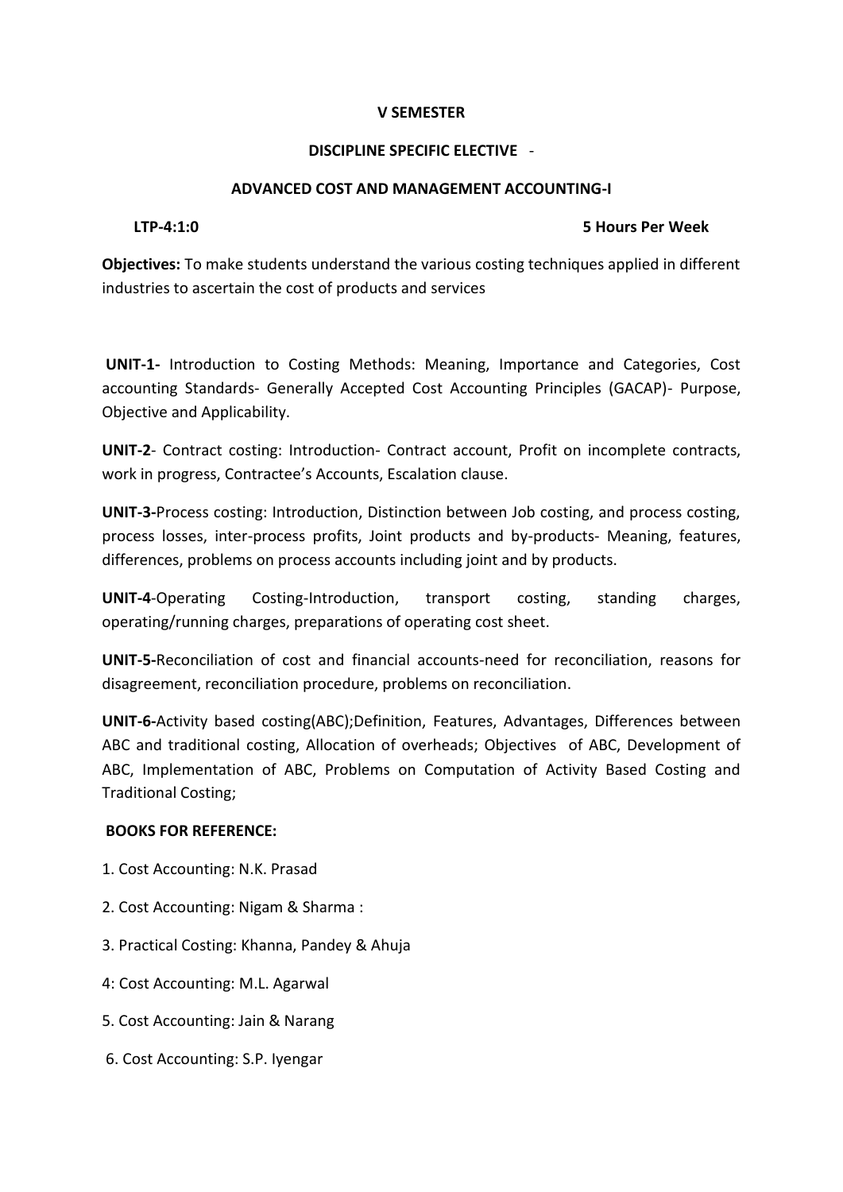**V SEMESTER**

**DISCIPLINE SPECIFIC ELECTIVE** -

**ADVANCED COST AND MANAGEMENT ACCOUNTING-I**

**LTP-4:1:0** **5 Hours Per Week**

**Objectives:** To make students understand the various costing techniques applied in different industries to ascertain the cost of products and services

**UNIT-1-** Introduction to Costing Methods: Meaning, Importance and Categories, Cost accounting Standards- Generally Accepted Cost Accounting Principles (GACAP)- Purpose, Objective and Applicability.

**UNIT-2**- Contract costing: Introduction- Contract account, Profit on incomplete contracts, work in progress, Contractee's Accounts, Escalation clause.

**UNIT-3-**Process costing: Introduction, Distinction between Job costing, and process costing, process losses, inter-process profits, Joint products and by-products- Meaning, features, differences, problems on process accounts including joint and by products.

**UNIT-4**-Operating Costing-Introduction, transport costing, standing charges, operating/running charges, preparations of operating cost sheet.

**UNIT-5-**Reconciliation of cost and financial accounts-need for reconciliation, reasons for disagreement, reconciliation procedure, problems on reconciliation.

**UNIT-6-**Activity based costing(ABC);Definition, Features, Advantages, Differences between ABC and traditional costing, Allocation of overheads; Objectives of ABC, Development of ABC, Implementation of ABC, Problems on Computation of Activity Based Costing and Traditional Costing;

**BOOKS FOR REFERENCE:**

1. Cost Accounting: N.K. Prasad
2. Cost Accounting: Nigam & Sharma :
3. Practical Costing: Khanna, Pandey & Ahuja
4: Cost Accounting: M.L. Agarwal
5. Cost Accounting: Jain & Narang
6. Cost Accounting: S.P. Iyengar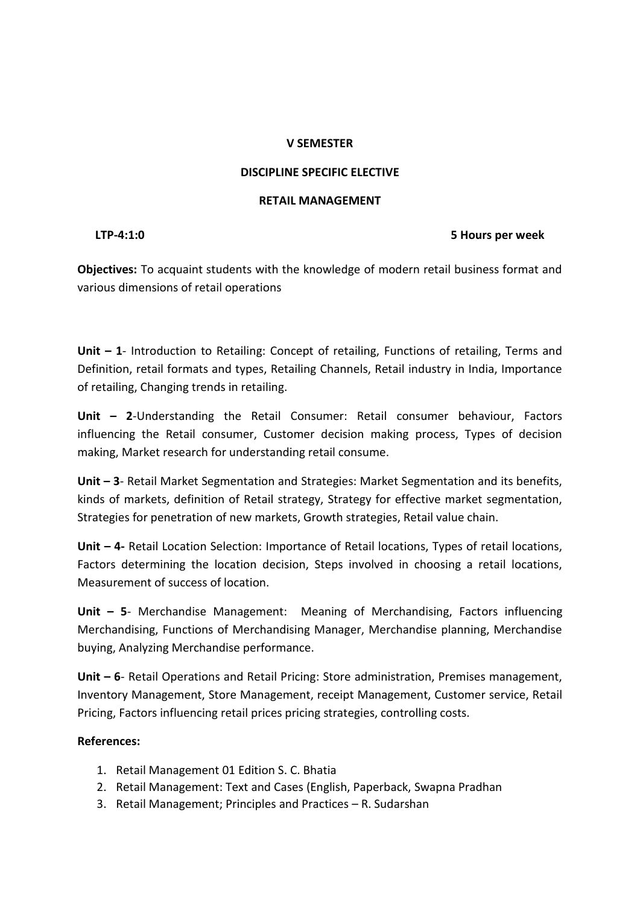**V SEMESTER**

**DISCIPLINE SPECIFIC ELECTIVE**

**RETAIL MANAGEMENT**

**LTP-4:1:0** **5 Hours per week**

**Objectives:** To acquaint students with the knowledge of modern retail business format and various dimensions of retail operations

**Unit – 1**- Introduction to Retailing: Concept of retailing, Functions of retailing, Terms and Definition, retail formats and types, Retailing Channels, Retail industry in India, Importance of retailing, Changing trends in retailing.

**Unit – 2**-Understanding the Retail Consumer: Retail consumer behaviour, Factors influencing the Retail consumer, Customer decision making process, Types of decision making, Market research for understanding retail consume.

**Unit – 3**- Retail Market Segmentation and Strategies: Market Segmentation and its benefits, kinds of markets, definition of Retail strategy, Strategy for effective market segmentation, Strategies for penetration of new markets, Growth strategies, Retail value chain.

**Unit – 4-** Retail Location Selection: Importance of Retail locations, Types of retail locations, Factors determining the location decision, Steps involved in choosing a retail locations, Measurement of success of location.

**Unit – 5**- Merchandise Management: Meaning of Merchandising, Factors influencing Merchandising, Functions of Merchandising Manager, Merchandise planning, Merchandise buying, Analyzing Merchandise performance.

**Unit – 6**- Retail Operations and Retail Pricing: Store administration, Premises management, Inventory Management, Store Management, receipt Management, Customer service, Retail Pricing, Factors influencing retail prices pricing strategies, controlling costs.

**References:**

1. Retail Management 01 Edition S. C. Bhatia
2. Retail Management: Text and Cases (English, Paperback, Swapna Pradhan
3. Retail Management; Principles and Practices – R. Sudarshan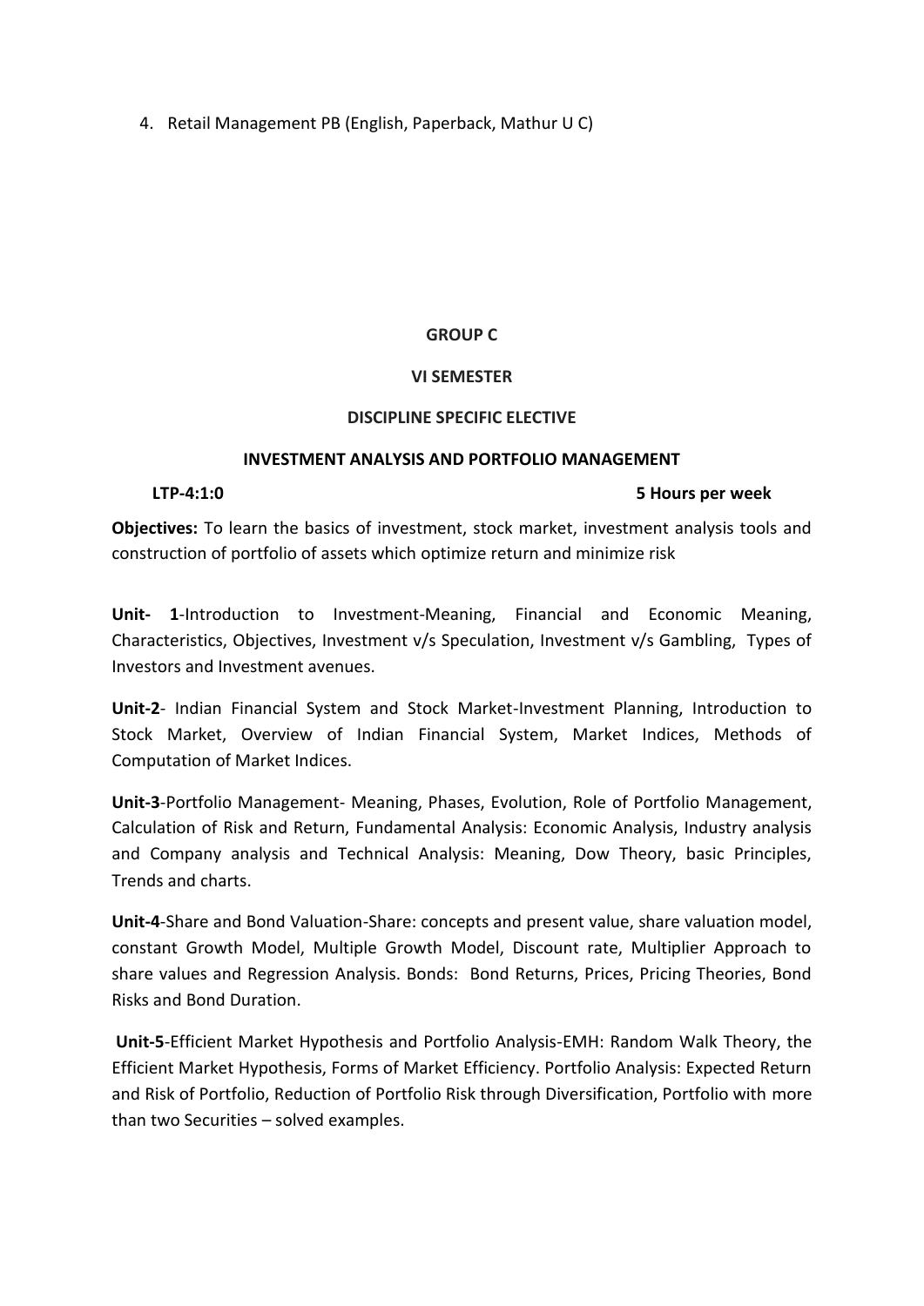4. Retail Management PB (English, Paperback, Mathur U C)

**GROUP C**

**VI SEMESTER**

**DISCIPLINE SPECIFIC ELECTIVE**

**INVESTMENT ANALYSIS AND PORTFOLIO MANAGEMENT**

**LTP-4:1:0** **5 Hours per week**

**Objectives:** To learn the basics of investment, stock market, investment analysis tools and construction of portfolio of assets which optimize return and minimize risk

**Unit- 1**-Introduction to Investment-Meaning, Financial and Economic Meaning, Characteristics, Objectives, Investment v/s Speculation, Investment v/s Gambling, Types of Investors and Investment avenues.

**Unit-2**- Indian Financial System and Stock Market-Investment Planning, Introduction to Stock Market, Overview of Indian Financial System, Market Indices, Methods of Computation of Market Indices.

**Unit-3**-Portfolio Management- Meaning, Phases, Evolution, Role of Portfolio Management, Calculation of Risk and Return, Fundamental Analysis: Economic Analysis, Industry analysis and Company analysis and Technical Analysis: Meaning, Dow Theory, basic Principles, Trends and charts.

**Unit-4**-Share and Bond Valuation-Share: concepts and present value, share valuation model, constant Growth Model, Multiple Growth Model, Discount rate, Multiplier Approach to share values and Regression Analysis. Bonds: Bond Returns, Prices, Pricing Theories, Bond Risks and Bond Duration.

**Unit-5**-Efficient Market Hypothesis and Portfolio Analysis-EMH: Random Walk Theory, the Efficient Market Hypothesis, Forms of Market Efficiency. Portfolio Analysis: Expected Return and Risk of Portfolio, Reduction of Portfolio Risk through Diversification, Portfolio with more than two Securities – solved examples.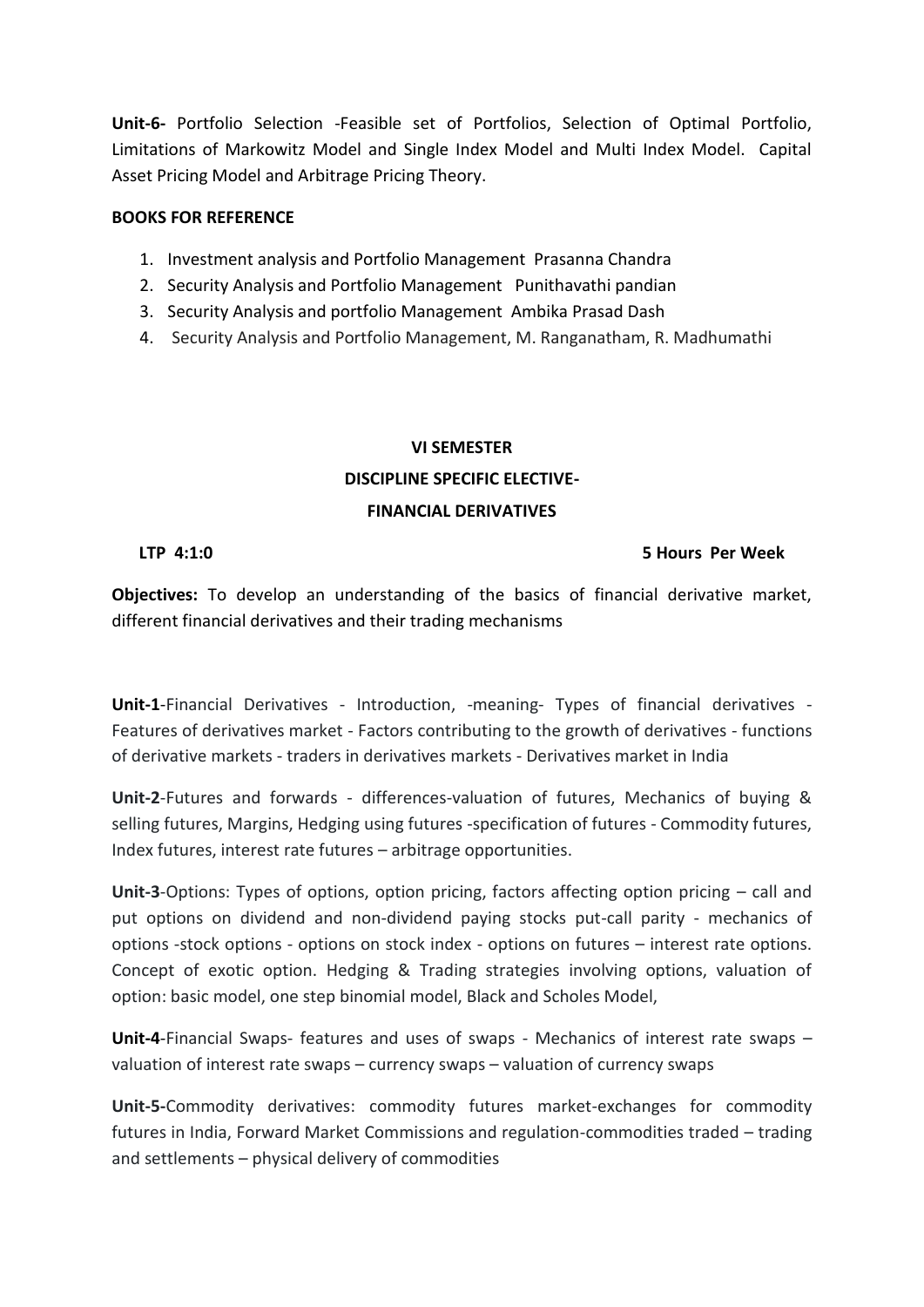**Unit-6-** Portfolio Selection -Feasible set of Portfolios, Selection of Optimal Portfolio, Limitations of Markowitz Model and Single Index Model and Multi Index Model. Capital Asset Pricing Model and Arbitrage Pricing Theory.

**BOOKS FOR REFERENCE**

1. Investment analysis and Portfolio Management Prasanna Chandra
2. Security Analysis and Portfolio Management Punithavathi pandian
3. Security Analysis and portfolio Management Ambika Prasad Dash
4. Security Analysis and Portfolio Management, M. Ranganatham, R. Madhumathi

## VI SEMESTER

## DISCIPLINE SPECIFIC ELECTIVE-

## FINANCIAL DERIVATIVES

**LTP 4:1:0** **5 Hours Per Week**

**Objectives:** To develop an understanding of the basics of financial derivative market, different financial derivatives and their trading mechanisms

**Unit-1**-Financial Derivatives - Introduction, -meaning- Types of financial derivatives - Features of derivatives market - Factors contributing to the growth of derivatives - functions of derivative markets - traders in derivatives markets - Derivatives market in India

**Unit-2**-Futures and forwards - differences-valuation of futures, Mechanics of buying & selling futures, Margins, Hedging using futures -specification of futures - Commodity futures, Index futures, interest rate futures – arbitrage opportunities.

**Unit-3**-Options: Types of options, option pricing, factors affecting option pricing – call and put options on dividend and non-dividend paying stocks put-call parity - mechanics of options -stock options - options on stock index - options on futures – interest rate options. Concept of exotic option. Hedging & Trading strategies involving options, valuation of option: basic model, one step binomial model, Black and Scholes Model,

**Unit-4**-Financial Swaps- features and uses of swaps - Mechanics of interest rate swaps – valuation of interest rate swaps – currency swaps – valuation of currency swaps

**Unit-5-**Commodity derivatives: commodity futures market-exchanges for commodity futures in India, Forward Market Commissions and regulation-commodities traded – trading and settlements – physical delivery of commodities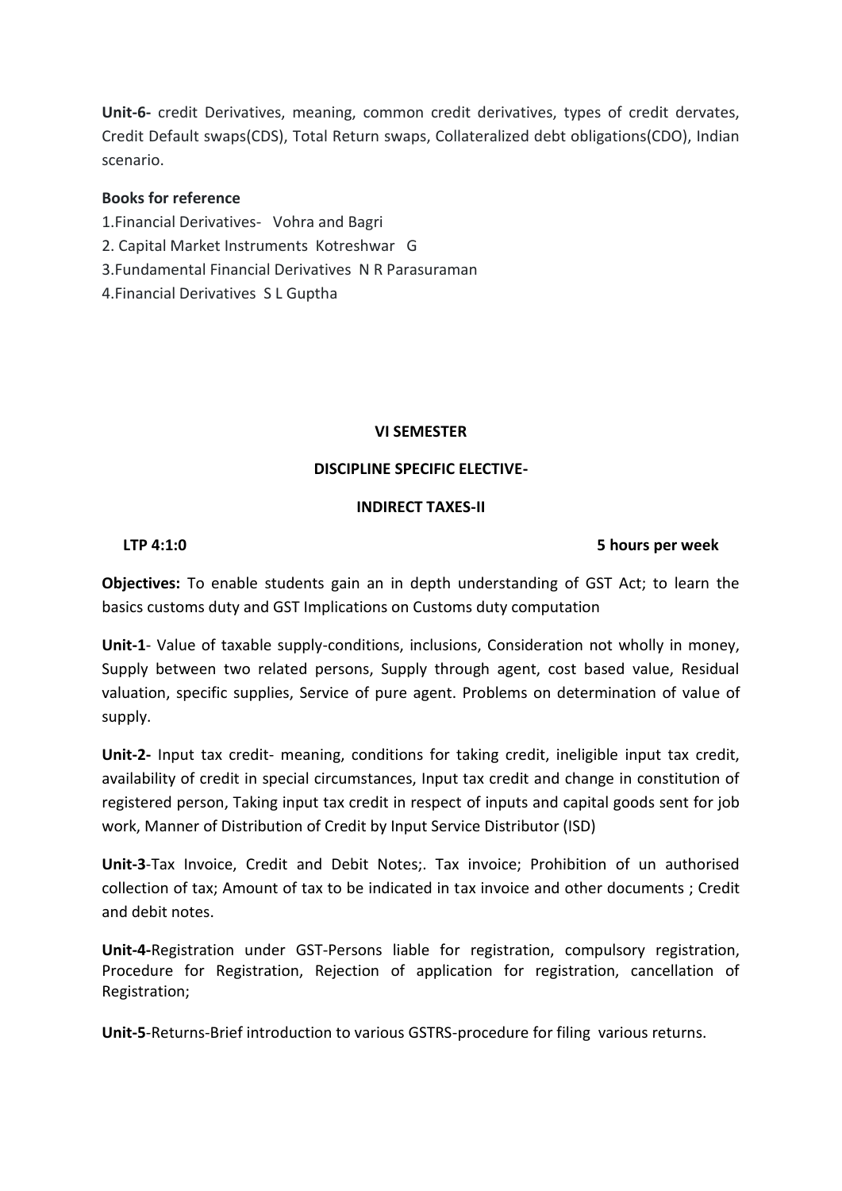**Unit-6-** credit Derivatives, meaning, common credit derivatives, types of credit dervates, Credit Default swaps(CDS), Total Return swaps, Collateralized debt obligations(CDO), Indian scenario.

**Books for reference**

1.Financial Derivatives- Vohra and Bagri
2. Capital Market Instruments Kotreshwar G
3.Fundamental Financial Derivatives N R Parasuraman
4.Financial Derivatives S L Guptha

**VI SEMESTER**

**DISCIPLINE SPECIFIC ELECTIVE-**

**INDIRECT TAXES-II**

**LTP 4:1:0** **5 hours per week**

**Objectives:** To enable students gain an in depth understanding of GST Act; to learn the basics customs duty and GST Implications on Customs duty computation

**Unit-1**- Value of taxable supply-conditions, inclusions, Consideration not wholly in money, Supply between two related persons, Supply through agent, cost based value, Residual valuation, specific supplies, Service of pure agent. Problems on determination of value of supply.

**Unit-2-** Input tax credit- meaning, conditions for taking credit, ineligible input tax credit, availability of credit in special circumstances, Input tax credit and change in constitution of registered person, Taking input tax credit in respect of inputs and capital goods sent for job work, Manner of Distribution of Credit by Input Service Distributor (ISD)

**Unit-3**-Tax Invoice, Credit and Debit Notes;. Tax invoice; Prohibition of un authorised collection of tax; Amount of tax to be indicated in tax invoice and other documents ; Credit and debit notes.

**Unit-4-**Registration under GST-Persons liable for registration, compulsory registration, Procedure for Registration, Rejection of application for registration, cancellation of Registration;

**Unit-5**-Returns-Brief introduction to various GSTRS-procedure for filing various returns.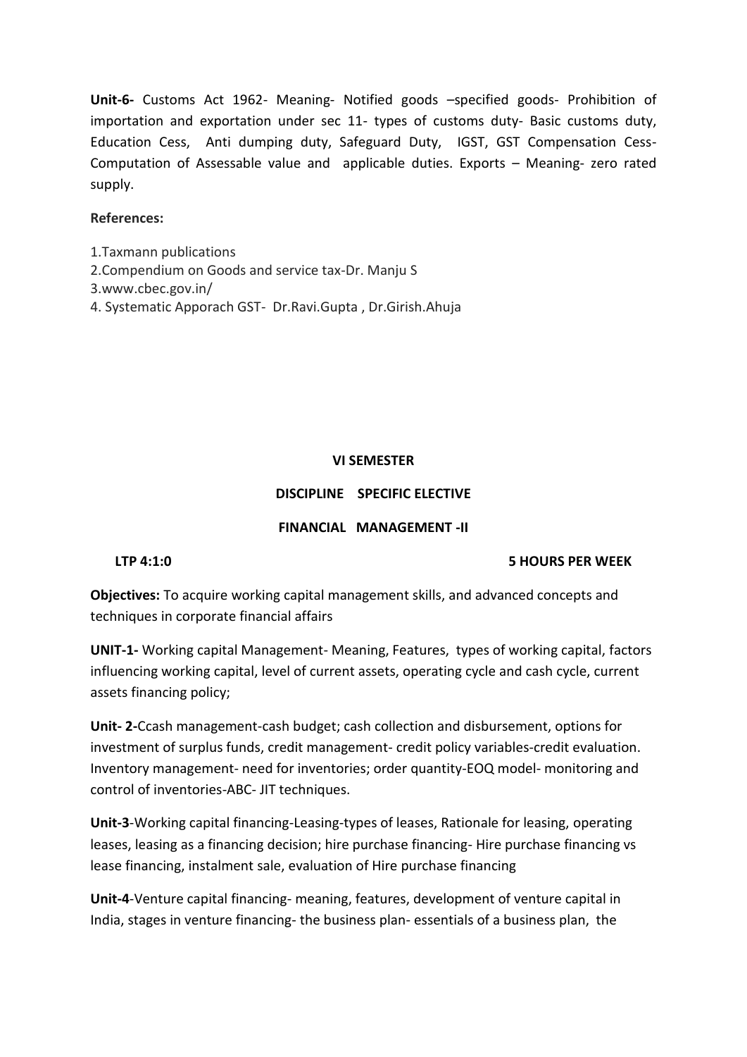**Unit-6-** Customs Act 1962- Meaning- Notified goods –specified goods- Prohibition of importation and exportation under sec 11- types of customs duty- Basic customs duty, Education Cess, Anti dumping duty, Safeguard Duty, IGST, GST Compensation Cess- Computation of Assessable value and applicable duties. Exports – Meaning- zero rated supply.

**References:**

1.Taxmann publications
2.Compendium on Goods and service tax-Dr. Manju S
3.www.cbec.gov.in/
4. Systematic Apporach GST- Dr.Ravi.Gupta , Dr.Girish.Ahuja

**VI SEMESTER**

**DISCIPLINE SPECIFIC ELECTIVE**

**FINANCIAL MANAGEMENT -II**

**LTP 4:1:0** **5 HOURS PER WEEK**

**Objectives:** To acquire working capital management skills, and advanced concepts and techniques in corporate financial affairs

**UNIT-1-** Working capital Management- Meaning, Features, types of working capital, factors influencing working capital, level of current assets, operating cycle and cash cycle, current assets financing policy;

**Unit- 2-**Ccash management-cash budget; cash collection and disbursement, options for investment of surplus funds, credit management- credit policy variables-credit evaluation. Inventory management- need for inventories; order quantity-EOQ model- monitoring and control of inventories-ABC- JIT techniques.

**Unit-3**-Working capital financing-Leasing-types of leases, Rationale for leasing, operating leases, leasing as a financing decision; hire purchase financing- Hire purchase financing vs lease financing, instalment sale, evaluation of Hire purchase financing

**Unit-4**-Venture capital financing- meaning, features, development of venture capital in India, stages in venture financing- the business plan- essentials of a business plan, the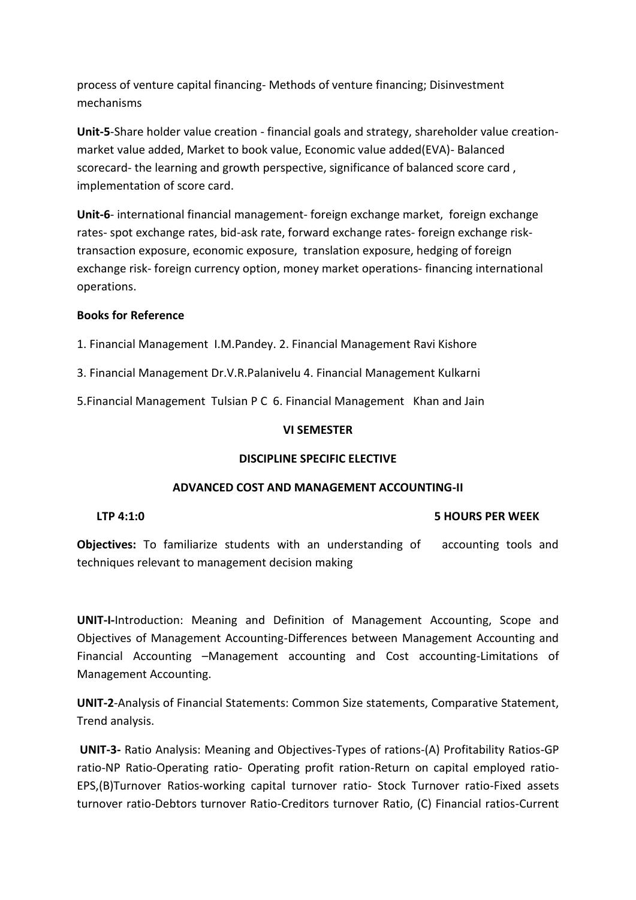process of venture capital financing- Methods of venture financing; Disinvestment mechanisms

**Unit-5**-Share holder value creation - financial goals and strategy, shareholder value creation- market value added, Market to book value, Economic value added(EVA)- Balanced scorecard- the learning and growth perspective, significance of balanced score card , implementation of score card.

**Unit-6**- international financial management- foreign exchange market, foreign exchange rates- spot exchange rates, bid-ask rate, forward exchange rates- foreign exchange risk- transaction exposure, economic exposure, translation exposure, hedging of foreign exchange risk- foreign currency option, money market operations- financing international operations.

**Books for Reference**

1. Financial Management I.M.Pandey. 2. Financial Management Ravi Kishore

3. Financial Management Dr.V.R.Palanivelu 4. Financial Management Kulkarni

5.Financial Management Tulsian P C 6. Financial Management Khan and Jain

**VI SEMESTER**

**DISCIPLINE SPECIFIC ELECTIVE**

**ADVANCED COST AND MANAGEMENT ACCOUNTING-II**

**LTP 4:1:0** **5 HOURS PER WEEK**

**Objectives:** To familiarize students with an understanding of accounting tools and techniques relevant to management decision making

**UNIT-I-**Introduction: Meaning and Definition of Management Accounting, Scope and Objectives of Management Accounting-Differences between Management Accounting and Financial Accounting –Management accounting and Cost accounting-Limitations of Management Accounting.

**UNIT-2**-Analysis of Financial Statements: Common Size statements, Comparative Statement, Trend analysis.

**UNIT-3-** Ratio Analysis: Meaning and Objectives-Types of rations-(A) Profitability Ratios-GP ratio-NP Ratio-Operating ratio- Operating profit ration-Return on capital employed ratio-EPS,(B)Turnover Ratios-working capital turnover ratio- Stock Turnover ratio-Fixed assets turnover ratio-Debtors turnover Ratio-Creditors turnover Ratio, (C) Financial ratios-Current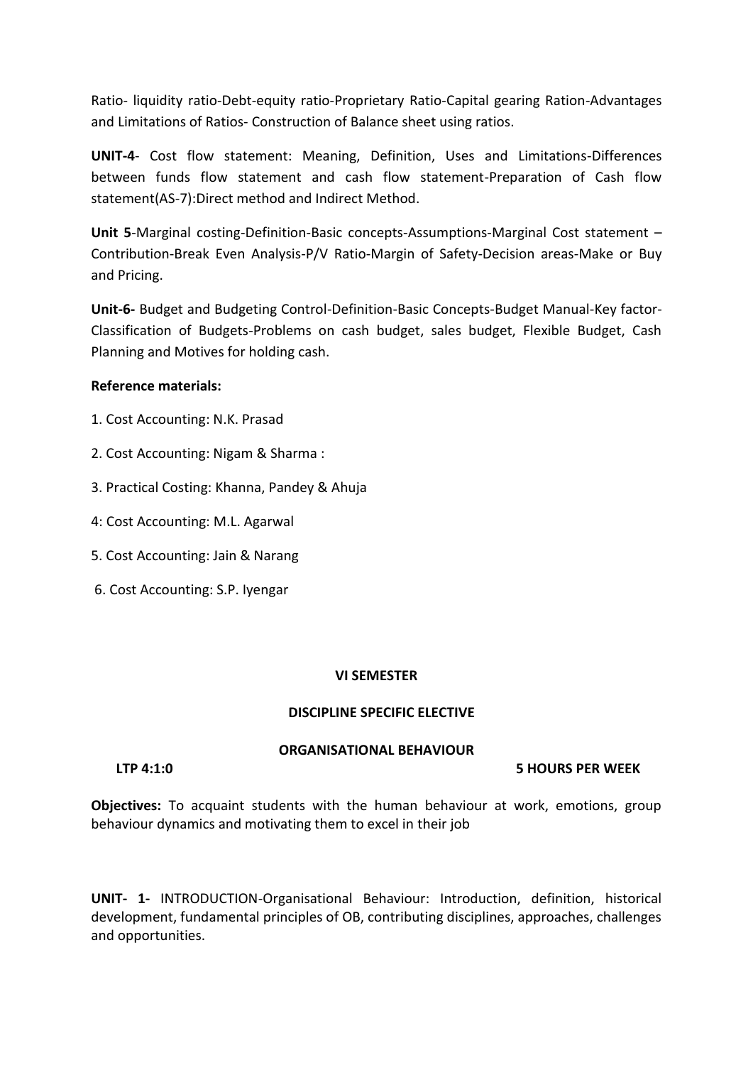Ratio- liquidity ratio-Debt-equity ratio-Proprietary Ratio-Capital gearing Ration-Advantages and Limitations of Ratios- Construction of Balance sheet using ratios.

**UNIT-4**- Cost flow statement: Meaning, Definition, Uses and Limitations-Differences between funds flow statement and cash flow statement-Preparation of Cash flow statement(AS-7):Direct method and Indirect Method.

**Unit 5**-Marginal costing-Definition-Basic concepts-Assumptions-Marginal Cost statement – Contribution-Break Even Analysis-P/V Ratio-Margin of Safety-Decision areas-Make or Buy and Pricing.

**Unit-6-** Budget and Budgeting Control-Definition-Basic Concepts-Budget Manual-Key factor-Classification of Budgets-Problems on cash budget, sales budget, Flexible Budget, Cash Planning and Motives for holding cash.

**Reference materials:**

1. Cost Accounting: N.K. Prasad
2. Cost Accounting: Nigam & Sharma :
3. Practical Costing: Khanna, Pandey & Ahuja
4: Cost Accounting: M.L. Agarwal
5. Cost Accounting: Jain & Narang
6. Cost Accounting: S.P. Iyengar

**VI SEMESTER**

**DISCIPLINE SPECIFIC ELECTIVE**

**ORGANISATIONAL BEHAVIOUR**

**LTP 4:1:0** **5 HOURS PER WEEK**

**Objectives:** To acquaint students with the human behaviour at work, emotions, group behaviour dynamics and motivating them to excel in their job

**UNIT- 1-** INTRODUCTION-Organisational Behaviour: Introduction, definition, historical development, fundamental principles of OB, contributing disciplines, approaches, challenges and opportunities.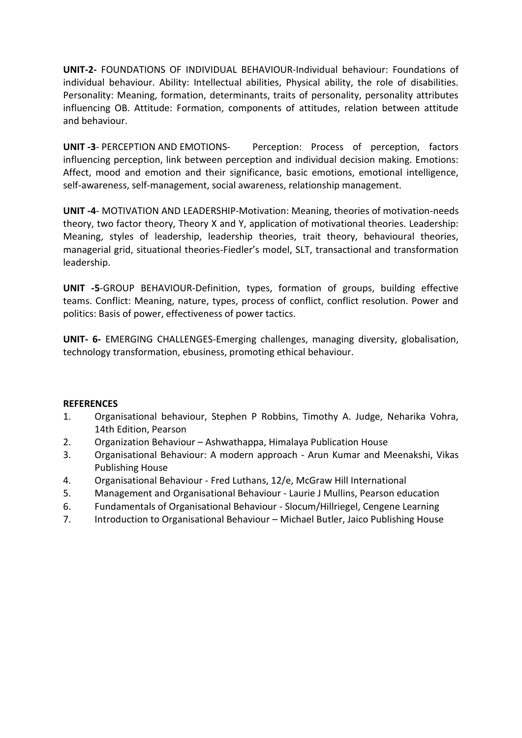**UNIT-2-** FOUNDATIONS OF INDIVIDUAL BEHAVIOUR-Individual behaviour: Foundations of individual behaviour. Ability: Intellectual abilities, Physical ability, the role of disabilities. Personality: Meaning, formation, determinants, traits of personality, personality attributes influencing OB. Attitude: Formation, components of attitudes, relation between attitude and behaviour.

**UNIT -3**- PERCEPTION AND EMOTIONS- Perception: Process of perception, factors influencing perception, link between perception and individual decision making. Emotions: Affect, mood and emotion and their significance, basic emotions, emotional intelligence, self-awareness, self-management, social awareness, relationship management.

**UNIT -4**- MOTIVATION AND LEADERSHIP-Motivation: Meaning, theories of motivation-needs theory, two factor theory, Theory X and Y, application of motivational theories. Leadership: Meaning, styles of leadership, leadership theories, trait theory, behavioural theories, managerial grid, situational theories-Fiedler's model, SLT, transactional and transformation leadership.

**UNIT -5**-GROUP BEHAVIOUR-Definition, types, formation of groups, building effective teams. Conflict: Meaning, nature, types, process of conflict, conflict resolution. Power and politics: Basis of power, effectiveness of power tactics.

**UNIT- 6-** EMERGING CHALLENGES-Emerging challenges, managing diversity, globalisation, technology transformation, ebusiness, promoting ethical behaviour.

**REFERENCES**

1. Organisational behaviour, Stephen P Robbins, Timothy A. Judge, Neharika Vohra, 14th Edition, Pearson
2. Organization Behaviour – Ashwathappa, Himalaya Publication House
3. Organisational Behaviour: A modern approach - Arun Kumar and Meenakshi, Vikas Publishing House
4. Organisational Behaviour - Fred Luthans, 12/e, McGraw Hill International
5. Management and Organisational Behaviour - Laurie J Mullins, Pearson education
6. Fundamentals of Organisational Behaviour - Slocum/Hillriegel, Cengene Learning
7. Introduction to Organisational Behaviour – Michael Butler, Jaico Publishing House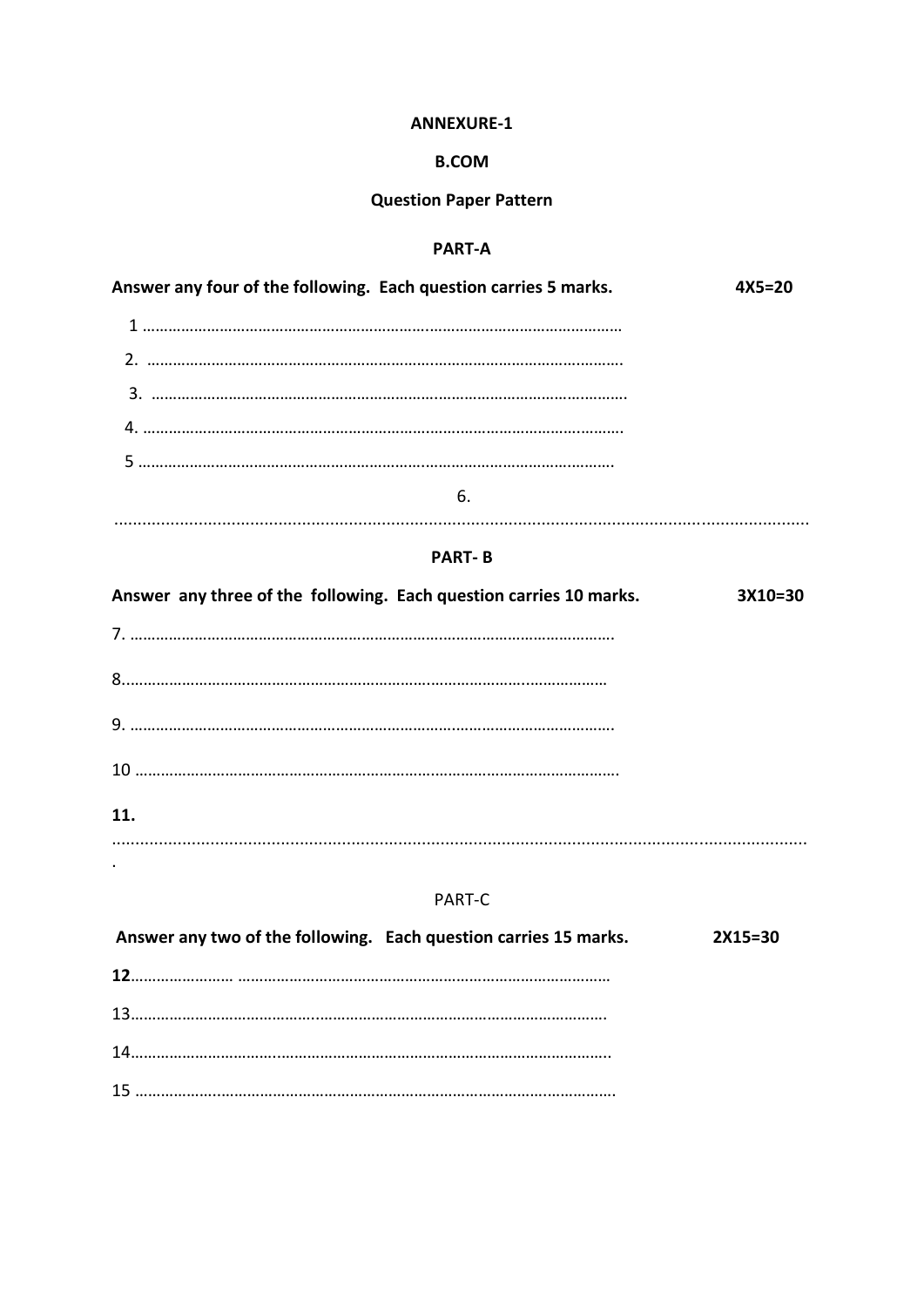**ANNEXURE-1**

**B.COM**

**Question Paper Pattern**

**PART-A**

**Answer any four of the following. Each question carries 5 marks.** **4X5=20**

1 ……………………………………………………………………………………………………

2. …………………………………………………………………………………………………

3. …………………………………………………………………………………………………

4. …………………………………………………………………………………………………

5 ……………………………………………………………………………………………………

6. ………………………………………………………………………………………………………………………………………

**PART- B**

**Answer any three of the following. Each question carries 10 marks.** **3X10=30**

7. ……………………………………………………………………………………………………

8.……………………………………………………………………………………………………

9. ……………………………………………………………………………………………………

10 ……………………………………………………………………………………………………

**11.** ………………………………………………………………………………………………………………………………………

PART-C

**Answer any two of the following. Each question carries 15 marks.** **2X15=30**

**12**…………………… ……………………………………………………………………………

13……………………………………………………………………………………………………

14……………………………………………………………………………………………………

15 ……………………………………………………………………………………………………